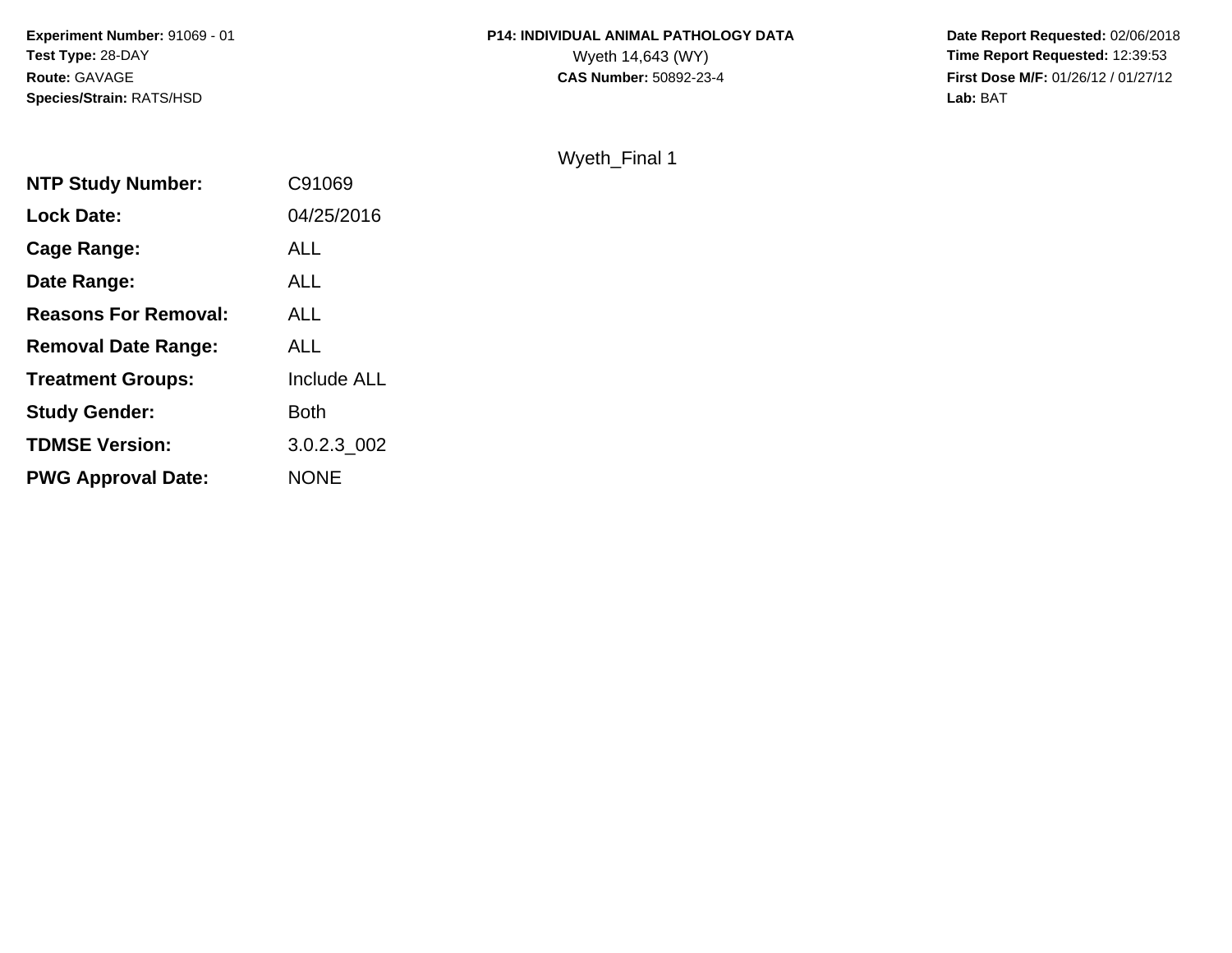**Experiment Number:** 91069 - 01
**Test Type:** 28-DAY
**Route:** GAVAGE
**Species/Strain:** RATS/HSD

**P14: INDIVIDUAL ANIMAL PATHOLOGY DATA**
Wyeth 14,643 (WY)
**CAS Number:** 50892-23-4

**Date Report Requested:** 02/06/2018
**Time Report Requested:** 12:39:53
**First Dose M/F:** 01/26/12 / 01/27/12
**Lab:** BAT

Wyeth_Final 1

| | |
|---|---|
| **NTP Study Number:** | C91069 |
| **Lock Date:** | 04/25/2016 |
| **Cage Range:** | ALL |
| **Date Range:** | ALL |
| **Reasons For Removal:** | ALL |
| **Removal Date Range:** | ALL |
| **Treatment Groups:** | Include ALL |
| **Study Gender:** | Both |
| **TDMSE Version:** | 3.0.2.3_002 |
| **PWG Approval Date:** | NONE |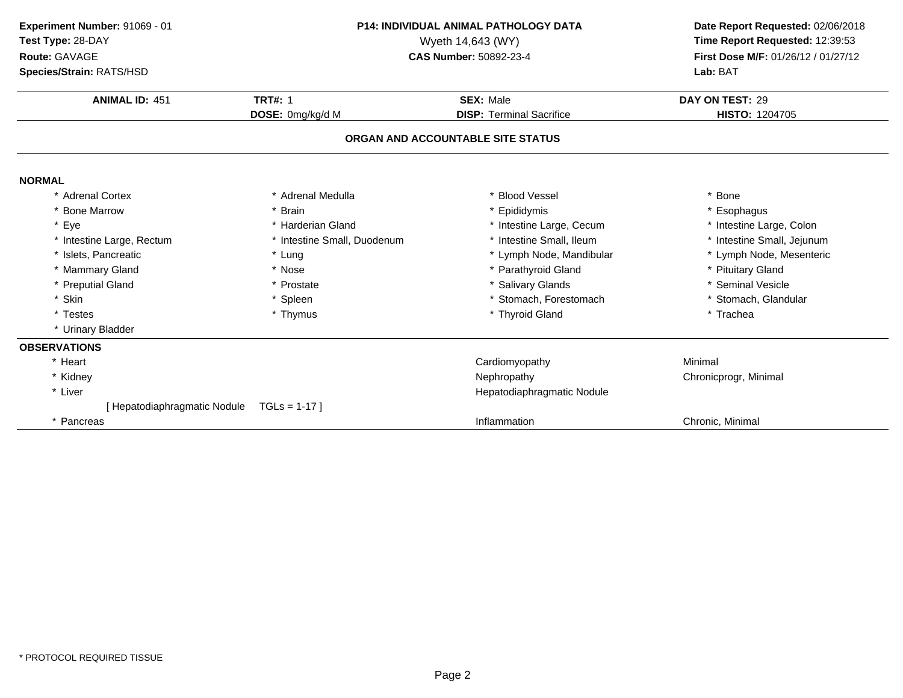**Experiment Number:** 91069 - 01
**Test Type:** 28-DAY
**Route:** GAVAGE
**Species/Strain:** RATS/HSD

**P14: INDIVIDUAL ANIMAL PATHOLOGY DATA**
Wyeth 14,643 (WY)
**CAS Number:** 50892-23-4

**Date Report Requested:** 02/06/2018
**Time Report Requested:** 12:39:53
**First Dose M/F:** 01/26/12 / 01/27/12
**Lab:** BAT

| **ANIMAL ID:** 451 | **TRT#:** 1 | **SEX:** Male | **DAY ON TEST:** 29 |
|---|---|---|---|
| | **DOSE:** 0mg/kg/d M | **DISP:** Terminal Sacrifice | **HISTO:** 1204705 |

## ORGAN AND ACCOUNTABLE SITE STATUS

**NORMAL**

| | | | |
|---|---|---|---|
| * Adrenal Cortex | * Adrenal Medulla | * Blood Vessel | * Bone |
| * Bone Marrow | * Brain | * Epididymis | * Esophagus |
| * Eye | * Harderian Gland | * Intestine Large, Cecum | * Intestine Large, Colon |
| * Intestine Large, Rectum | * Intestine Small, Duodenum | * Intestine Small, Ileum | * Intestine Small, Jejunum |
| * Islets, Pancreatic | * Lung | * Lymph Node, Mandibular | * Lymph Node, Mesenteric |
| * Mammary Gland | * Nose | * Parathyroid Gland | * Pituitary Gland |
| * Preputial Gland | * Prostate | * Salivary Glands | * Seminal Vesicle |
| * Skin | * Spleen | * Stomach, Forestomach | * Stomach, Glandular |
| * Testes | * Thymus | * Thyroid Gland | * Trachea |
| * Urinary Bladder | | | |

**OBSERVATIONS**

| | | |
|---|---|---|
| * Heart | Cardiomyopathy | Minimal |
| * Kidney | Nephropathy | Chronicprogr, Minimal |
| * Liver | Hepatodiaphragmatic Nodule | |
| [ Hepatodiaphragmatic Nodule TGLs = 1-17 ] | | |
| * Pancreas | Inflammation | Chronic, Minimal |

* PROTOCOL REQUIRED TISSUE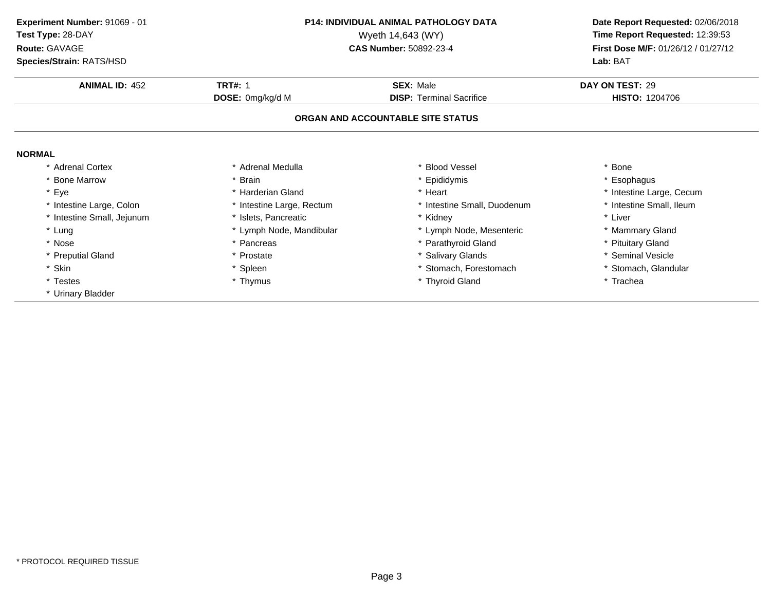**Experiment Number:** 91069 - 01
**Test Type:** 28-DAY
**Route:** GAVAGE
**Species/Strain:** RATS/HSD

**P14: INDIVIDUAL ANIMAL PATHOLOGY DATA**
Wyeth 14,643 (WY)
**CAS Number:** 50892-23-4

**Date Report Requested:** 02/06/2018
**Time Report Requested:** 12:39:53
**First Dose M/F:** 01/26/12 / 01/27/12
**Lab:** BAT

| **ANIMAL ID:** 452 | **TRT#:** 1 | **SEX:** Male | **DAY ON TEST:** 29 |
|---|---|---|---|
| | **DOSE:** 0mg/kg/d M | **DISP:** Terminal Sacrifice | **HISTO:** 1204706 |

## ORGAN AND ACCOUNTABLE SITE STATUS

**NORMAL**

| | | | |
|---|---|---|---|
| * Adrenal Cortex | * Adrenal Medulla | * Blood Vessel | * Bone |
| * Bone Marrow | * Brain | * Epididymis | * Esophagus |
| * Eye | * Harderian Gland | * Heart | * Intestine Large, Cecum |
| * Intestine Large, Colon | * Intestine Large, Rectum | * Intestine Small, Duodenum | * Intestine Small, Ileum |
| * Intestine Small, Jejunum | * Islets, Pancreatic | * Kidney | * Liver |
| * Lung | * Lymph Node, Mandibular | * Lymph Node, Mesenteric | * Mammary Gland |
| * Nose | * Pancreas | * Parathyroid Gland | * Pituitary Gland |
| * Preputial Gland | * Prostate | * Salivary Glands | * Seminal Vesicle |
| * Skin | * Spleen | * Stomach, Forestomach | * Stomach, Glandular |
| * Testes | * Thymus | * Thyroid Gland | * Trachea |
| * Urinary Bladder | | | |

* PROTOCOL REQUIRED TISSUE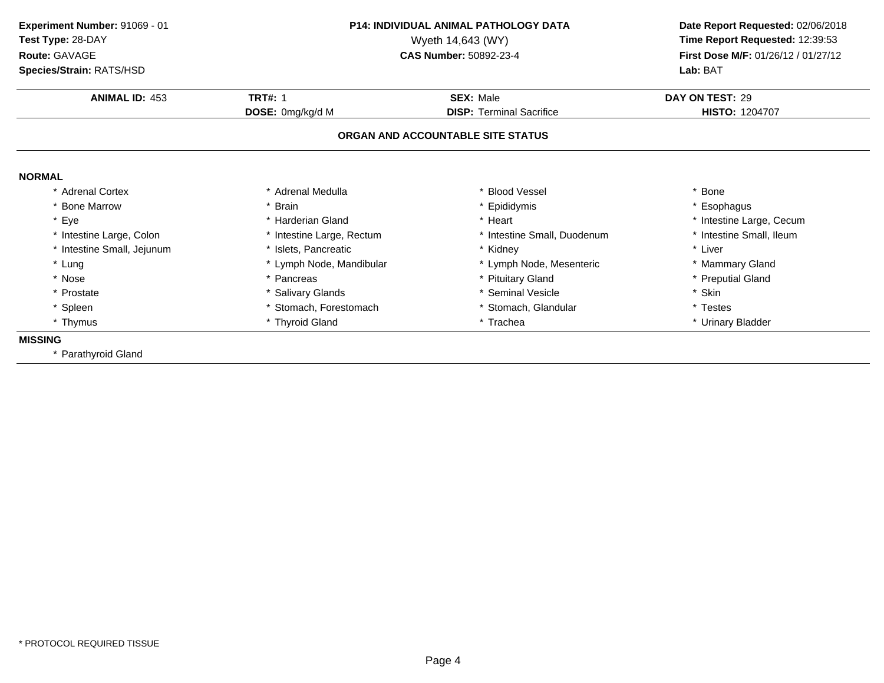**Experiment Number:** 91069 - 01
**Test Type:** 28-DAY
**Route:** GAVAGE
**Species/Strain:** RATS/HSD

**P14: INDIVIDUAL ANIMAL PATHOLOGY DATA**
Wyeth 14,643 (WY)
**CAS Number:** 50892-23-4

**Date Report Requested:** 02/06/2018
**Time Report Requested:** 12:39:53
**First Dose M/F:** 01/26/12 / 01/27/12
**Lab:** BAT

| **ANIMAL ID:** 453 | **TRT#:** 1 | **SEX:** Male | **DAY ON TEST:** 29 |
|---|---|---|---|
| | **DOSE:** 0mg/kg/d M | **DISP:** Terminal Sacrifice | **HISTO:** 1204707 |

## ORGAN AND ACCOUNTABLE SITE STATUS

**NORMAL**

| | | | |
|---|---|---|---|
| * Adrenal Cortex | * Adrenal Medulla | * Blood Vessel | * Bone |
| * Bone Marrow | * Brain | * Epididymis | * Esophagus |
| * Eye | * Harderian Gland | * Heart | * Intestine Large, Cecum |
| * Intestine Large, Colon | * Intestine Large, Rectum | * Intestine Small, Duodenum | * Intestine Small, Ileum |
| * Intestine Small, Jejunum | * Islets, Pancreatic | * Kidney | * Liver |
| * Lung | * Lymph Node, Mandibular | * Lymph Node, Mesenteric | * Mammary Gland |
| * Nose | * Pancreas | * Pituitary Gland | * Preputial Gland |
| * Prostate | * Salivary Glands | * Seminal Vesicle | * Skin |
| * Spleen | * Stomach, Forestomach | * Stomach, Glandular | * Testes |
| * Thymus | * Thyroid Gland | * Trachea | * Urinary Bladder |

**MISSING**

* Parathyroid Gland

* PROTOCOL REQUIRED TISSUE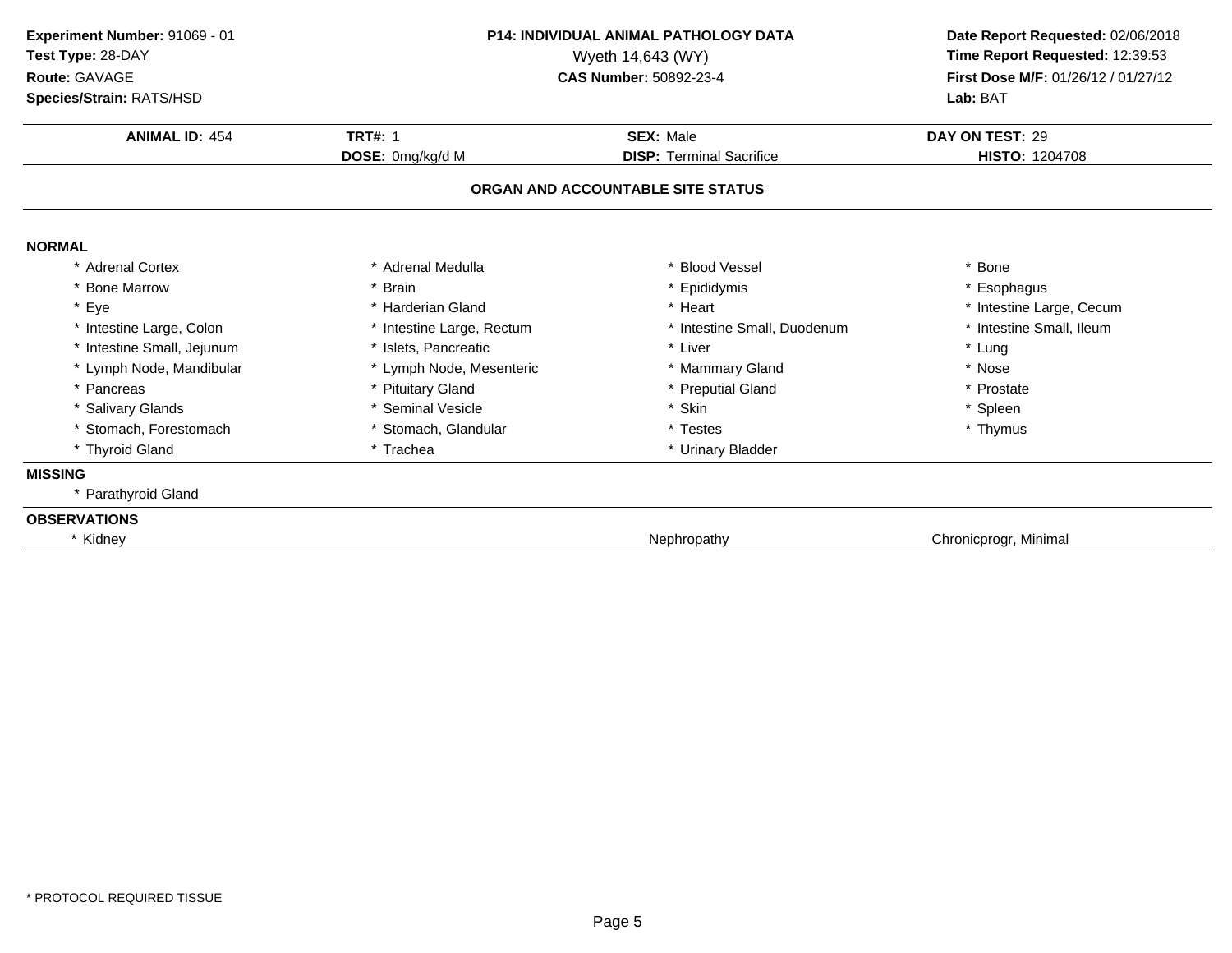**Experiment Number:** 91069 - 01
**Test Type:** 28-DAY
**Route:** GAVAGE
**Species/Strain:** RATS/HSD

**P14: INDIVIDUAL ANIMAL PATHOLOGY DATA**
Wyeth 14,643 (WY)
**CAS Number:** 50892-23-4

**Date Report Requested:** 02/06/2018
**Time Report Requested:** 12:39:53
**First Dose M/F:** 01/26/12 / 01/27/12
**Lab:** BAT

| **ANIMAL ID:** 454 | **TRT#:** 1 | **SEX:** Male | **DAY ON TEST:** 29 |
|---|---|---|---|
| | **DOSE:** 0mg/kg/d M | **DISP:** Terminal Sacrifice | **HISTO:** 1204708 |

**ORGAN AND ACCOUNTABLE SITE STATUS**

**NORMAL**

| | | | |
|---|---|---|---|
| * Adrenal Cortex | * Adrenal Medulla | * Blood Vessel | * Bone |
| * Bone Marrow | * Brain | * Epididymis | * Esophagus |
| * Eye | * Harderian Gland | * Heart | * Intestine Large, Cecum |
| * Intestine Large, Colon | * Intestine Large, Rectum | * Intestine Small, Duodenum | * Intestine Small, Ileum |
| * Intestine Small, Jejunum | * Islets, Pancreatic | * Liver | * Lung |
| * Lymph Node, Mandibular | * Lymph Node, Mesenteric | * Mammary Gland | * Nose |
| * Pancreas | * Pituitary Gland | * Preputial Gland | * Prostate |
| * Salivary Glands | * Seminal Vesicle | * Skin | * Spleen |
| * Stomach, Forestomach | * Stomach, Glandular | * Testes | * Thymus |
| * Thyroid Gland | * Trachea | * Urinary Bladder | |

**MISSING**

* Parathyroid Gland

**OBSERVATIONS**

| | | |
|---|---|---|
| * Kidney | Nephropathy | Chronicprogr, Minimal |

* PROTOCOL REQUIRED TISSUE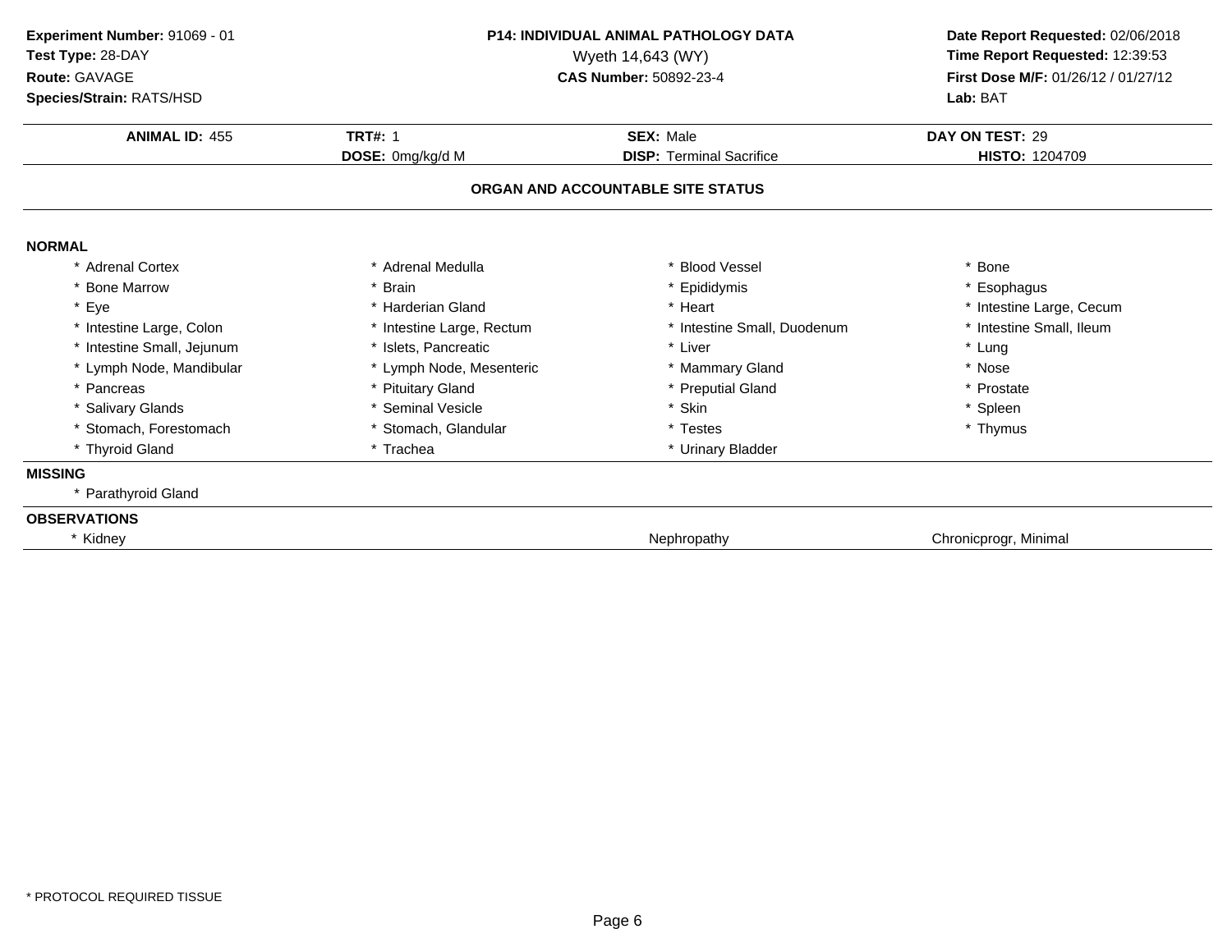**Experiment Number:** 91069 - 01
**Test Type:** 28-DAY
**Route:** GAVAGE
**Species/Strain:** RATS/HSD

**P14: INDIVIDUAL ANIMAL PATHOLOGY DATA**
Wyeth 14,643 (WY)
**CAS Number:** 50892-23-4

**Date Report Requested:** 02/06/2018
**Time Report Requested:** 12:39:53
**First Dose M/F:** 01/26/12 / 01/27/12
**Lab:** BAT

| **ANIMAL ID:** 455 | **TRT#:** 1 | **SEX:** Male | **DAY ON TEST:** 29 |
|---|---|---|---|
| | **DOSE:** 0mg/kg/d M | **DISP:** Terminal Sacrifice | **HISTO:** 1204709 |

## ORGAN AND ACCOUNTABLE SITE STATUS

**NORMAL**

| | | | |
|---|---|---|---|
| * Adrenal Cortex | * Adrenal Medulla | * Blood Vessel | * Bone |
| * Bone Marrow | * Brain | * Epididymis | * Esophagus |
| * Eye | * Harderian Gland | * Heart | * Intestine Large, Cecum |
| * Intestine Large, Colon | * Intestine Large, Rectum | * Intestine Small, Duodenum | * Intestine Small, Ileum |
| * Intestine Small, Jejunum | * Islets, Pancreatic | * Liver | * Lung |
| * Lymph Node, Mandibular | * Lymph Node, Mesenteric | * Mammary Gland | * Nose |
| * Pancreas | * Pituitary Gland | * Preputial Gland | * Prostate |
| * Salivary Glands | * Seminal Vesicle | * Skin | * Spleen |
| * Stomach, Forestomach | * Stomach, Glandular | * Testes | * Thymus |
| * Thyroid Gland | * Trachea | * Urinary Bladder | |

**MISSING**

* Parathyroid Gland

**OBSERVATIONS**

| | | |
|---|---|---|
| * Kidney | Nephropathy | Chronicprogr, Minimal |

* PROTOCOL REQUIRED TISSUE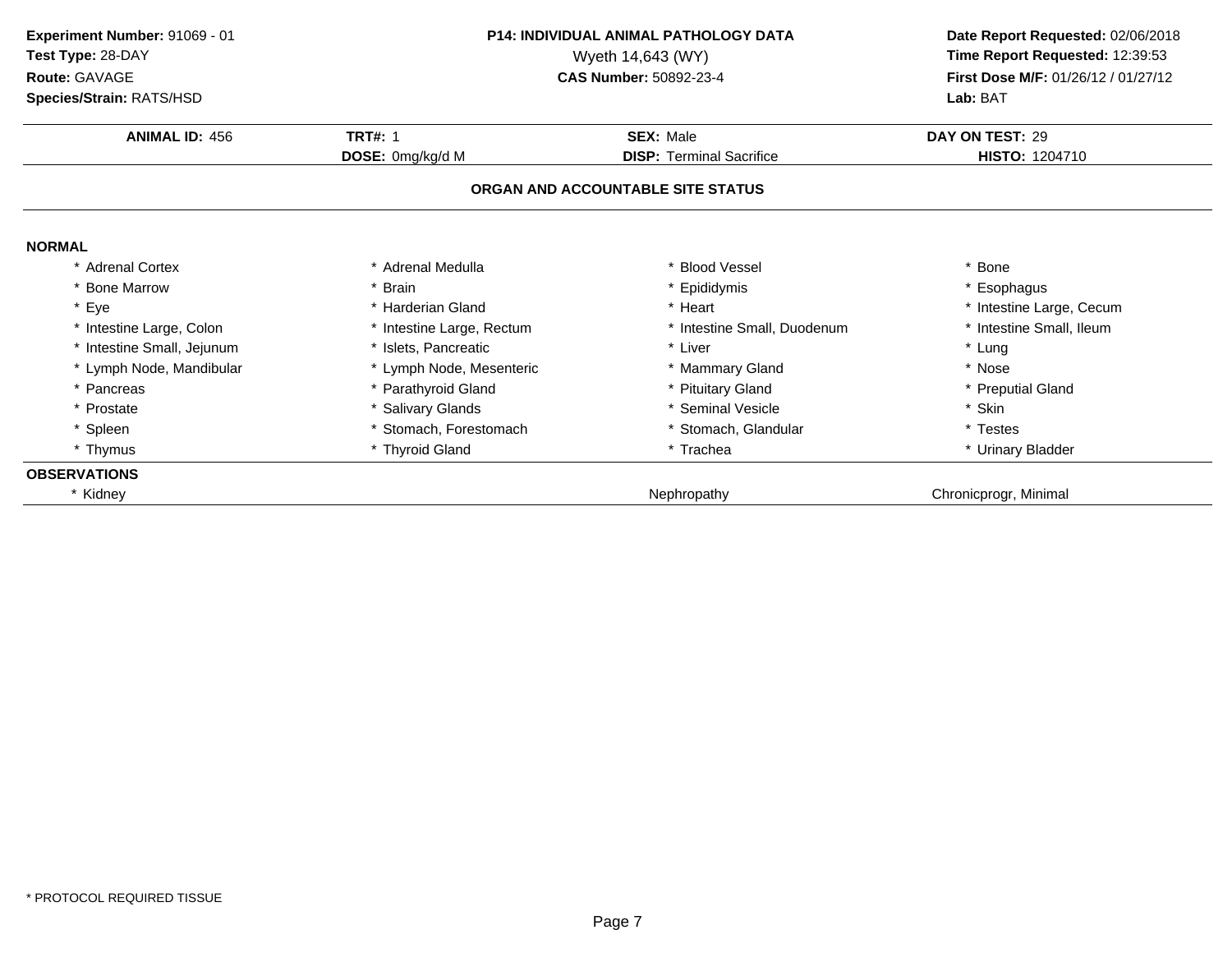**Experiment Number:** 91069 - 01
**Test Type:** 28-DAY
**Route:** GAVAGE
**Species/Strain:** RATS/HSD

**P14: INDIVIDUAL ANIMAL PATHOLOGY DATA**
Wyeth 14,643 (WY)
**CAS Number:** 50892-23-4

**Date Report Requested:** 02/06/2018
**Time Report Requested:** 12:39:53
**First Dose M/F:** 01/26/12 / 01/27/12
**Lab:** BAT

| **ANIMAL ID:** 456 | **TRT#:** 1 | **SEX:** Male | **DAY ON TEST:** 29 |
|---|---|---|---|
| | **DOSE:** 0mg/kg/d M | **DISP:** Terminal Sacrifice | **HISTO:** 1204710 |

## ORGAN AND ACCOUNTABLE SITE STATUS

**NORMAL**

| | | | |
|---|---|---|---|
| * Adrenal Cortex | * Adrenal Medulla | * Blood Vessel | * Bone |
| * Bone Marrow | * Brain | * Epididymis | * Esophagus |
| * Eye | * Harderian Gland | * Heart | * Intestine Large, Cecum |
| * Intestine Large, Colon | * Intestine Large, Rectum | * Intestine Small, Duodenum | * Intestine Small, Ileum |
| * Intestine Small, Jejunum | * Islets, Pancreatic | * Liver | * Lung |
| * Lymph Node, Mandibular | * Lymph Node, Mesenteric | * Mammary Gland | * Nose |
| * Pancreas | * Parathyroid Gland | * Pituitary Gland | * Preputial Gland |
| * Prostate | * Salivary Glands | * Seminal Vesicle | * Skin |
| * Spleen | * Stomach, Forestomach | * Stomach, Glandular | * Testes |
| * Thymus | * Thyroid Gland | * Trachea | * Urinary Bladder |

**OBSERVATIONS**

| | | | |
|---|---|---|---|
| * Kidney | | Nephropathy | Chronicprogr, Minimal |

* PROTOCOL REQUIRED TISSUE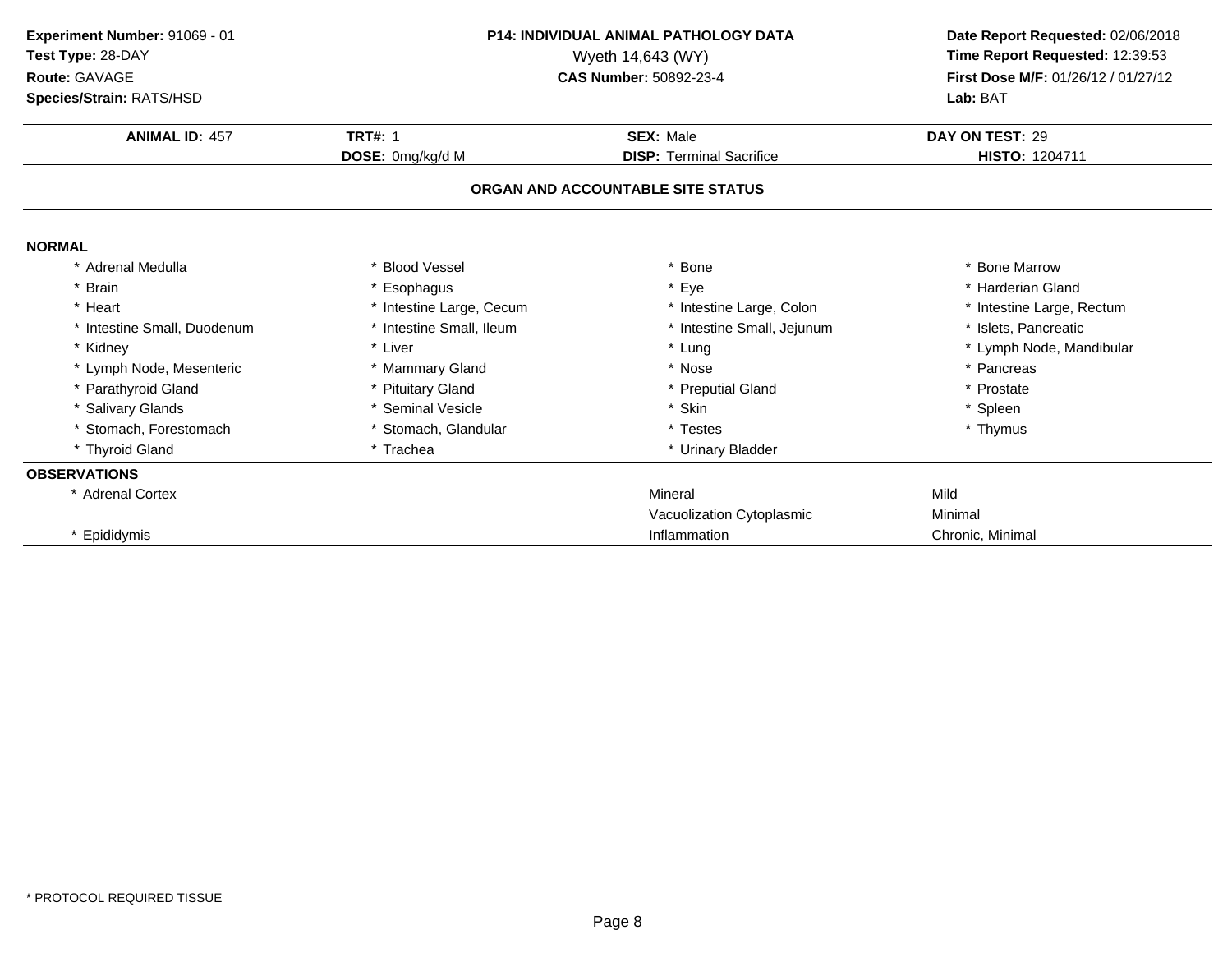**Experiment Number:** 91069 - 01
**Test Type:** 28-DAY
**Route:** GAVAGE
**Species/Strain:** RATS/HSD

**P14: INDIVIDUAL ANIMAL PATHOLOGY DATA**
Wyeth 14,643 (WY)
**CAS Number:** 50892-23-4

**Date Report Requested:** 02/06/2018
**Time Report Requested:** 12:39:53
**First Dose M/F:** 01/26/12 / 01/27/12
**Lab:** BAT

| **ANIMAL ID:** 457 | **TRT#:** 1 | **SEX:** Male | **DAY ON TEST:** 29 |
|---|---|---|---|
| | **DOSE:** 0mg/kg/d M | **DISP:** Terminal Sacrifice | **HISTO:** 1204711 |

## ORGAN AND ACCOUNTABLE SITE STATUS

**NORMAL**

| | | | |
|---|---|---|---|
| * Adrenal Medulla | * Blood Vessel | * Bone | * Bone Marrow |
| * Brain | * Esophagus | * Eye | * Harderian Gland |
| * Heart | * Intestine Large, Cecum | * Intestine Large, Colon | * Intestine Large, Rectum |
| * Intestine Small, Duodenum | * Intestine Small, Ileum | * Intestine Small, Jejunum | * Islets, Pancreatic |
| * Kidney | * Liver | * Lung | * Lymph Node, Mandibular |
| * Lymph Node, Mesenteric | * Mammary Gland | * Nose | * Pancreas |
| * Parathyroid Gland | * Pituitary Gland | * Preputial Gland | * Prostate |
| * Salivary Glands | * Seminal Vesicle | * Skin | * Spleen |
| * Stomach, Forestomach | * Stomach, Glandular | * Testes | * Thymus |
| * Thyroid Gland | * Trachea | * Urinary Bladder | |

**OBSERVATIONS**

| | | |
|---|---|---|
| * Adrenal Cortex | Mineral | Mild |
| | Vacuolization Cytoplasmic | Minimal |
| * Epididymis | Inflammation | Chronic, Minimal |

* PROTOCOL REQUIRED TISSUE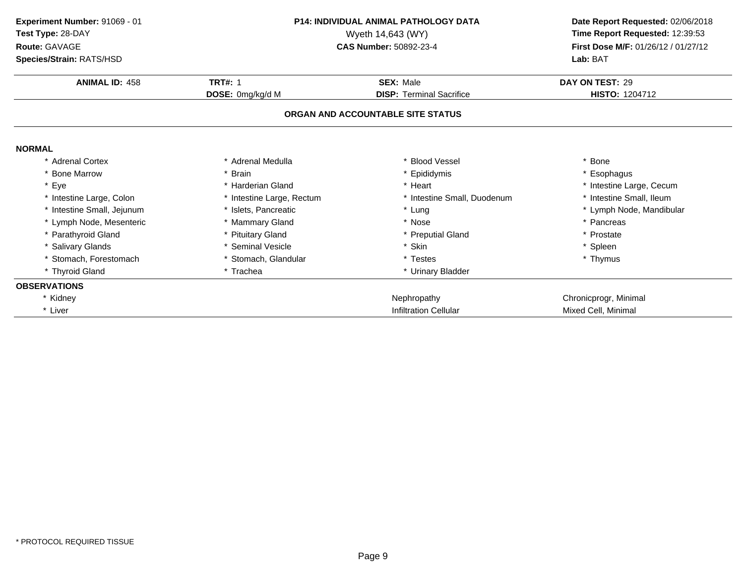**Experiment Number:** 91069 - 01
**Test Type:** 28-DAY
**Route:** GAVAGE
**Species/Strain:** RATS/HSD

**P14: INDIVIDUAL ANIMAL PATHOLOGY DATA**
Wyeth 14,643 (WY)
**CAS Number:** 50892-23-4

**Date Report Requested:** 02/06/2018
**Time Report Requested:** 12:39:53
**First Dose M/F:** 01/26/12 / 01/27/12
**Lab:** BAT

| **ANIMAL ID:** 458 | **TRT#:** 1 | **SEX:** Male | **DAY ON TEST:** 29 |
|---|---|---|---|
| | **DOSE:** 0mg/kg/d M | **DISP:** Terminal Sacrifice | **HISTO:** 1204712 |

## ORGAN AND ACCOUNTABLE SITE STATUS

**NORMAL**

| | | | |
|---|---|---|---|
| * Adrenal Cortex | * Adrenal Medulla | * Blood Vessel | * Bone |
| * Bone Marrow | * Brain | * Epididymis | * Esophagus |
| * Eye | * Harderian Gland | * Heart | * Intestine Large, Cecum |
| * Intestine Large, Colon | * Intestine Large, Rectum | * Intestine Small, Duodenum | * Intestine Small, Ileum |
| * Intestine Small, Jejunum | * Islets, Pancreatic | * Lung | * Lymph Node, Mandibular |
| * Lymph Node, Mesenteric | * Mammary Gland | * Nose | * Pancreas |
| * Parathyroid Gland | * Pituitary Gland | * Preputial Gland | * Prostate |
| * Salivary Glands | * Seminal Vesicle | * Skin | * Spleen |
| * Stomach, Forestomach | * Stomach, Glandular | * Testes | * Thymus |
| * Thyroid Gland | * Trachea | * Urinary Bladder | |

**OBSERVATIONS**

| | | |
|---|---|---|
| * Kidney | Nephropathy | Chronicprogr, Minimal |
| * Liver | Infiltration Cellular | Mixed Cell, Minimal |

* PROTOCOL REQUIRED TISSUE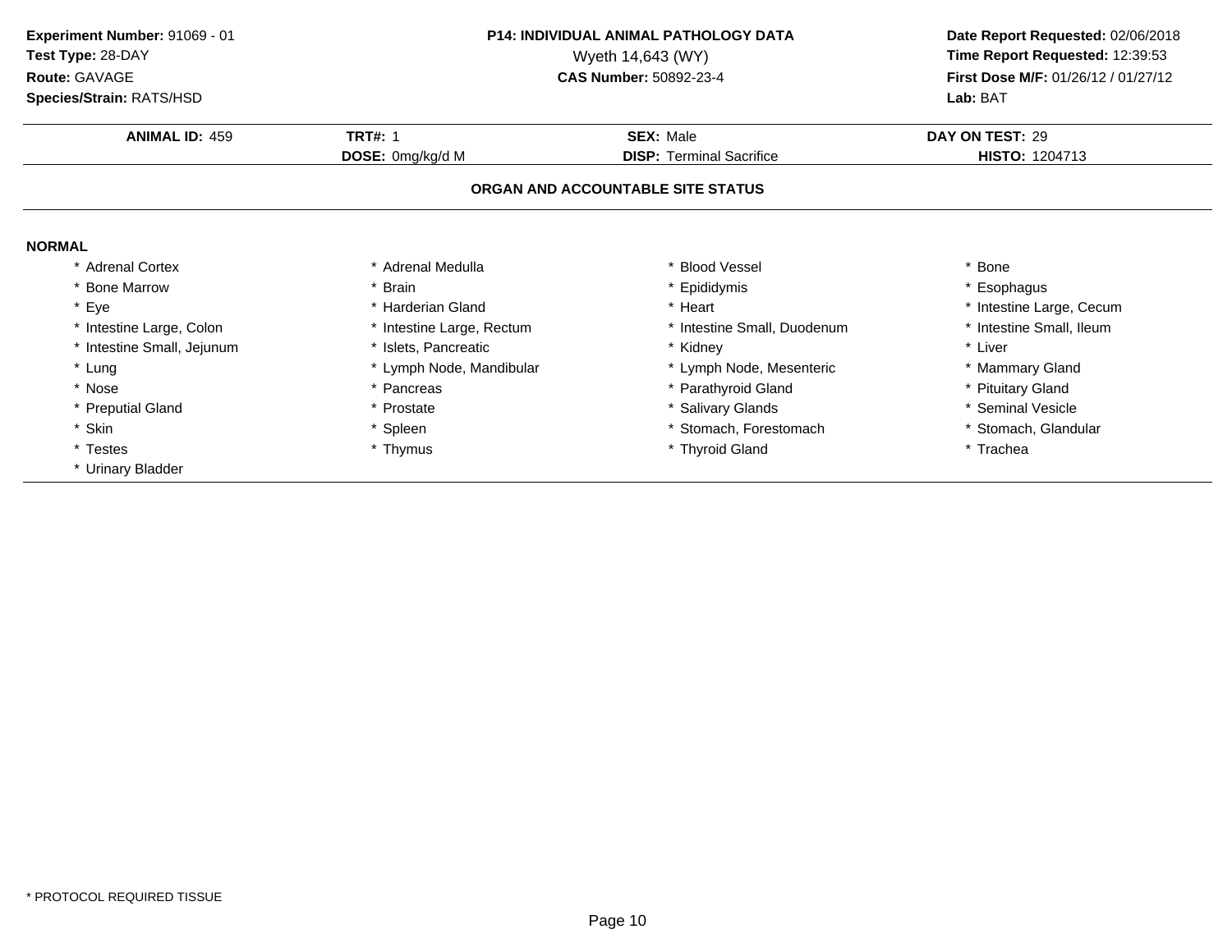**Experiment Number:** 91069 - 01
**Test Type:** 28-DAY
**Route:** GAVAGE
**Species/Strain:** RATS/HSD

**P14: INDIVIDUAL ANIMAL PATHOLOGY DATA**
Wyeth 14,643 (WY)
**CAS Number:** 50892-23-4

**Date Report Requested:** 02/06/2018
**Time Report Requested:** 12:39:53
**First Dose M/F:** 01/26/12 / 01/27/12
**Lab:** BAT

| **ANIMAL ID:** 459 | **TRT#:** 1 | **SEX:** Male | **DAY ON TEST:** 29 |
|---|---|---|---|
| | **DOSE:** 0mg/kg/d M | **DISP:** Terminal Sacrifice | **HISTO:** 1204713 |

## ORGAN AND ACCOUNTABLE SITE STATUS

**NORMAL**

| | | | |
|---|---|---|---|
| * Adrenal Cortex | * Adrenal Medulla | * Blood Vessel | * Bone |
| * Bone Marrow | * Brain | * Epididymis | * Esophagus |
| * Eye | * Harderian Gland | * Heart | * Intestine Large, Cecum |
| * Intestine Large, Colon | * Intestine Large, Rectum | * Intestine Small, Duodenum | * Intestine Small, Ileum |
| * Intestine Small, Jejunum | * Islets, Pancreatic | * Kidney | * Liver |
| * Lung | * Lymph Node, Mandibular | * Lymph Node, Mesenteric | * Mammary Gland |
| * Nose | * Pancreas | * Parathyroid Gland | * Pituitary Gland |
| * Preputial Gland | * Prostate | * Salivary Glands | * Seminal Vesicle |
| * Skin | * Spleen | * Stomach, Forestomach | * Stomach, Glandular |
| * Testes | * Thymus | * Thyroid Gland | * Trachea |
| * Urinary Bladder | | | |

* PROTOCOL REQUIRED TISSUE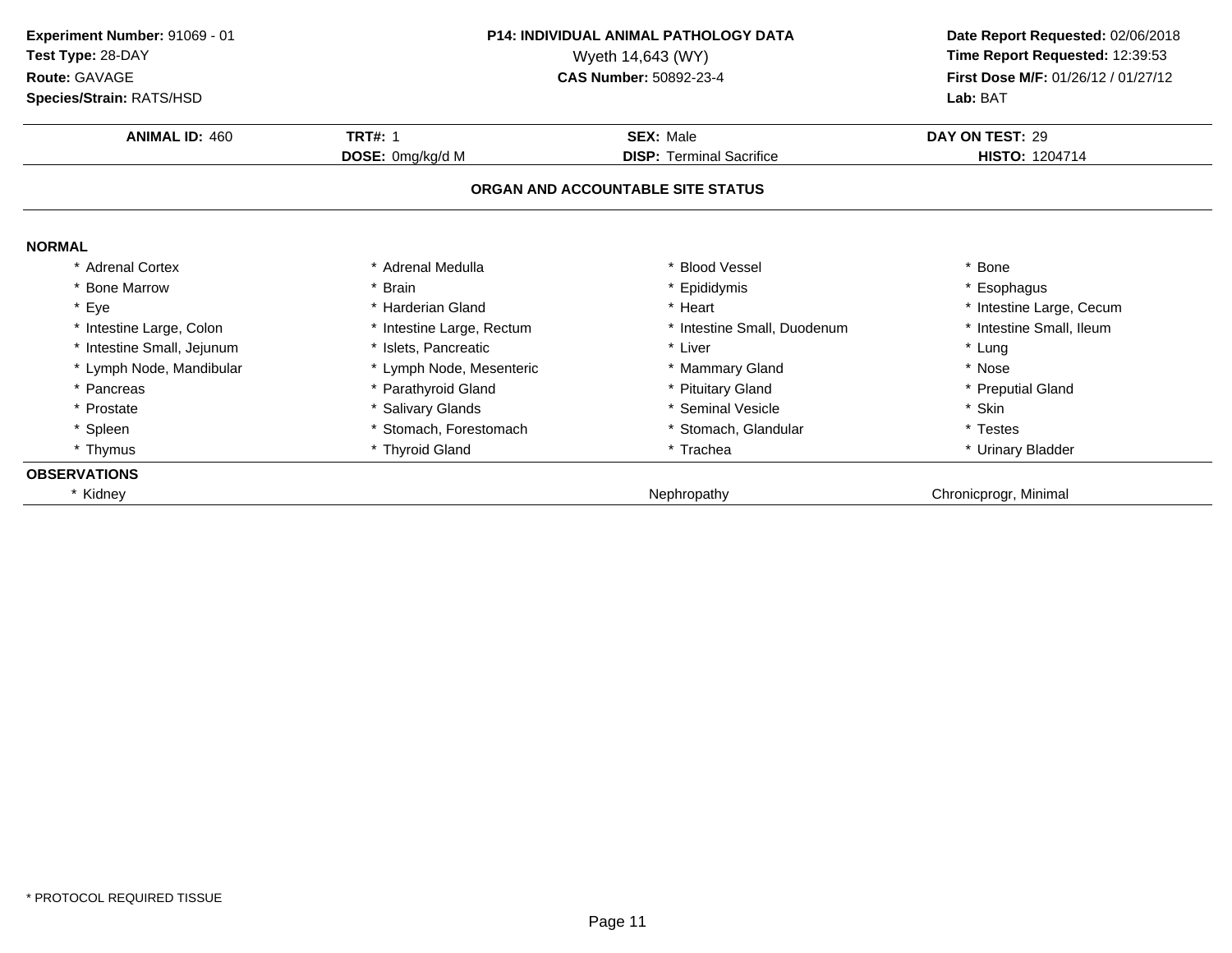**Experiment Number:** 91069 - 01
**Test Type:** 28-DAY
**Route:** GAVAGE
**Species/Strain:** RATS/HSD

**P14: INDIVIDUAL ANIMAL PATHOLOGY DATA**
Wyeth 14,643 (WY)
**CAS Number:** 50892-23-4

**Date Report Requested:** 02/06/2018
**Time Report Requested:** 12:39:53
**First Dose M/F:** 01/26/12 / 01/27/12
**Lab:** BAT

| **ANIMAL ID:** 460 | **TRT#:** 1 | **SEX:** Male | **DAY ON TEST:** 29 |
|---|---|---|---|
| | **DOSE:** 0mg/kg/d M | **DISP:** Terminal Sacrifice | **HISTO:** 1204714 |

## ORGAN AND ACCOUNTABLE SITE STATUS

**NORMAL**

| | | | |
|---|---|---|---|
| * Adrenal Cortex | * Adrenal Medulla | * Blood Vessel | * Bone |
| * Bone Marrow | * Brain | * Epididymis | * Esophagus |
| * Eye | * Harderian Gland | * Heart | * Intestine Large, Cecum |
| * Intestine Large, Colon | * Intestine Large, Rectum | * Intestine Small, Duodenum | * Intestine Small, Ileum |
| * Intestine Small, Jejunum | * Islets, Pancreatic | * Liver | * Lung |
| * Lymph Node, Mandibular | * Lymph Node, Mesenteric | * Mammary Gland | * Nose |
| * Pancreas | * Parathyroid Gland | * Pituitary Gland | * Preputial Gland |
| * Prostate | * Salivary Glands | * Seminal Vesicle | * Skin |
| * Spleen | * Stomach, Forestomach | * Stomach, Glandular | * Testes |
| * Thymus | * Thyroid Gland | * Trachea | * Urinary Bladder |

**OBSERVATIONS**

| | | |
|---|---|---|
| * Kidney | Nephropathy | Chronicprogr, Minimal |

* PROTOCOL REQUIRED TISSUE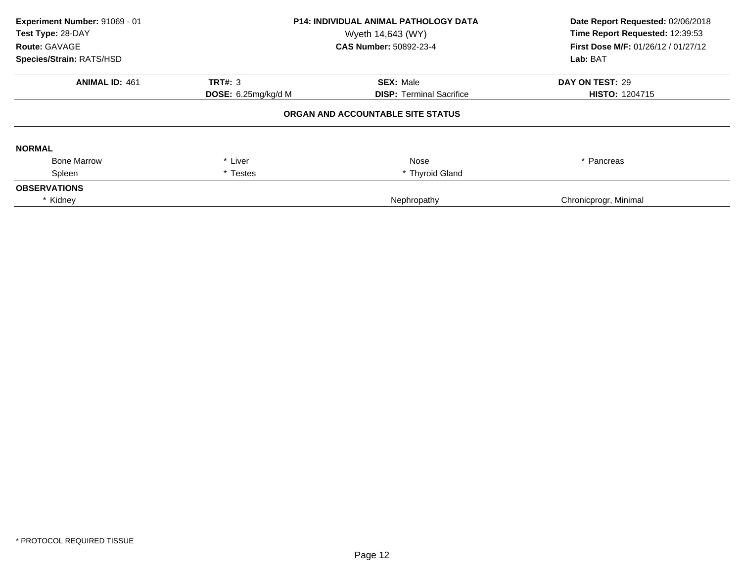**Experiment Number:** 91069 - 01
**Test Type:** 28-DAY
**Route:** GAVAGE
**Species/Strain:** RATS/HSD

**P14: INDIVIDUAL ANIMAL PATHOLOGY DATA**
Wyeth 14,643 (WY)
**CAS Number:** 50892-23-4

**Date Report Requested:** 02/06/2018
**Time Report Requested:** 12:39:53
**First Dose M/F:** 01/26/12 / 01/27/12
**Lab:** BAT

| **ANIMAL ID:** 461 | **TRT#:** 3 | **SEX:** Male | **DAY ON TEST:** 29 |
|---|---|---|---|
| | **DOSE:** 6.25mg/kg/d M | **DISP:** Terminal Sacrifice | **HISTO:** 1204715 |

## ORGAN AND ACCOUNTABLE SITE STATUS

**NORMAL**

| | | | |
|---|---|---|---|
| Bone Marrow | * Liver | Nose | * Pancreas |
| Spleen | * Testes | * Thyroid Gland | |

**OBSERVATIONS**

| | | |
|---|---|---|
| * Kidney | Nephropathy | Chronicprogr, Minimal |

* PROTOCOL REQUIRED TISSUE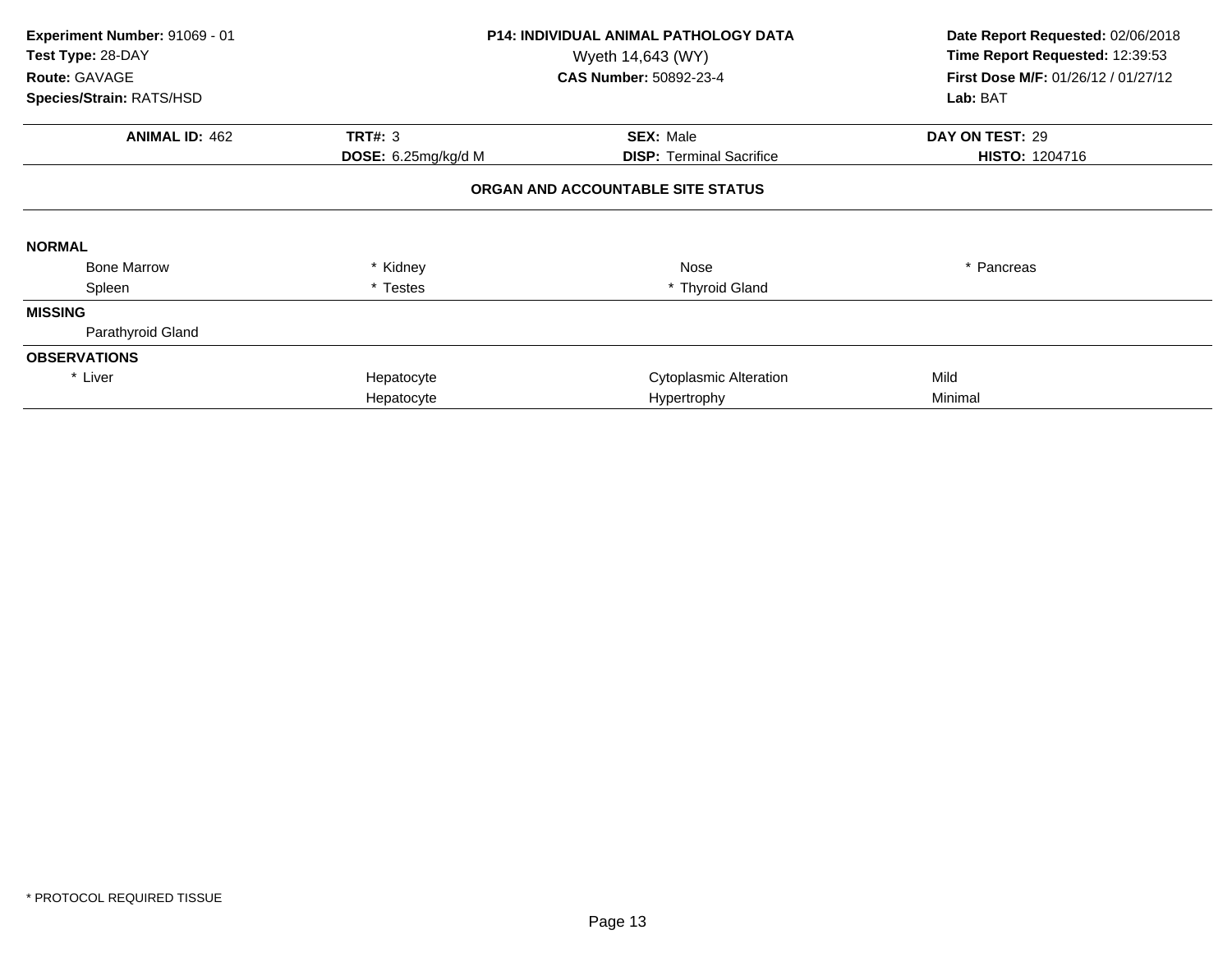**Experiment Number:** 91069 - 01
**Test Type:** 28-DAY
**Route:** GAVAGE
**Species/Strain:** RATS/HSD

**P14: INDIVIDUAL ANIMAL PATHOLOGY DATA**
Wyeth 14,643 (WY)
**CAS Number:** 50892-23-4

**Date Report Requested:** 02/06/2018
**Time Report Requested:** 12:39:53
**First Dose M/F:** 01/26/12 / 01/27/12
**Lab:** BAT

| **ANIMAL ID:** 462 | **TRT#:** 3 | **SEX:** Male | **DAY ON TEST:** 29 |
|---|---|---|---|
| | **DOSE:** 6.25mg/kg/d M | **DISP:** Terminal Sacrifice | **HISTO:** 1204716 |

### ORGAN AND ACCOUNTABLE SITE STATUS

**NORMAL**

| | | | |
|---|---|---|---|
| Bone Marrow | * Kidney | Nose | * Pancreas |
| Spleen | * Testes | * Thyroid Gland | |

**MISSING**

Parathyroid Gland

**OBSERVATIONS**

| | | | |
|---|---|---|---|
| * Liver | Hepatocyte | Cytoplasmic Alteration | Mild |
| | Hepatocyte | Hypertrophy | Minimal |

\* PROTOCOL REQUIRED TISSUE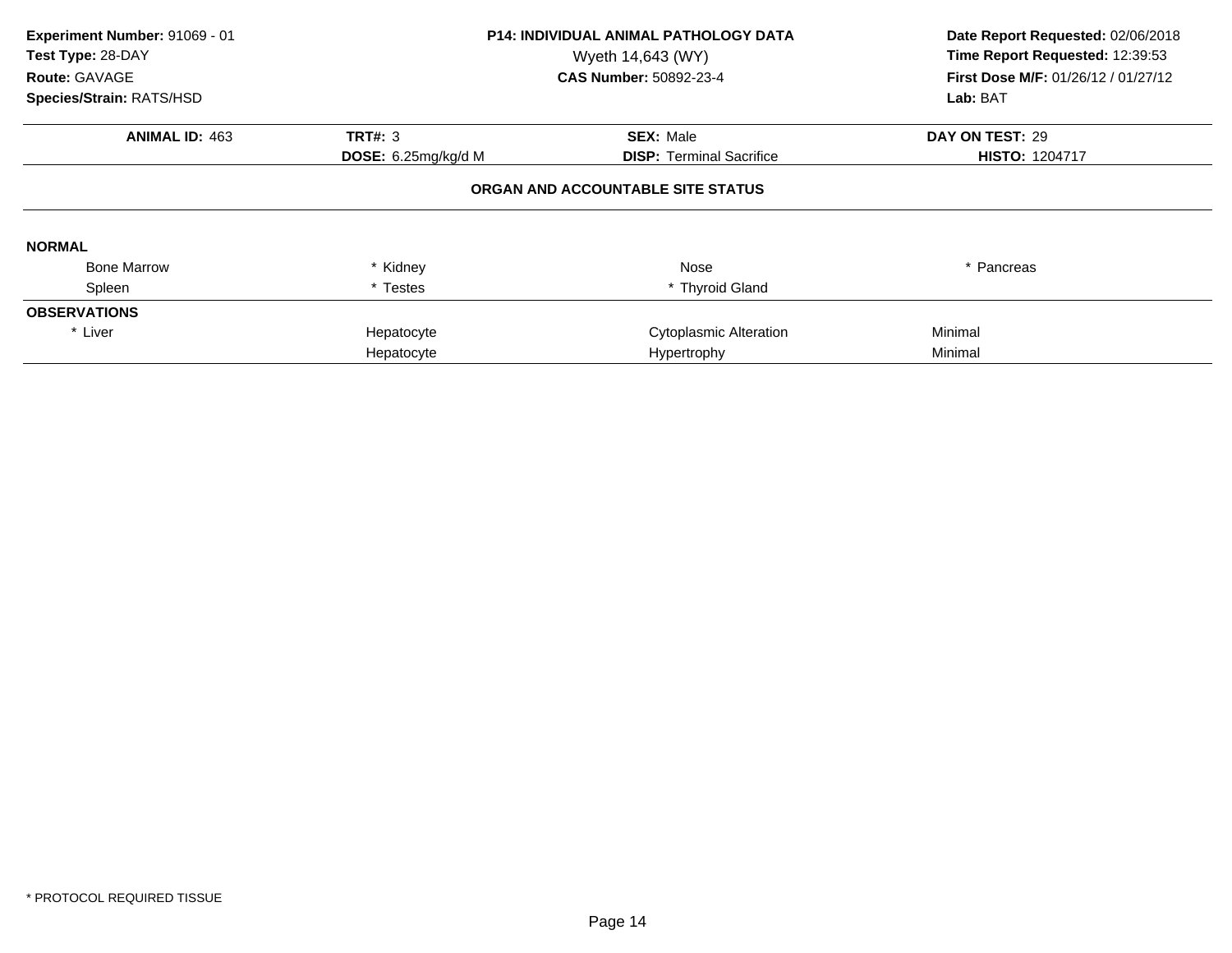**Experiment Number:** 91069 - 01
**Test Type:** 28-DAY
**Route:** GAVAGE
**Species/Strain:** RATS/HSD

**P14: INDIVIDUAL ANIMAL PATHOLOGY DATA**
Wyeth 14,643 (WY)
**CAS Number:** 50892-23-4

**Date Report Requested:** 02/06/2018
**Time Report Requested:** 12:39:53
**First Dose M/F:** 01/26/12 / 01/27/12
**Lab:** BAT

| **ANIMAL ID:** 463 | **TRT#:** 3 | **SEX:** Male | **DAY ON TEST:** 29 |
|---|---|---|---|
| | **DOSE:** 6.25mg/kg/d M | **DISP:** Terminal Sacrifice | **HISTO:** 1204717 |

**ORGAN AND ACCOUNTABLE SITE STATUS**

**NORMAL**

| | | | |
|---|---|---|---|
| Bone Marrow | * Kidney | Nose | * Pancreas |
| Spleen | * Testes | * Thyroid Gland | |

**OBSERVATIONS**

| | | | |
|---|---|---|---|
| * Liver | Hepatocyte | Cytoplasmic Alteration | Minimal |
| | Hepatocyte | Hypertrophy | Minimal |

* PROTOCOL REQUIRED TISSUE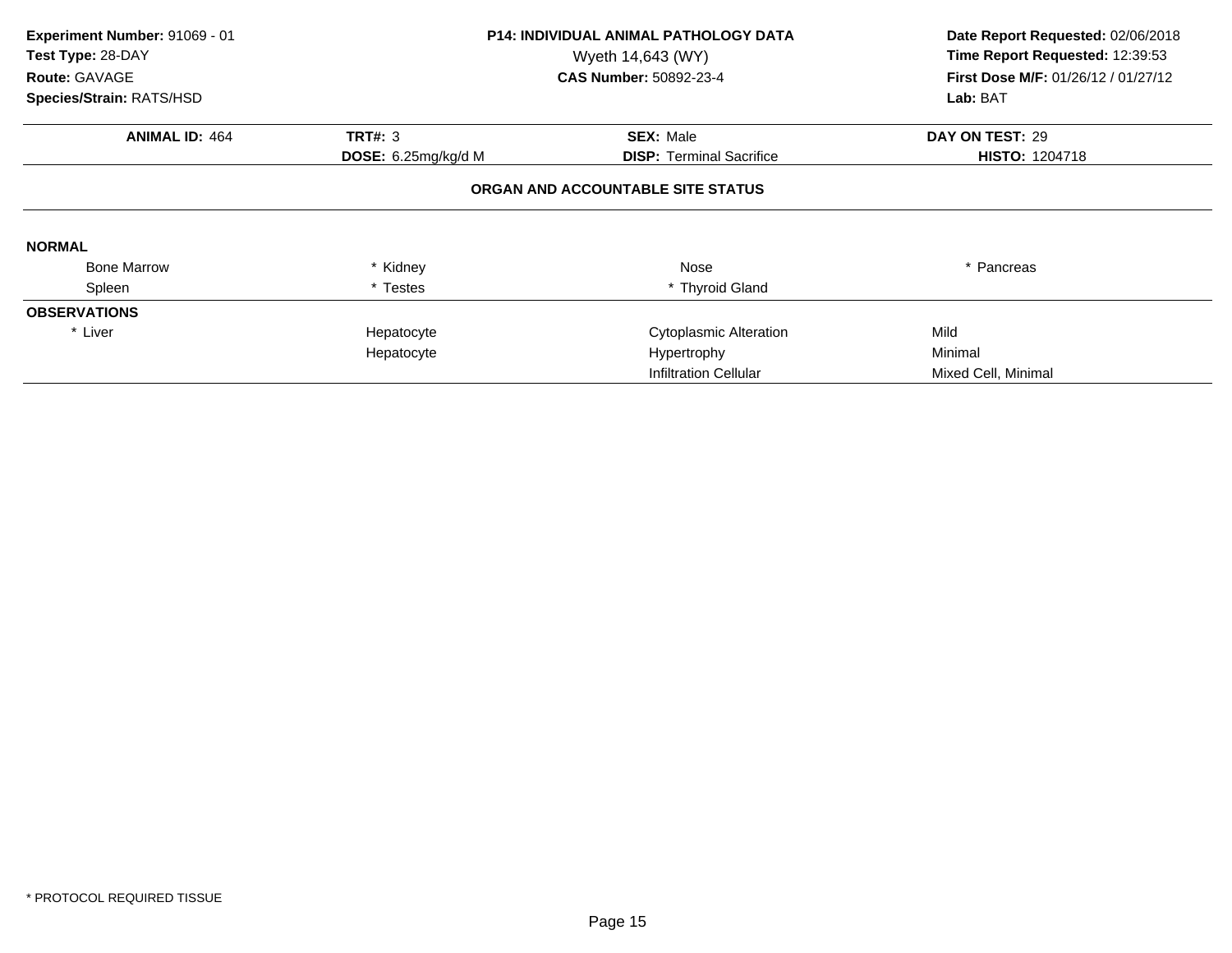**Experiment Number:** 91069 - 01
**Test Type:** 28-DAY
**Route:** GAVAGE
**Species/Strain:** RATS/HSD

**P14: INDIVIDUAL ANIMAL PATHOLOGY DATA**
Wyeth 14,643 (WY)
**CAS Number:** 50892-23-4

**Date Report Requested:** 02/06/2018
**Time Report Requested:** 12:39:53
**First Dose M/F:** 01/26/12 / 01/27/12
**Lab:** BAT

| **ANIMAL ID:** 464 | **TRT#:** 3 | **SEX:** Male | **DAY ON TEST:** 29 |
|---|---|---|---|
| | **DOSE:** 6.25mg/kg/d M | **DISP:** Terminal Sacrifice | **HISTO:** 1204718 |

### ORGAN AND ACCOUNTABLE SITE STATUS

**NORMAL**

| | | | |
|---|---|---|---|
| Bone Marrow | * Kidney | Nose | * Pancreas |
| Spleen | * Testes | * Thyroid Gland | |

**OBSERVATIONS**

| | | | |
|---|---|---|---|
| * Liver | Hepatocyte | Cytoplasmic Alteration | Mild |
| | Hepatocyte | Hypertrophy | Minimal |
| | | Infiltration Cellular | Mixed Cell, Minimal |

\* PROTOCOL REQUIRED TISSUE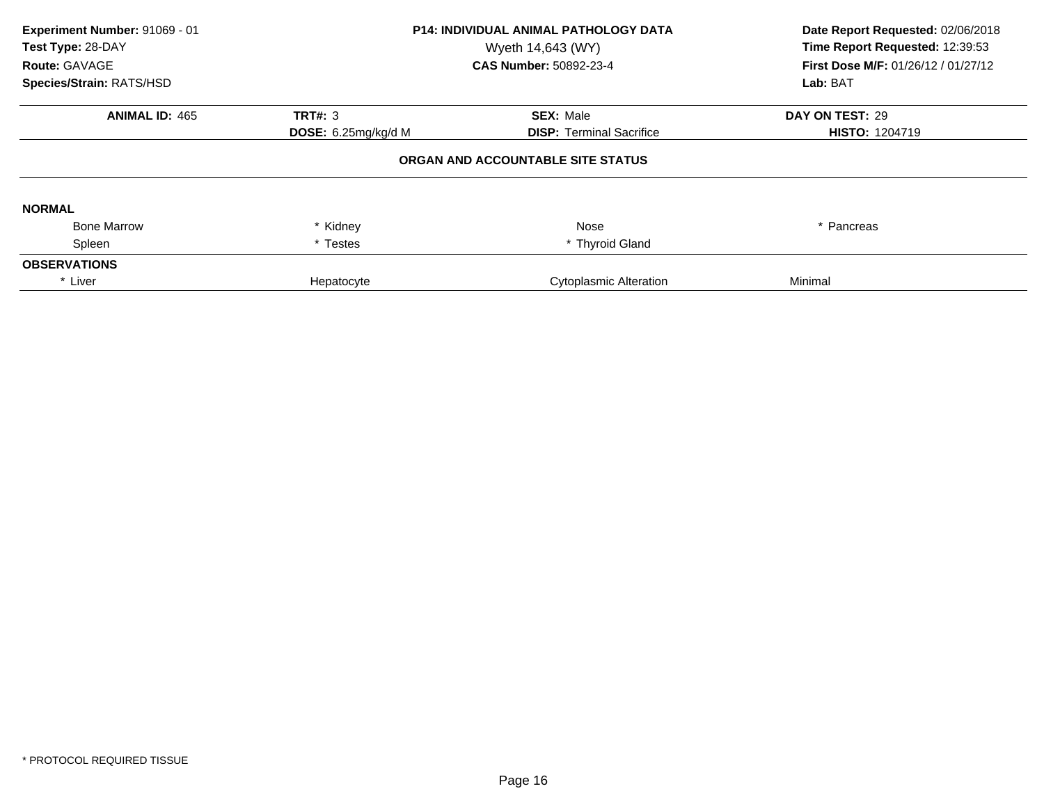**Experiment Number:** 91069 - 01
**Test Type:** 28-DAY
**Route:** GAVAGE
**Species/Strain:** RATS/HSD

**P14: INDIVIDUAL ANIMAL PATHOLOGY DATA**
Wyeth 14,643 (WY)
**CAS Number:** 50892-23-4

**Date Report Requested:** 02/06/2018
**Time Report Requested:** 12:39:53
**First Dose M/F:** 01/26/12 / 01/27/12
**Lab:** BAT

| **ANIMAL ID:** 465 | **TRT#:** 3 | **SEX:** Male | **DAY ON TEST:** 29 |
|---|---|---|---|
| | **DOSE:** 6.25mg/kg/d M | **DISP:** Terminal Sacrifice | **HISTO:** 1204719 |

**ORGAN AND ACCOUNTABLE SITE STATUS**

**NORMAL**

| | | | |
|---|---|---|---|
| Bone Marrow | * Kidney | Nose | * Pancreas |
| Spleen | * Testes | * Thyroid Gland | |

**OBSERVATIONS**

| | | | |
|---|---|---|---|
| * Liver | Hepatocyte | Cytoplasmic Alteration | Minimal |

* PROTOCOL REQUIRED TISSUE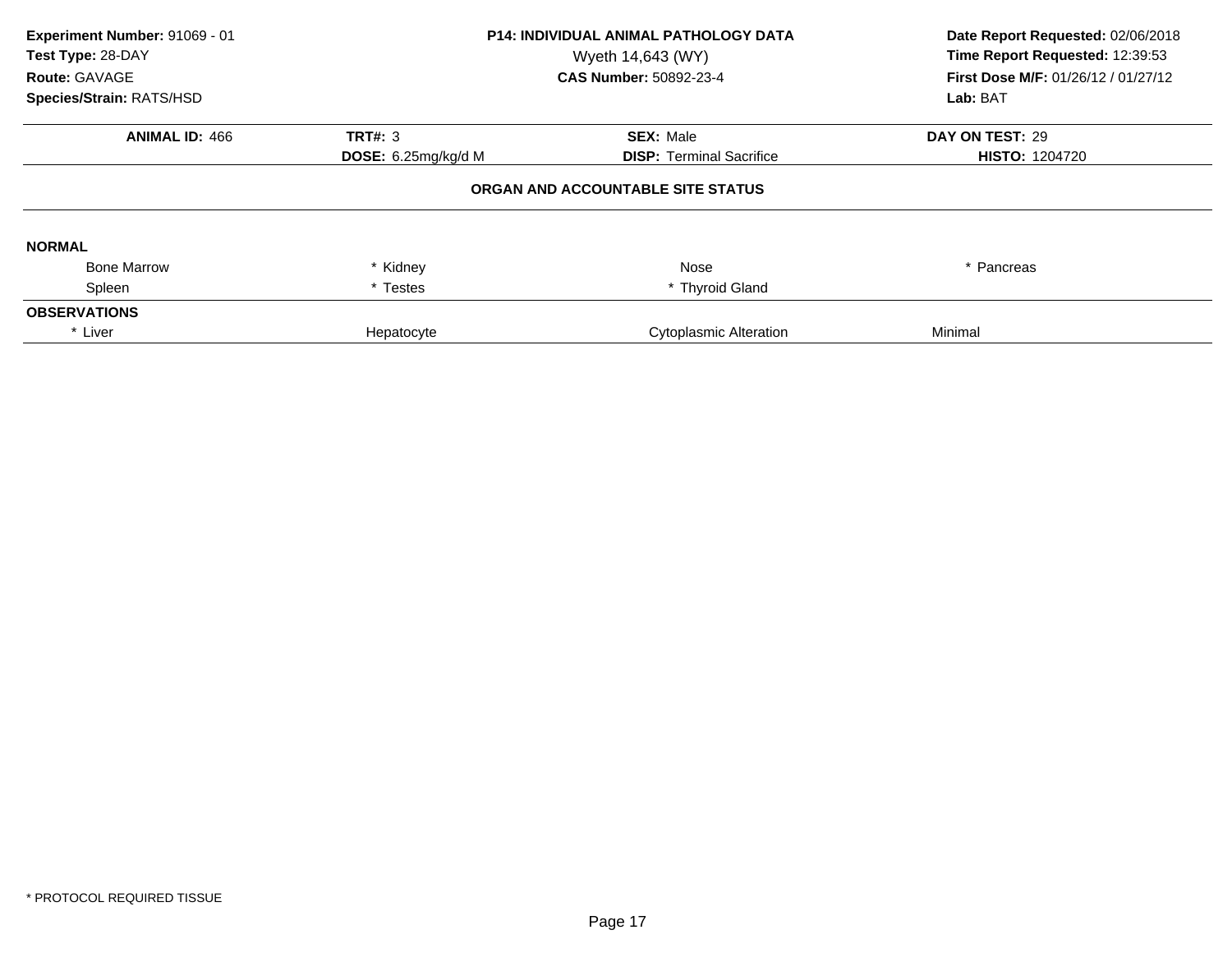**Experiment Number:** 91069 - 01
**Test Type:** 28-DAY
**Route:** GAVAGE
**Species/Strain:** RATS/HSD

**P14: INDIVIDUAL ANIMAL PATHOLOGY DATA**
Wyeth 14,643 (WY)
**CAS Number:** 50892-23-4

**Date Report Requested:** 02/06/2018
**Time Report Requested:** 12:39:53
**First Dose M/F:** 01/26/12 / 01/27/12
**Lab:** BAT

| **ANIMAL ID:** 466 | **TRT#:** 3 | **SEX:** Male | **DAY ON TEST:** 29 |
|---|---|---|---|
| | **DOSE:** 6.25mg/kg/d M | **DISP:** Terminal Sacrifice | **HISTO:** 1204720 |

**ORGAN AND ACCOUNTABLE SITE STATUS**

**NORMAL**

| | | | |
|---|---|---|---|
| Bone Marrow | * Kidney | Nose | * Pancreas |
| Spleen | * Testes | * Thyroid Gland | |

**OBSERVATIONS**

| | | | |
|---|---|---|---|
| * Liver | Hepatocyte | Cytoplasmic Alteration | Minimal |

* PROTOCOL REQUIRED TISSUE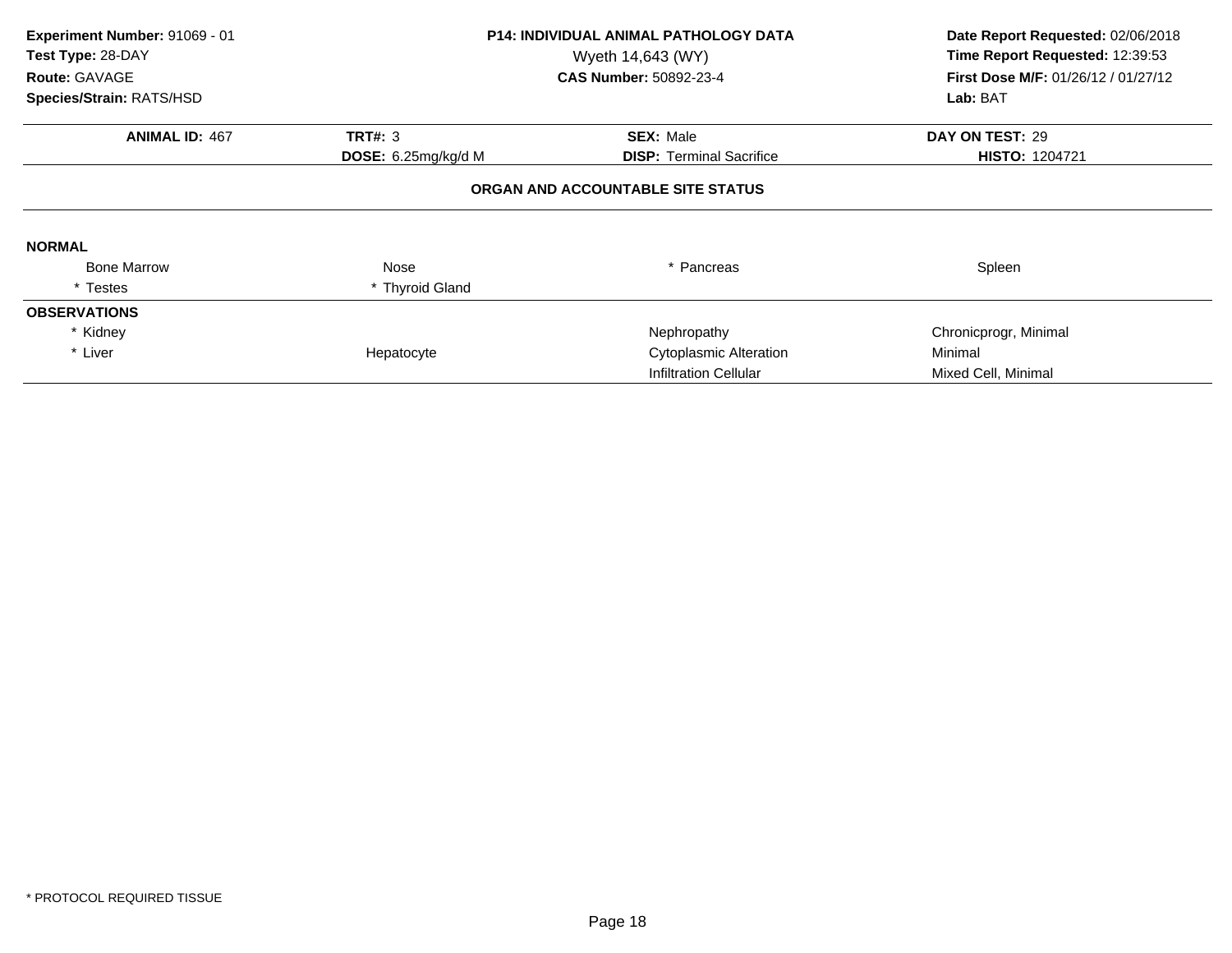**Experiment Number:** 91069 - 01
**Test Type:** 28-DAY
**Route:** GAVAGE
**Species/Strain:** RATS/HSD

**P14: INDIVIDUAL ANIMAL PATHOLOGY DATA**
Wyeth 14,643 (WY)
**CAS Number:** 50892-23-4

**Date Report Requested:** 02/06/2018
**Time Report Requested:** 12:39:53
**First Dose M/F:** 01/26/12 / 01/27/12
**Lab:** BAT

| **ANIMAL ID:** 467 | **TRT#:** 3 | **SEX:** Male | **DAY ON TEST:** 29 |
|---|---|---|---|
| | **DOSE:** 6.25mg/kg/d M | **DISP:** Terminal Sacrifice | **HISTO:** 1204721 |

## ORGAN AND ACCOUNTABLE SITE STATUS

**NORMAL**

| | | | |
|---|---|---|---|
| Bone Marrow | Nose | * Pancreas | Spleen |
| * Testes | * Thyroid Gland | | |

**OBSERVATIONS**

| | | | |
|---|---|---|---|
| * Kidney | | Nephropathy | Chronicprogr, Minimal |
| * Liver | Hepatocyte | Cytoplasmic Alteration | Minimal |
| | | Infiltration Cellular | Mixed Cell, Minimal |

* PROTOCOL REQUIRED TISSUE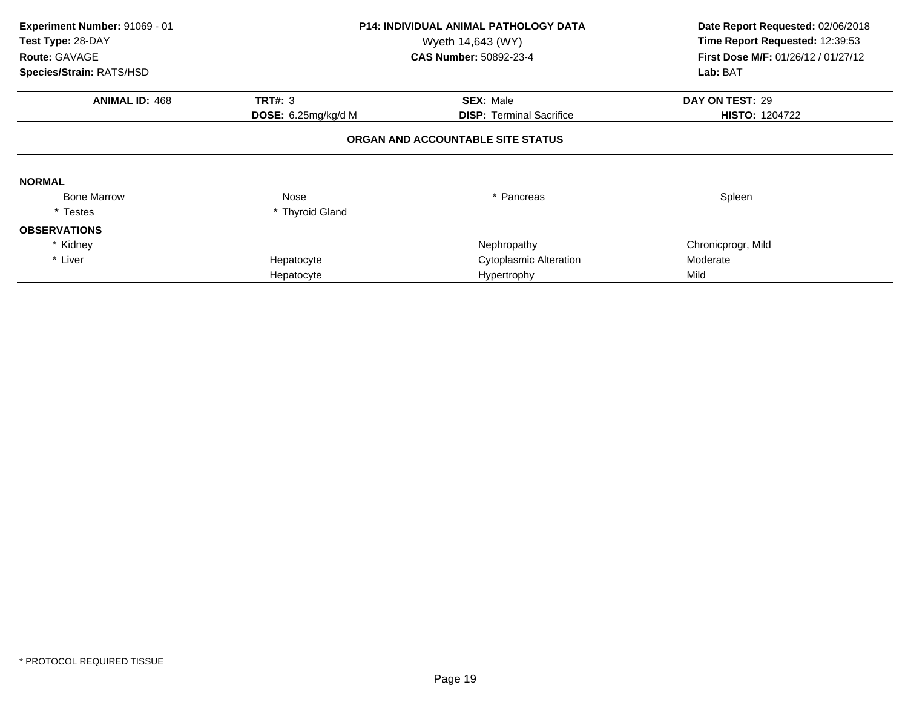**Experiment Number:** 91069 - 01
**Test Type:** 28-DAY
**Route:** GAVAGE
**Species/Strain:** RATS/HSD

**P14: INDIVIDUAL ANIMAL PATHOLOGY DATA**
Wyeth 14,643 (WY)
**CAS Number:** 50892-23-4

**Date Report Requested:** 02/06/2018
**Time Report Requested:** 12:39:53
**First Dose M/F:** 01/26/12 / 01/27/12
**Lab:** BAT

| **ANIMAL ID:** 468 | **TRT#:** 3 | **SEX:** Male | **DAY ON TEST:** 29 |
|---|---|---|---|
| | **DOSE:** 6.25mg/kg/d M | **DISP:** Terminal Sacrifice | **HISTO:** 1204722 |

**ORGAN AND ACCOUNTABLE SITE STATUS**

| | | | |
|---|---|---|---|
| **NORMAL** | | | |
| Bone Marrow | Nose | * Pancreas | Spleen |
| * Testes | * Thyroid Gland | | |
| **OBSERVATIONS** | | | |
| * Kidney | | Nephropathy | Chronicprogr, Mild |
| * Liver | Hepatocyte | Cytoplasmic Alteration | Moderate |
| | Hepatocyte | Hypertrophy | Mild |

* PROTOCOL REQUIRED TISSUE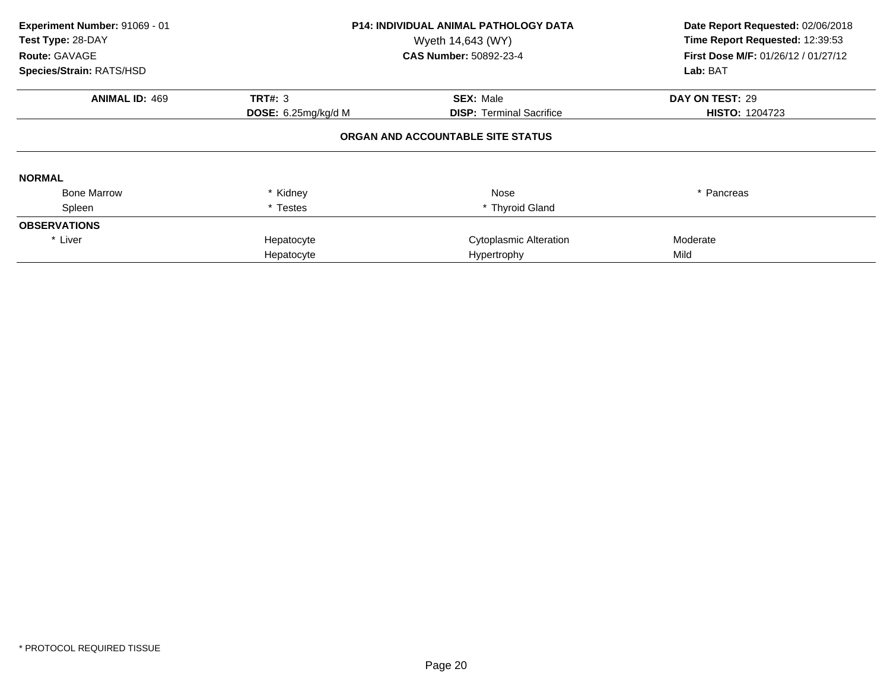**Experiment Number:** 91069 - 01
**Test Type:** 28-DAY
**Route:** GAVAGE
**Species/Strain:** RATS/HSD

**P14: INDIVIDUAL ANIMAL PATHOLOGY DATA**
Wyeth 14,643 (WY)
**CAS Number:** 50892-23-4

**Date Report Requested:** 02/06/2018
**Time Report Requested:** 12:39:53
**First Dose M/F:** 01/26/12 / 01/27/12
**Lab:** BAT

| **ANIMAL ID:** 469 | **TRT#:** 3 | **SEX:** Male | **DAY ON TEST:** 29 |
|---|---|---|---|
| | **DOSE:** 6.25mg/kg/d M | **DISP:** Terminal Sacrifice | **HISTO:** 1204723 |

## ORGAN AND ACCOUNTABLE SITE STATUS

**NORMAL**

| | | | |
|---|---|---|---|
| Bone Marrow | * Kidney | Nose | * Pancreas |
| Spleen | * Testes | * Thyroid Gland | |

**OBSERVATIONS**

| | | | |
|---|---|---|---|
| * Liver | Hepatocyte | Cytoplasmic Alteration | Moderate |
| | Hepatocyte | Hypertrophy | Mild |

\* PROTOCOL REQUIRED TISSUE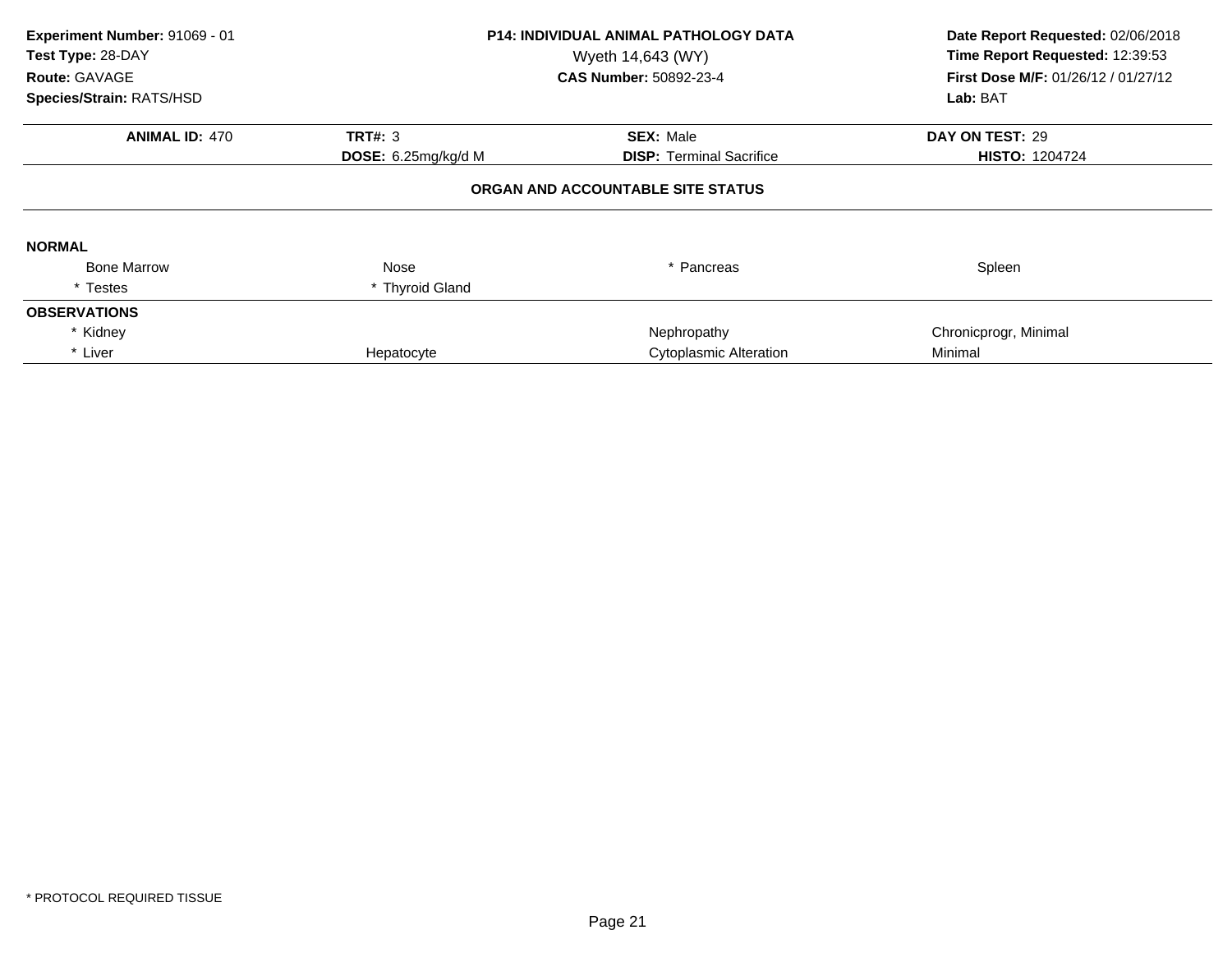**Experiment Number:** 91069 - 01
**Test Type:** 28-DAY
**Route:** GAVAGE
**Species/Strain:** RATS/HSD

**P14: INDIVIDUAL ANIMAL PATHOLOGY DATA**
Wyeth 14,643 (WY)
**CAS Number:** 50892-23-4

**Date Report Requested:** 02/06/2018
**Time Report Requested:** 12:39:53
**First Dose M/F:** 01/26/12 / 01/27/12
**Lab:** BAT

| **ANIMAL ID:** 470 | **TRT#:** 3 | **SEX:** Male | **DAY ON TEST:** 29 |
|---|---|---|---|
| | **DOSE:** 6.25mg/kg/d M | **DISP:** Terminal Sacrifice | **HISTO:** 1204724 |

**ORGAN AND ACCOUNTABLE SITE STATUS**

**NORMAL**

| | | | |
|---|---|---|---|
| Bone Marrow | Nose | * Pancreas | Spleen |
| * Testes | * Thyroid Gland | | |

**OBSERVATIONS**

| | | | |
|---|---|---|---|
| * Kidney | | Nephropathy | Chronicprogr, Minimal |
| * Liver | Hepatocyte | Cytoplasmic Alteration | Minimal |

* PROTOCOL REQUIRED TISSUE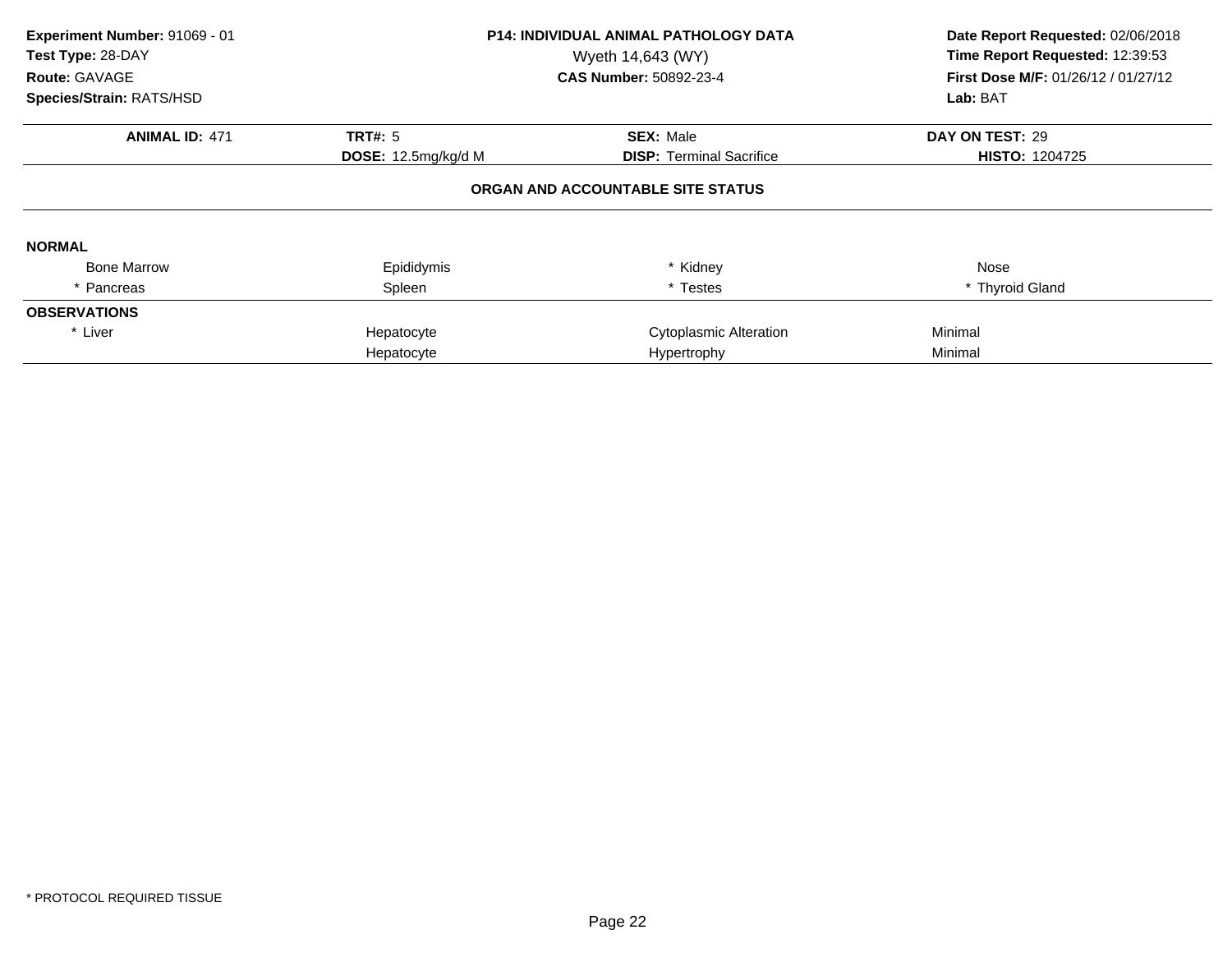**Experiment Number:** 91069 - 01
**Test Type:** 28-DAY
**Route:** GAVAGE
**Species/Strain:** RATS/HSD

**P14: INDIVIDUAL ANIMAL PATHOLOGY DATA**
Wyeth 14,643 (WY)
**CAS Number:** 50892-23-4

**Date Report Requested:** 02/06/2018
**Time Report Requested:** 12:39:53
**First Dose M/F:** 01/26/12 / 01/27/12
**Lab:** BAT

| **ANIMAL ID:** 471 | **TRT#:** 5 | **SEX:** Male | **DAY ON TEST:** 29 |
|---|---|---|---|
| | **DOSE:** 12.5mg/kg/d M | **DISP:** Terminal Sacrifice | **HISTO:** 1204725 |

## ORGAN AND ACCOUNTABLE SITE STATUS

**NORMAL**

| | | | |
|---|---|---|---|
| Bone Marrow | Epididymis | * Kidney | Nose |
| * Pancreas | Spleen | * Testes | * Thyroid Gland |

**OBSERVATIONS**

| | | | |
|---|---|---|---|
| * Liver | Hepatocyte | Cytoplasmic Alteration | Minimal |
| | Hepatocyte | Hypertrophy | Minimal |

* PROTOCOL REQUIRED TISSUE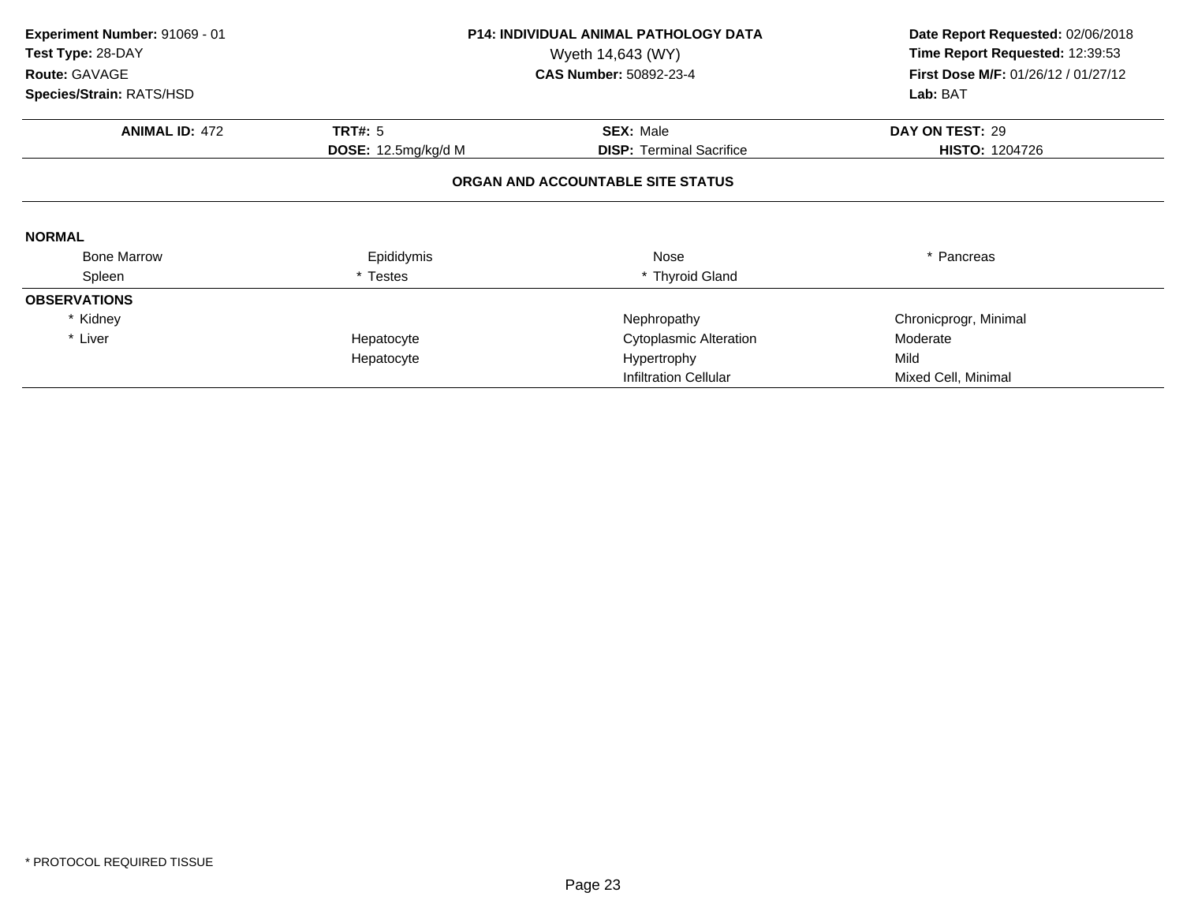**Experiment Number:** 91069 - 01
**Test Type:** 28-DAY
**Route:** GAVAGE
**Species/Strain:** RATS/HSD

**P14: INDIVIDUAL ANIMAL PATHOLOGY DATA**
Wyeth 14,643 (WY)
**CAS Number:** 50892-23-4

**Date Report Requested:** 02/06/2018
**Time Report Requested:** 12:39:53
**First Dose M/F:** 01/26/12 / 01/27/12
**Lab:** BAT

| **ANIMAL ID:** 472 | **TRT#:** 5 | **SEX:** Male | **DAY ON TEST:** 29 |
|---|---|---|---|
| | **DOSE:** 12.5mg/kg/d M | **DISP:** Terminal Sacrifice | **HISTO:** 1204726 |

### ORGAN AND ACCOUNTABLE SITE STATUS

**NORMAL**

| | | | |
|---|---|---|---|
| Bone Marrow | Epididymis | Nose | * Pancreas |
| Spleen | * Testes | * Thyroid Gland | |

**OBSERVATIONS**

| | | | |
|---|---|---|---|
| * Kidney | | Nephropathy | Chronicprogr, Minimal |
| * Liver | Hepatocyte | Cytoplasmic Alteration | Moderate |
| | Hepatocyte | Hypertrophy | Mild |
| | | Infiltration Cellular | Mixed Cell, Minimal |

\* PROTOCOL REQUIRED TISSUE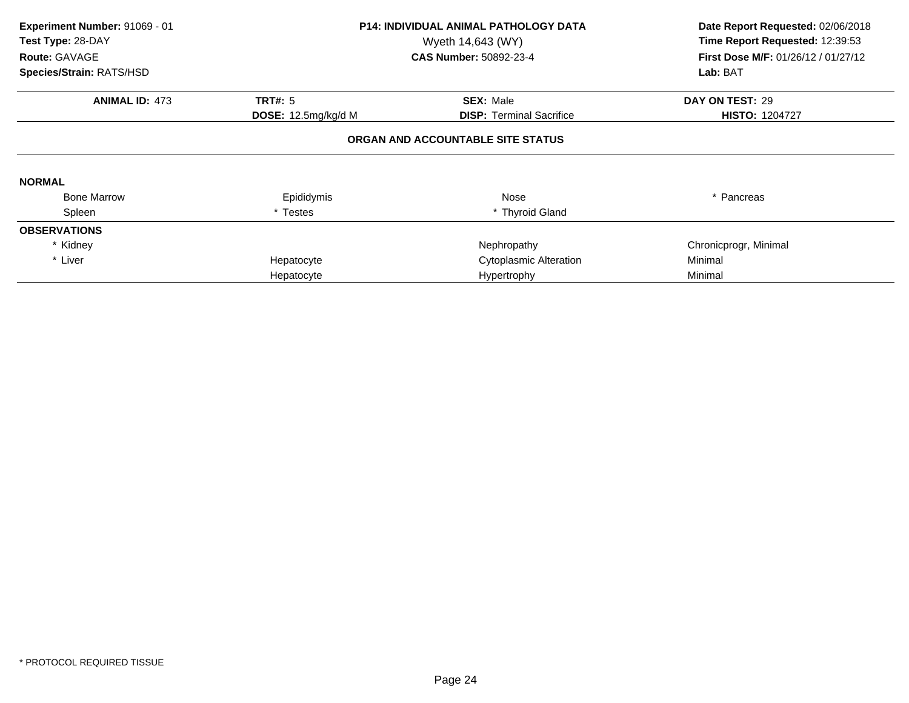**Experiment Number:** 91069 - 01
**Test Type:** 28-DAY
**Route:** GAVAGE
**Species/Strain:** RATS/HSD

**P14: INDIVIDUAL ANIMAL PATHOLOGY DATA**
Wyeth 14,643 (WY)
**CAS Number:** 50892-23-4

**Date Report Requested:** 02/06/2018
**Time Report Requested:** 12:39:53
**First Dose M/F:** 01/26/12 / 01/27/12
**Lab:** BAT

| **ANIMAL ID:** 473 | **TRT#:** 5 | **SEX:** Male | **DAY ON TEST:** 29 |
|---|---|---|---|
| | **DOSE:** 12.5mg/kg/d M | **DISP:** Terminal Sacrifice | **HISTO:** 1204727 |

**ORGAN AND ACCOUNTABLE SITE STATUS**

**NORMAL**

| | | | |
|---|---|---|---|
| Bone Marrow | Epididymis | Nose | * Pancreas |
| Spleen | * Testes | * Thyroid Gland | |

**OBSERVATIONS**

| | | | |
|---|---|---|---|
| * Kidney | | Nephropathy | Chronicprogr, Minimal |
| * Liver | Hepatocyte | Cytoplasmic Alteration | Minimal |
| | Hepatocyte | Hypertrophy | Minimal |

* PROTOCOL REQUIRED TISSUE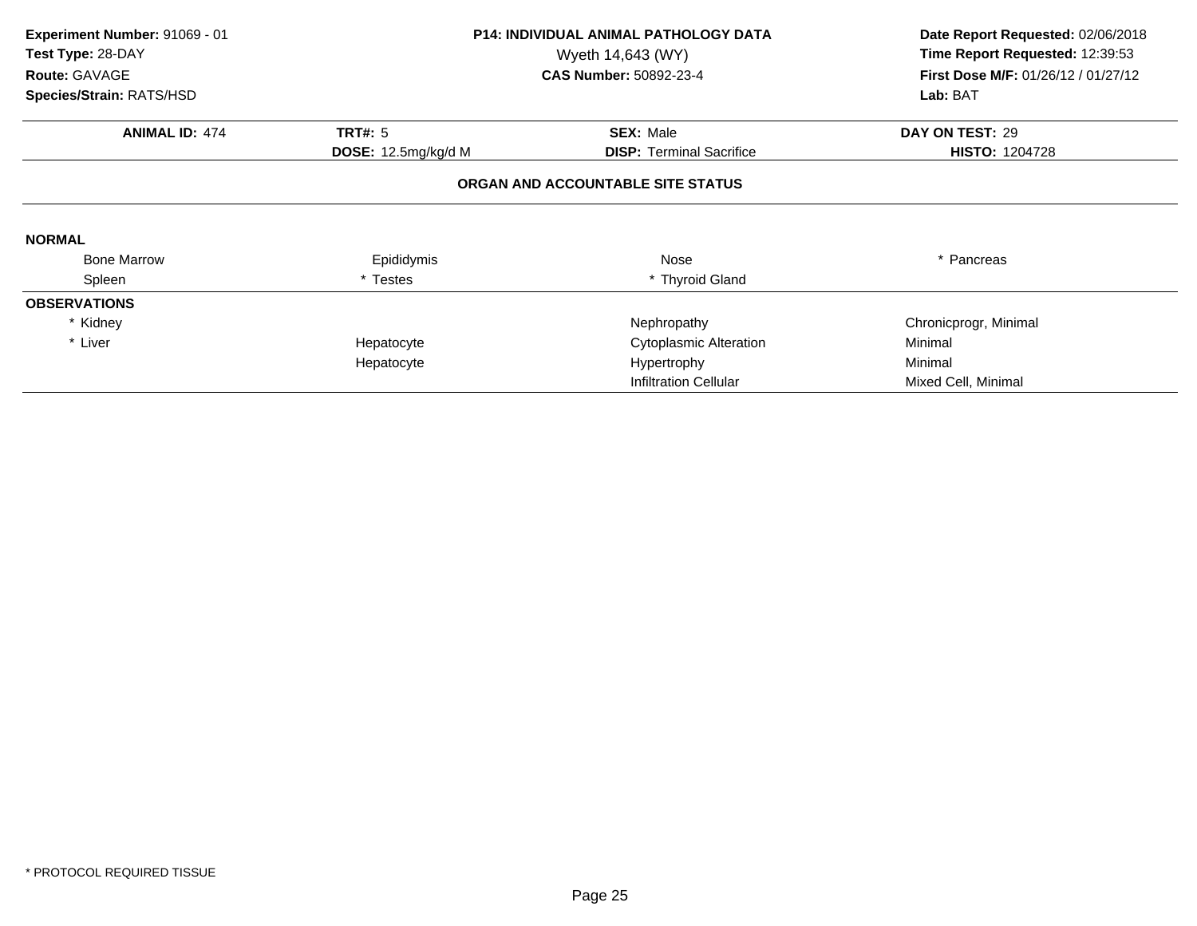**Experiment Number:** 91069 - 01
**Test Type:** 28-DAY
**Route:** GAVAGE
**Species/Strain:** RATS/HSD

**P14: INDIVIDUAL ANIMAL PATHOLOGY DATA**
Wyeth 14,643 (WY)
**CAS Number:** 50892-23-4

**Date Report Requested:** 02/06/2018
**Time Report Requested:** 12:39:53
**First Dose M/F:** 01/26/12 / 01/27/12
**Lab:** BAT

| **ANIMAL ID:** 474 | **TRT#:** 5 | **SEX:** Male | **DAY ON TEST:** 29 |
|---|---|---|---|
| | **DOSE:** 12.5mg/kg/d M | **DISP:** Terminal Sacrifice | **HISTO:** 1204728 |

**ORGAN AND ACCOUNTABLE SITE STATUS**

| | | | |
|---|---|---|---|
| **NORMAL** | | | |
| Bone Marrow | Epididymis | Nose | * Pancreas |
| Spleen | * Testes | * Thyroid Gland | |
| **OBSERVATIONS** | | | |
| * Kidney | | Nephropathy | Chronicprogr, Minimal |
| * Liver | Hepatocyte | Cytoplasmic Alteration | Minimal |
| | Hepatocyte | Hypertrophy | Minimal |
| | | Infiltration Cellular | Mixed Cell, Minimal |

\* PROTOCOL REQUIRED TISSUE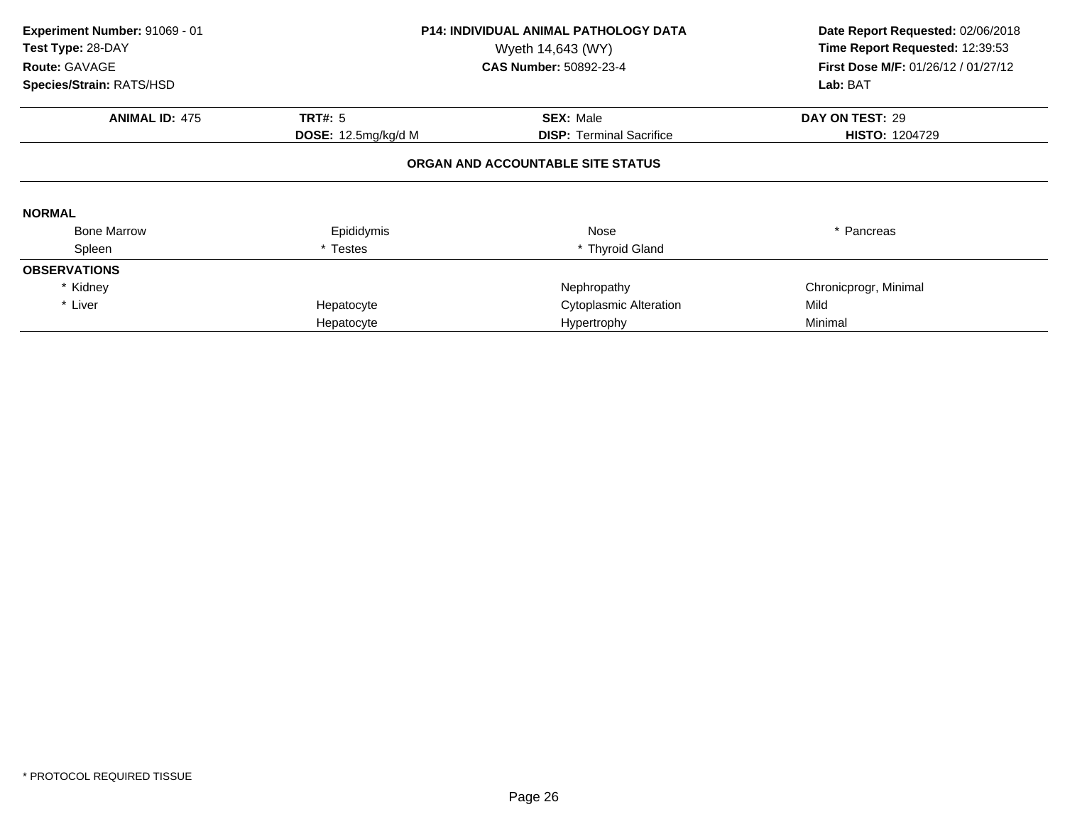**Experiment Number:** 91069 - 01
**Test Type:** 28-DAY
**Route:** GAVAGE
**Species/Strain:** RATS/HSD

**P14: INDIVIDUAL ANIMAL PATHOLOGY DATA**
Wyeth 14,643 (WY)
**CAS Number:** 50892-23-4

**Date Report Requested:** 02/06/2018
**Time Report Requested:** 12:39:53
**First Dose M/F:** 01/26/12 / 01/27/12
**Lab:** BAT

| **ANIMAL ID:** 475 | **TRT#:** 5 | **SEX:** Male | **DAY ON TEST:** 29 |
|---|---|---|---|
| | **DOSE:** 12.5mg/kg/d M | **DISP:** Terminal Sacrifice | **HISTO:** 1204729 |

### ORGAN AND ACCOUNTABLE SITE STATUS

**NORMAL**

| | | | |
|---|---|---|---|
| Bone Marrow | Epididymis | Nose | * Pancreas |
| Spleen | * Testes | * Thyroid Gland | |

**OBSERVATIONS**

| | | | |
|---|---|---|---|
| * Kidney | | Nephropathy | Chronicprogr, Minimal |
| * Liver | Hepatocyte | Cytoplasmic Alteration | Mild |
| | Hepatocyte | Hypertrophy | Minimal |

\* PROTOCOL REQUIRED TISSUE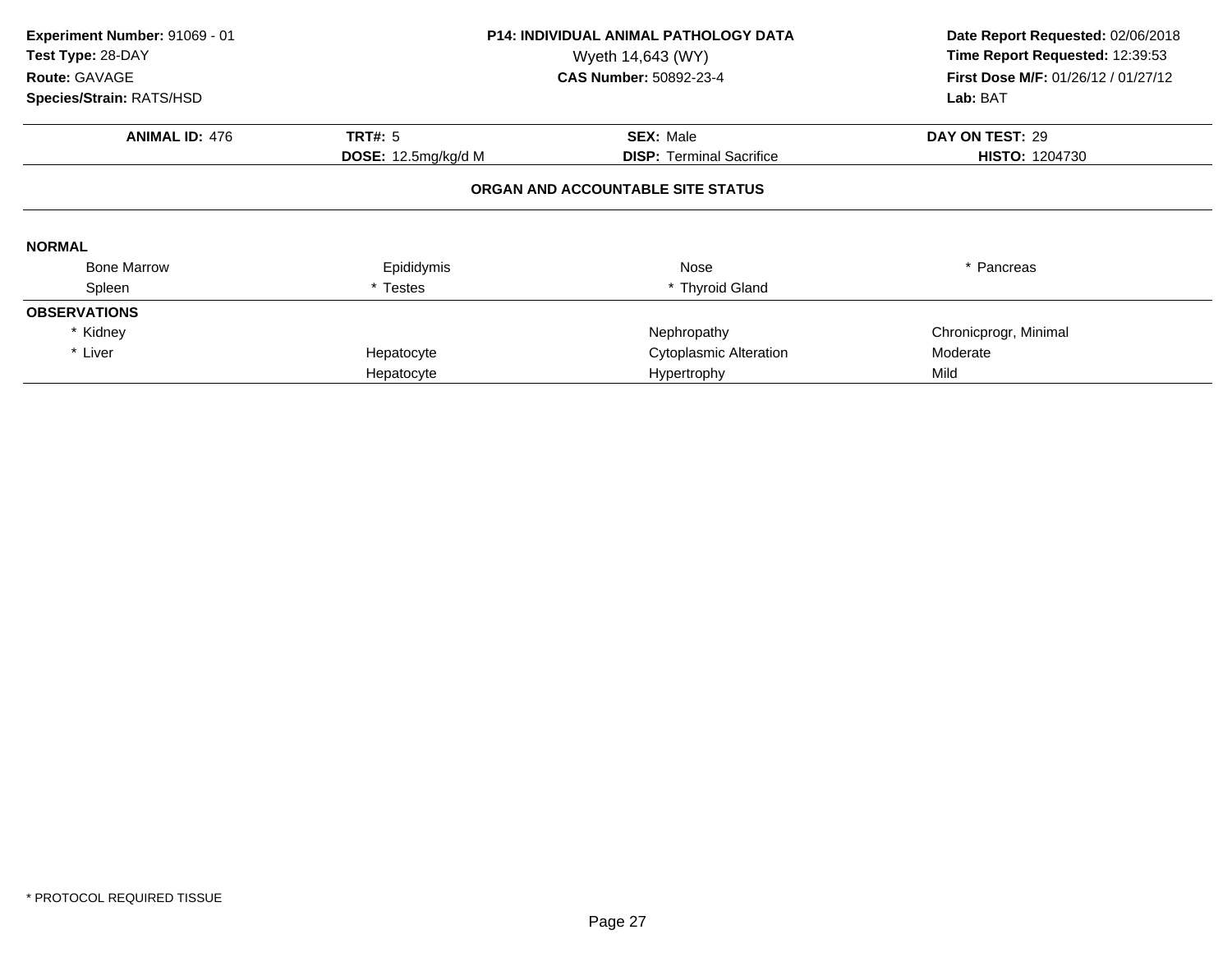**Experiment Number:** 91069 - 01
**Test Type:** 28-DAY
**Route:** GAVAGE
**Species/Strain:** RATS/HSD

**P14: INDIVIDUAL ANIMAL PATHOLOGY DATA**
Wyeth 14,643 (WY)
**CAS Number:** 50892-23-4

**Date Report Requested:** 02/06/2018
**Time Report Requested:** 12:39:53
**First Dose M/F:** 01/26/12 / 01/27/12
**Lab:** BAT

| **ANIMAL ID:** 476 | **TRT#:** 5 | **SEX:** Male | **DAY ON TEST:** 29 |
|---|---|---|---|
| | **DOSE:** 12.5mg/kg/d M | **DISP:** Terminal Sacrifice | **HISTO:** 1204730 |

### ORGAN AND ACCOUNTABLE SITE STATUS

**NORMAL**

| | | | |
|---|---|---|---|
| Bone Marrow | Epididymis | Nose | * Pancreas |
| Spleen | * Testes | * Thyroid Gland | |

**OBSERVATIONS**

| | | | |
|---|---|---|---|
| * Kidney | | Nephropathy | Chronicprogr, Minimal |
| * Liver | Hepatocyte | Cytoplasmic Alteration | Moderate |
| | Hepatocyte | Hypertrophy | Mild |

\* PROTOCOL REQUIRED TISSUE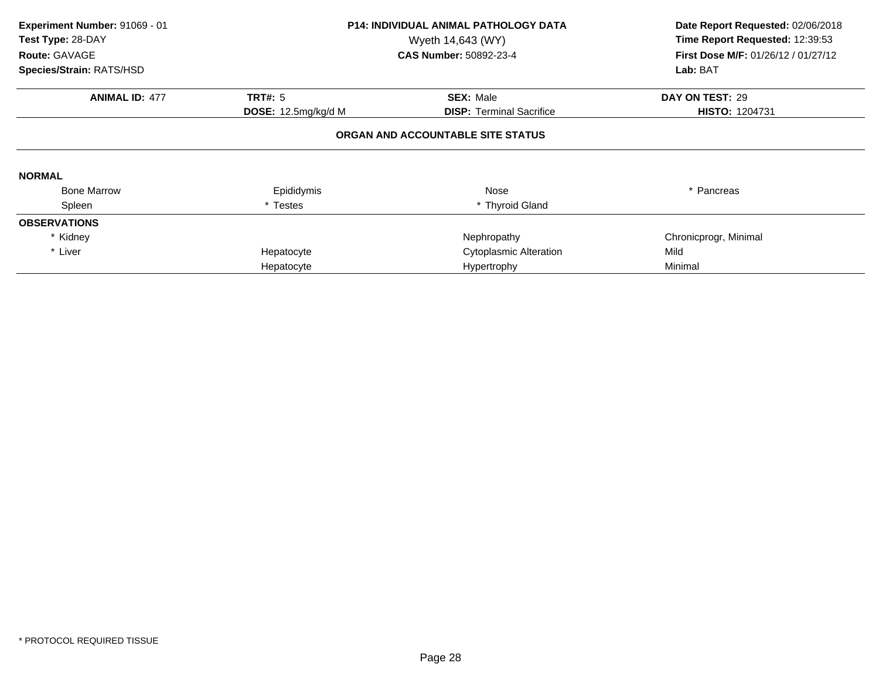**Experiment Number:** 91069 - 01
**Test Type:** 28-DAY
**Route:** GAVAGE
**Species/Strain:** RATS/HSD

**P14: INDIVIDUAL ANIMAL PATHOLOGY DATA**
Wyeth 14,643 (WY)
**CAS Number:** 50892-23-4

**Date Report Requested:** 02/06/2018
**Time Report Requested:** 12:39:53
**First Dose M/F:** 01/26/12 / 01/27/12
**Lab:** BAT

| **ANIMAL ID:** 477 | **TRT#:** 5 | **SEX:** Male | **DAY ON TEST:** 29 |
|---|---|---|---|
| | **DOSE:** 12.5mg/kg/d M | **DISP:** Terminal Sacrifice | **HISTO:** 1204731 |

### ORGAN AND ACCOUNTABLE SITE STATUS

**NORMAL**

| | | | |
|---|---|---|---|
| Bone Marrow | Epididymis | Nose | * Pancreas |
| Spleen | * Testes | * Thyroid Gland | |

**OBSERVATIONS**

| | | | |
|---|---|---|---|
| * Kidney | | Nephropathy | Chronicprogr, Minimal |
| * Liver | Hepatocyte | Cytoplasmic Alteration | Mild |
| | Hepatocyte | Hypertrophy | Minimal |

* PROTOCOL REQUIRED TISSUE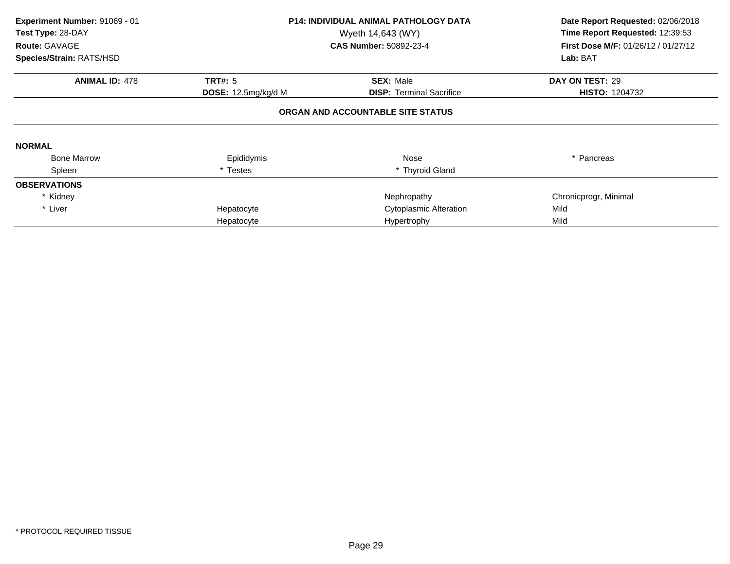**Experiment Number:** 91069 - 01
**Test Type:** 28-DAY
**Route:** GAVAGE
**Species/Strain:** RATS/HSD

**P14: INDIVIDUAL ANIMAL PATHOLOGY DATA**
Wyeth 14,643 (WY)
**CAS Number:** 50892-23-4

**Date Report Requested:** 02/06/2018
**Time Report Requested:** 12:39:53
**First Dose M/F:** 01/26/12 / 01/27/12
**Lab:** BAT

| **ANIMAL ID:** 478 | **TRT#:** 5 | **SEX:** Male | **DAY ON TEST:** 29 |
|---|---|---|---|
| | **DOSE:** 12.5mg/kg/d M | **DISP:** Terminal Sacrifice | **HISTO:** 1204732 |

**ORGAN AND ACCOUNTABLE SITE STATUS**

**NORMAL**

| | | | |
|---|---|---|---|
| Bone Marrow | Epididymis | Nose | * Pancreas |
| Spleen | * Testes | * Thyroid Gland | |

**OBSERVATIONS**

| | | | |
|---|---|---|---|
| * Kidney | | Nephropathy | Chronicprogr, Minimal |
| * Liver | Hepatocyte | Cytoplasmic Alteration | Mild |
| | Hepatocyte | Hypertrophy | Mild |

* PROTOCOL REQUIRED TISSUE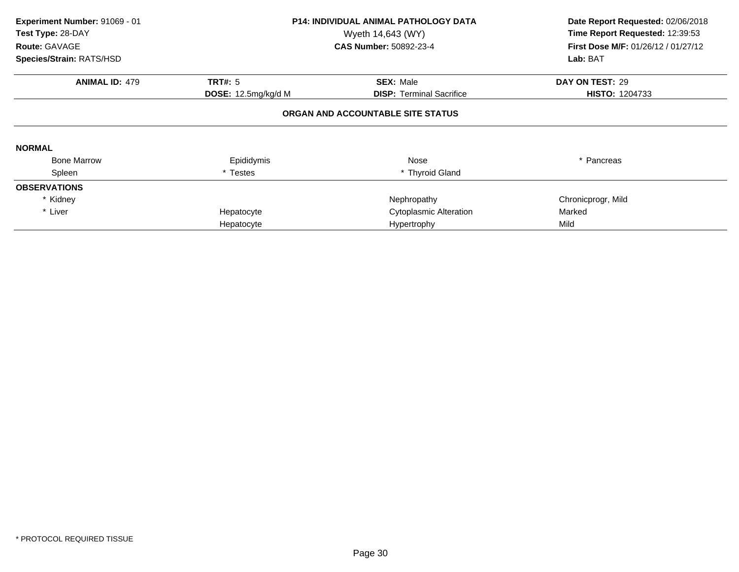**Experiment Number:** 91069 - 01
**Test Type:** 28-DAY
**Route:** GAVAGE
**Species/Strain:** RATS/HSD

**P14: INDIVIDUAL ANIMAL PATHOLOGY DATA**
Wyeth 14,643 (WY)
**CAS Number:** 50892-23-4

**Date Report Requested:** 02/06/2018
**Time Report Requested:** 12:39:53
**First Dose M/F:** 01/26/12 / 01/27/12
**Lab:** BAT

| **ANIMAL ID:** 479 | **TRT#:** 5 | **SEX:** Male | **DAY ON TEST:** 29 |
|---|---|---|---|
| | **DOSE:** 12.5mg/kg/d M | **DISP:** Terminal Sacrifice | **HISTO:** 1204733 |

**ORGAN AND ACCOUNTABLE SITE STATUS**

**NORMAL**

| | | | |
|---|---|---|---|
| Bone Marrow | Epididymis | Nose | * Pancreas |
| Spleen | * Testes | * Thyroid Gland | |

**OBSERVATIONS**

| | | | |
|---|---|---|---|
| * Kidney | | Nephropathy | Chronicprogr, Mild |
| * Liver | Hepatocyte | Cytoplasmic Alteration | Marked |
| | Hepatocyte | Hypertrophy | Mild |

* PROTOCOL REQUIRED TISSUE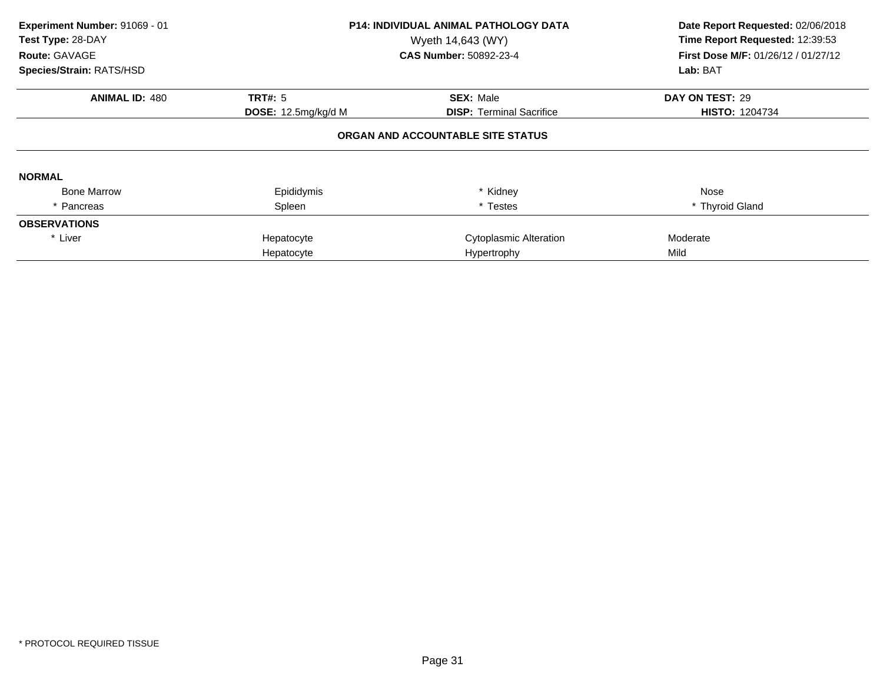**Experiment Number:** 91069 - 01
**Test Type:** 28-DAY
**Route:** GAVAGE
**Species/Strain:** RATS/HSD

**P14: INDIVIDUAL ANIMAL PATHOLOGY DATA**
Wyeth 14,643 (WY)
**CAS Number:** 50892-23-4

**Date Report Requested:** 02/06/2018
**Time Report Requested:** 12:39:53
**First Dose M/F:** 01/26/12 / 01/27/12
**Lab:** BAT

| **ANIMAL ID:** 480 | **TRT#:** 5 | **SEX:** Male | **DAY ON TEST:** 29 |
|---|---|---|---|
| | **DOSE:** 12.5mg/kg/d M | **DISP:** Terminal Sacrifice | **HISTO:** 1204734 |

**ORGAN AND ACCOUNTABLE SITE STATUS**

**NORMAL**

| | | | |
|---|---|---|---|
| Bone Marrow | Epididymis | * Kidney | Nose |
| * Pancreas | Spleen | * Testes | * Thyroid Gland |

**OBSERVATIONS**

| | | | |
|---|---|---|---|
| * Liver | Hepatocyte | Cytoplasmic Alteration | Moderate |
| | Hepatocyte | Hypertrophy | Mild |

* PROTOCOL REQUIRED TISSUE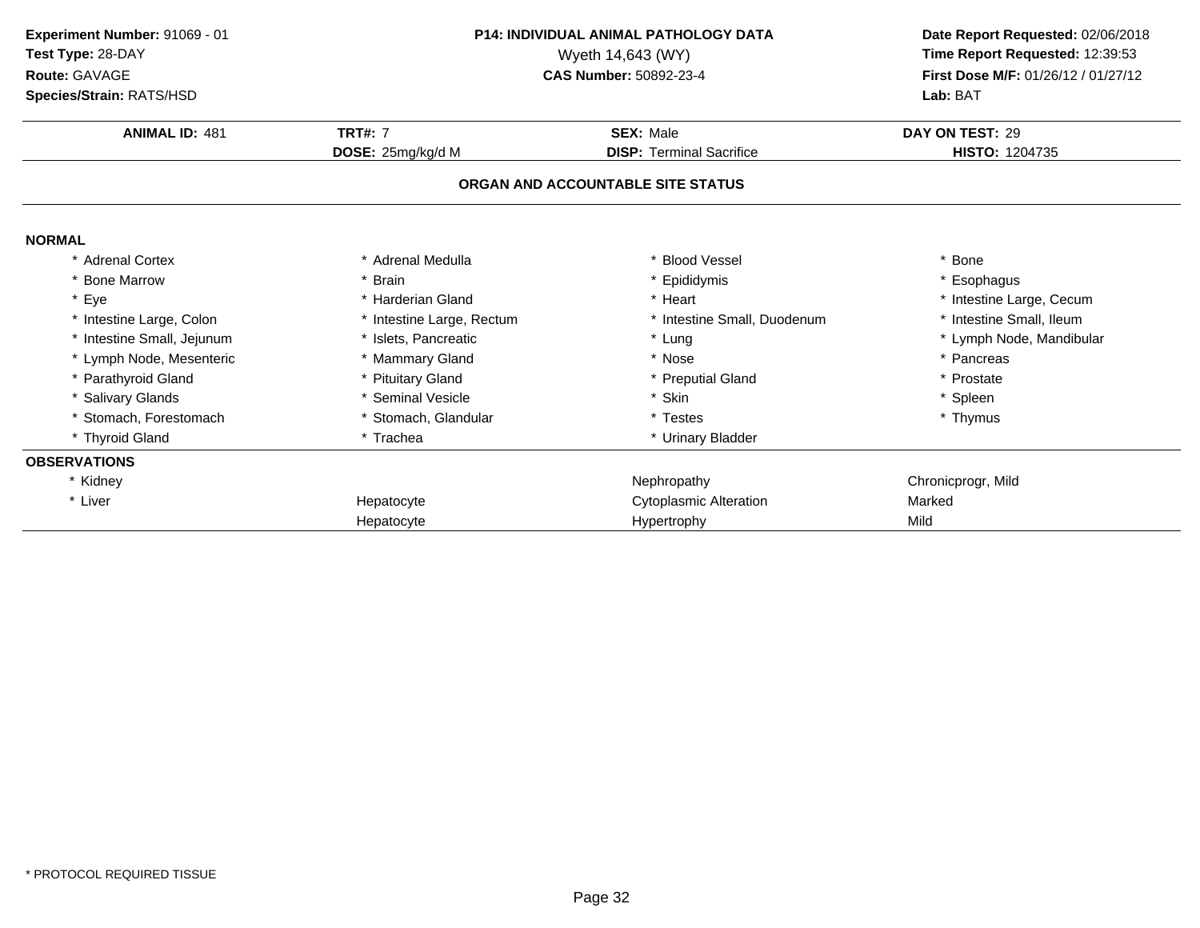**Experiment Number:** 91069 - 01
**Test Type:** 28-DAY
**Route:** GAVAGE
**Species/Strain:** RATS/HSD

**P14: INDIVIDUAL ANIMAL PATHOLOGY DATA**
Wyeth 14,643 (WY)
**CAS Number:** 50892-23-4

**Date Report Requested:** 02/06/2018
**Time Report Requested:** 12:39:53
**First Dose M/F:** 01/26/12 / 01/27/12
**Lab:** BAT

| **ANIMAL ID:** 481 | **TRT#:** 7 | **SEX:** Male | **DAY ON TEST:** 29 |
|---|---|---|---|
| | **DOSE:** 25mg/kg/d M | **DISP:** Terminal Sacrifice | **HISTO:** 1204735 |

## ORGAN AND ACCOUNTABLE SITE STATUS

**NORMAL**

| | | | |
|---|---|---|---|
| * Adrenal Cortex | * Adrenal Medulla | * Blood Vessel | * Bone |
| * Bone Marrow | * Brain | * Epididymis | * Esophagus |
| * Eye | * Harderian Gland | * Heart | * Intestine Large, Cecum |
| * Intestine Large, Colon | * Intestine Large, Rectum | * Intestine Small, Duodenum | * Intestine Small, Ileum |
| * Intestine Small, Jejunum | * Islets, Pancreatic | * Lung | * Lymph Node, Mandibular |
| * Lymph Node, Mesenteric | * Mammary Gland | * Nose | * Pancreas |
| * Parathyroid Gland | * Pituitary Gland | * Preputial Gland | * Prostate |
| * Salivary Glands | * Seminal Vesicle | * Skin | * Spleen |
| * Stomach, Forestomach | * Stomach, Glandular | * Testes | * Thymus |
| * Thyroid Gland | * Trachea | * Urinary Bladder | |

**OBSERVATIONS**

| | | | |
|---|---|---|---|
| * Kidney | | Nephropathy | Chronicprogr, Mild |
| * Liver | Hepatocyte | Cytoplasmic Alteration | Marked |
| | Hepatocyte | Hypertrophy | Mild |

* PROTOCOL REQUIRED TISSUE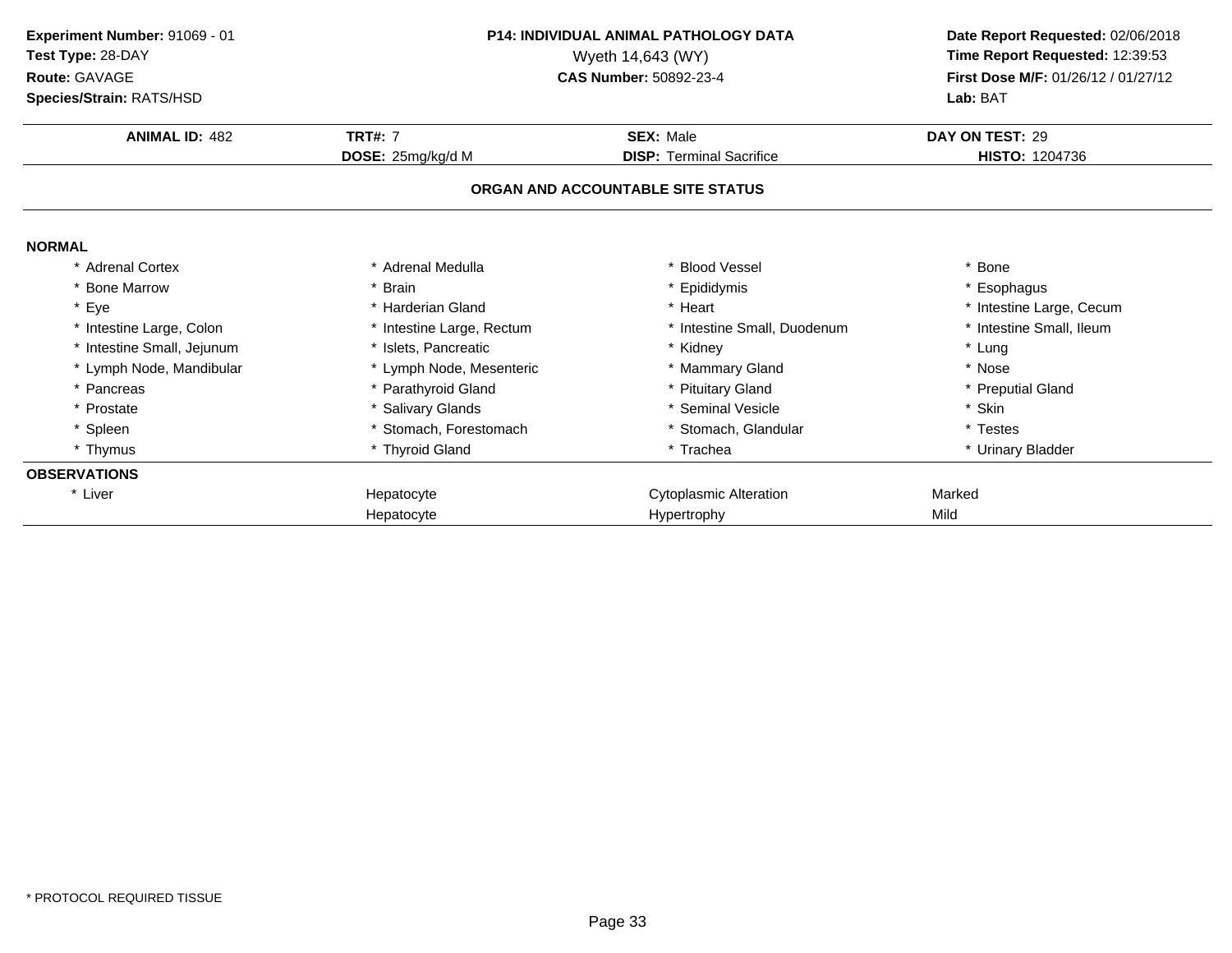**Experiment Number:** 91069 - 01
**Test Type:** 28-DAY
**Route:** GAVAGE
**Species/Strain:** RATS/HSD

**P14: INDIVIDUAL ANIMAL PATHOLOGY DATA**
Wyeth 14,643 (WY)
**CAS Number:** 50892-23-4

**Date Report Requested:** 02/06/2018
**Time Report Requested:** 12:39:53
**First Dose M/F:** 01/26/12 / 01/27/12
**Lab:** BAT

| **ANIMAL ID:** 482 | **TRT#:** 7 | **SEX:** Male | **DAY ON TEST:** 29 |
|---|---|---|---|
| | **DOSE:** 25mg/kg/d M | **DISP:** Terminal Sacrifice | **HISTO:** 1204736 |

## ORGAN AND ACCOUNTABLE SITE STATUS

**NORMAL**

| | | | |
|---|---|---|---|
| * Adrenal Cortex | * Adrenal Medulla | * Blood Vessel | * Bone |
| * Bone Marrow | * Brain | * Epididymis | * Esophagus |
| * Eye | * Harderian Gland | * Heart | * Intestine Large, Cecum |
| * Intestine Large, Colon | * Intestine Large, Rectum | * Intestine Small, Duodenum | * Intestine Small, Ileum |
| * Intestine Small, Jejunum | * Islets, Pancreatic | * Kidney | * Lung |
| * Lymph Node, Mandibular | * Lymph Node, Mesenteric | * Mammary Gland | * Nose |
| * Pancreas | * Parathyroid Gland | * Pituitary Gland | * Preputial Gland |
| * Prostate | * Salivary Glands | * Seminal Vesicle | * Skin |
| * Spleen | * Stomach, Forestomach | * Stomach, Glandular | * Testes |
| * Thymus | * Thyroid Gland | * Trachea | * Urinary Bladder |

**OBSERVATIONS**

| | | | |
|---|---|---|---|
| * Liver | Hepatocyte | Cytoplasmic Alteration | Marked |
| | Hepatocyte | Hypertrophy | Mild |

* PROTOCOL REQUIRED TISSUE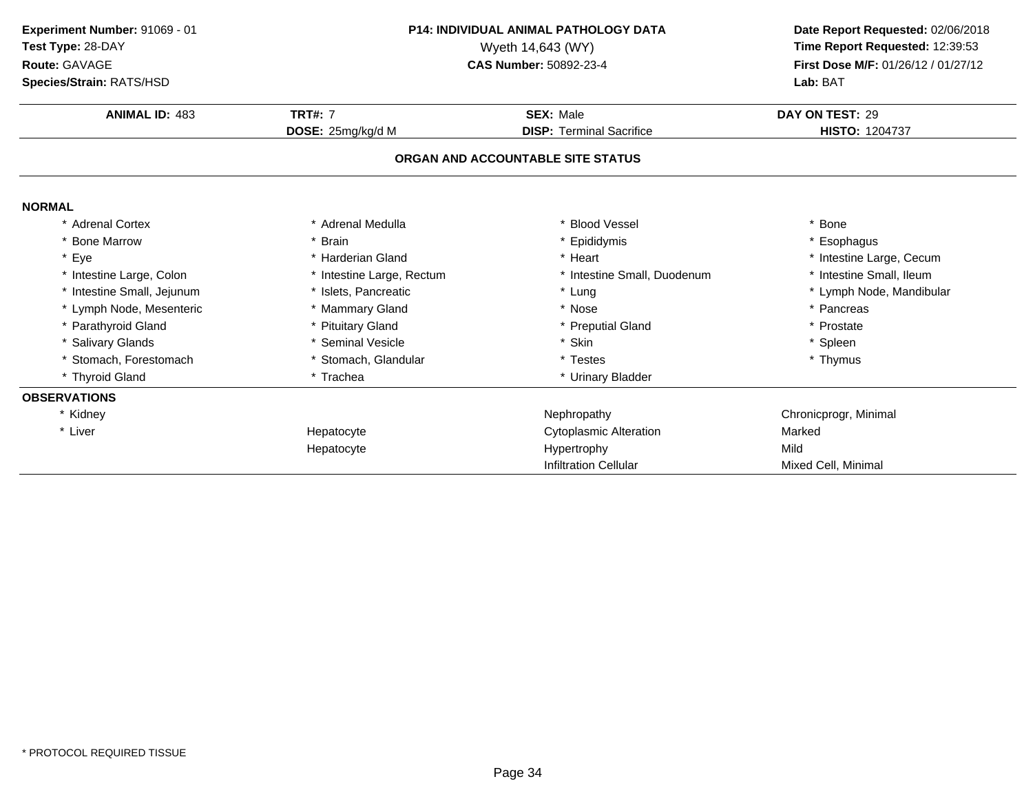**Experiment Number:** 91069 - 01
**Test Type:** 28-DAY
**Route:** GAVAGE
**Species/Strain:** RATS/HSD

**P14: INDIVIDUAL ANIMAL PATHOLOGY DATA**
Wyeth 14,643 (WY)
**CAS Number:** 50892-23-4

**Date Report Requested:** 02/06/2018
**Time Report Requested:** 12:39:53
**First Dose M/F:** 01/26/12 / 01/27/12
**Lab:** BAT

| **ANIMAL ID:** 483 | **TRT#:** 7 | **SEX:** Male | **DAY ON TEST:** 29 |
|---|---|---|---|
| | **DOSE:** 25mg/kg/d M | **DISP:** Terminal Sacrifice | **HISTO:** 1204737 |

## ORGAN AND ACCOUNTABLE SITE STATUS

**NORMAL**

| | | | |
|---|---|---|---|
| * Adrenal Cortex | * Adrenal Medulla | * Blood Vessel | * Bone |
| * Bone Marrow | * Brain | * Epididymis | * Esophagus |
| * Eye | * Harderian Gland | * Heart | * Intestine Large, Cecum |
| * Intestine Large, Colon | * Intestine Large, Rectum | * Intestine Small, Duodenum | * Intestine Small, Ileum |
| * Intestine Small, Jejunum | * Islets, Pancreatic | * Lung | * Lymph Node, Mandibular |
| * Lymph Node, Mesenteric | * Mammary Gland | * Nose | * Pancreas |
| * Parathyroid Gland | * Pituitary Gland | * Preputial Gland | * Prostate |
| * Salivary Glands | * Seminal Vesicle | * Skin | * Spleen |
| * Stomach, Forestomach | * Stomach, Glandular | * Testes | * Thymus |
| * Thyroid Gland | * Trachea | * Urinary Bladder | |

**OBSERVATIONS**

| | | | |
|---|---|---|---|
| * Kidney | | Nephropathy | Chronicprogr, Minimal |
| * Liver | Hepatocyte | Cytoplasmic Alteration | Marked |
| | Hepatocyte | Hypertrophy | Mild |
| | | Infiltration Cellular | Mixed Cell, Minimal |

* PROTOCOL REQUIRED TISSUE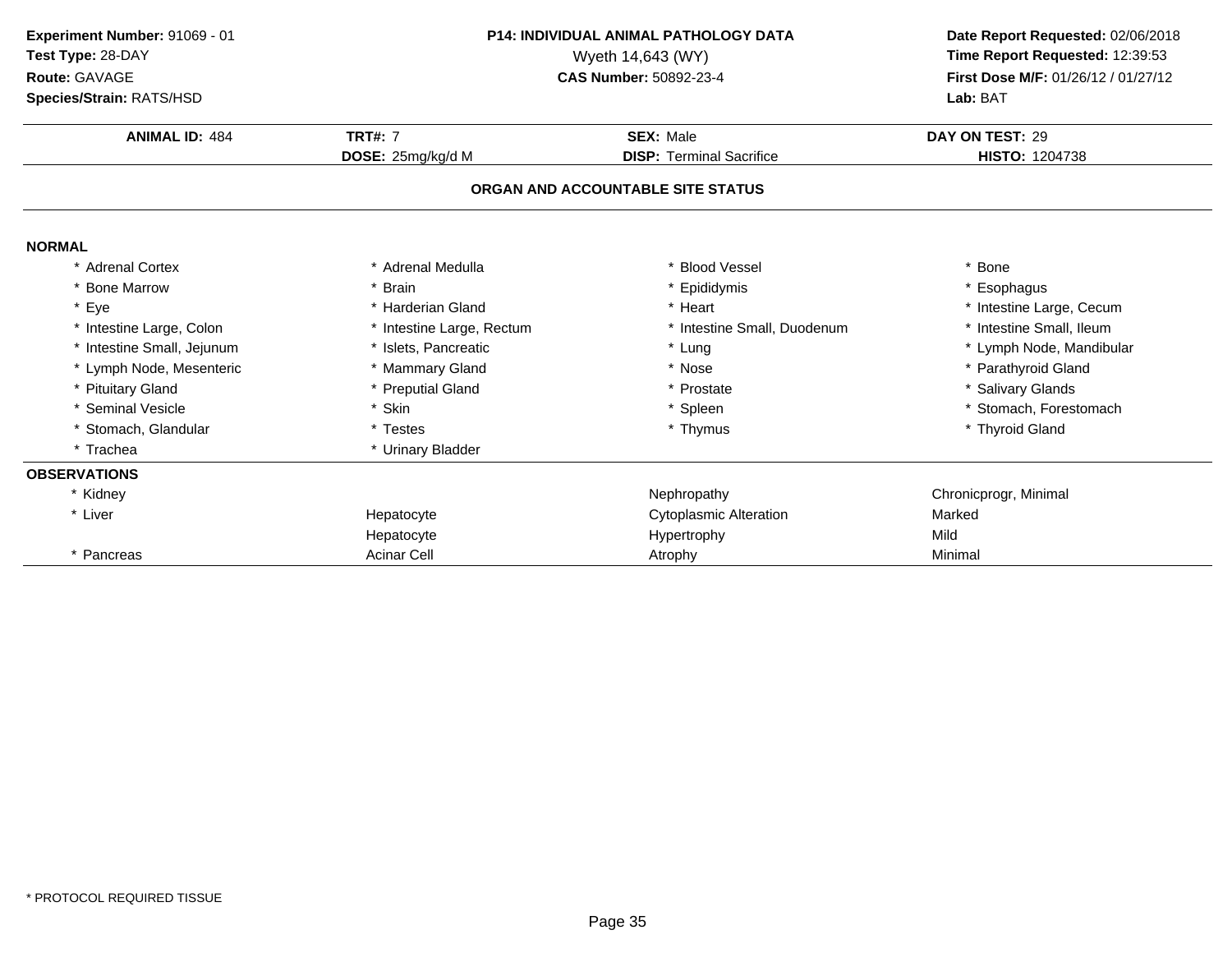**Experiment Number:** 91069 - 01
**Test Type:** 28-DAY
**Route:** GAVAGE
**Species/Strain:** RATS/HSD

**P14: INDIVIDUAL ANIMAL PATHOLOGY DATA**
Wyeth 14,643 (WY)
**CAS Number:** 50892-23-4

**Date Report Requested:** 02/06/2018
**Time Report Requested:** 12:39:53
**First Dose M/F:** 01/26/12 / 01/27/12
**Lab:** BAT

| **ANIMAL ID:** 484 | **TRT#:** 7 | **SEX:** Male | **DAY ON TEST:** 29 |
|---|---|---|---|
| | **DOSE:** 25mg/kg/d M | **DISP:** Terminal Sacrifice | **HISTO:** 1204738 |

## ORGAN AND ACCOUNTABLE SITE STATUS

**NORMAL**

| | | | |
|---|---|---|---|
| * Adrenal Cortex | * Adrenal Medulla | * Blood Vessel | * Bone |
| * Bone Marrow | * Brain | * Epididymis | * Esophagus |
| * Eye | * Harderian Gland | * Heart | * Intestine Large, Cecum |
| * Intestine Large, Colon | * Intestine Large, Rectum | * Intestine Small, Duodenum | * Intestine Small, Ileum |
| * Intestine Small, Jejunum | * Islets, Pancreatic | * Lung | * Lymph Node, Mandibular |
| * Lymph Node, Mesenteric | * Mammary Gland | * Nose | * Parathyroid Gland |
| * Pituitary Gland | * Preputial Gland | * Prostate | * Salivary Glands |
| * Seminal Vesicle | * Skin | * Spleen | * Stomach, Forestomach |
| * Stomach, Glandular | * Testes | * Thymus | * Thyroid Gland |
| * Trachea | * Urinary Bladder | | |

**OBSERVATIONS**

| | | | |
|---|---|---|---|
| * Kidney | | Nephropathy | Chronicprogr, Minimal |
| * Liver | Hepatocyte | Cytoplasmic Alteration | Marked |
| | Hepatocyte | Hypertrophy | Mild |
| * Pancreas | Acinar Cell | Atrophy | Minimal |

\* PROTOCOL REQUIRED TISSUE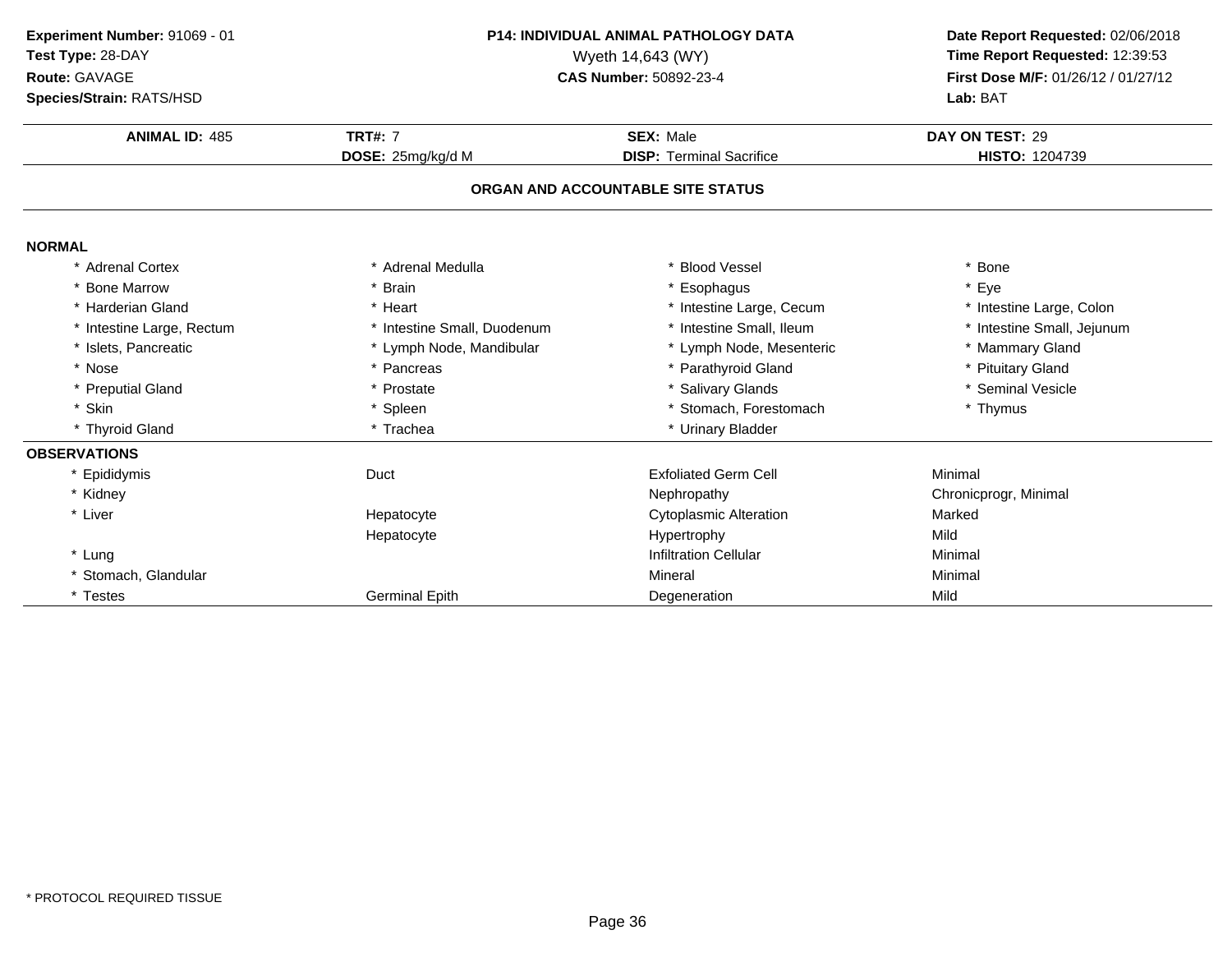**Experiment Number:** 91069 - 01
**Test Type:** 28-DAY
**Route:** GAVAGE
**Species/Strain:** RATS/HSD

**P14: INDIVIDUAL ANIMAL PATHOLOGY DATA**
Wyeth 14,643 (WY)
**CAS Number:** 50892-23-4

**Date Report Requested:** 02/06/2018
**Time Report Requested:** 12:39:53
**First Dose M/F:** 01/26/12 / 01/27/12
**Lab:** BAT

| **ANIMAL ID:** 485 | **TRT#:** 7 | **SEX:** Male | **DAY ON TEST:** 29 |
|---|---|---|---|
| | **DOSE:** 25mg/kg/d M | **DISP:** Terminal Sacrifice | **HISTO:** 1204739 |

## ORGAN AND ACCOUNTABLE SITE STATUS

**NORMAL**

| | | | |
|---|---|---|---|
| * Adrenal Cortex | * Adrenal Medulla | * Blood Vessel | * Bone |
| * Bone Marrow | * Brain | * Esophagus | * Eye |
| * Harderian Gland | * Heart | * Intestine Large, Cecum | * Intestine Large, Colon |
| * Intestine Large, Rectum | * Intestine Small, Duodenum | * Intestine Small, Ileum | * Intestine Small, Jejunum |
| * Islets, Pancreatic | * Lymph Node, Mandibular | * Lymph Node, Mesenteric | * Mammary Gland |
| * Nose | * Pancreas | * Parathyroid Gland | * Pituitary Gland |
| * Preputial Gland | * Prostate | * Salivary Glands | * Seminal Vesicle |
| * Skin | * Spleen | * Stomach, Forestomach | * Thymus |
| * Thyroid Gland | * Trachea | * Urinary Bladder | |

**OBSERVATIONS**

| | | | |
|---|---|---|---|
| * Epididymis | Duct | Exfoliated Germ Cell | Minimal |
| * Kidney | | Nephropathy | Chronicprogr, Minimal |
| * Liver | Hepatocyte | Cytoplasmic Alteration | Marked |
| | Hepatocyte | Hypertrophy | Mild |
| * Lung | | Infiltration Cellular | Minimal |
| * Stomach, Glandular | | Mineral | Minimal |
| * Testes | Germinal Epith | Degeneration | Mild |

* PROTOCOL REQUIRED TISSUE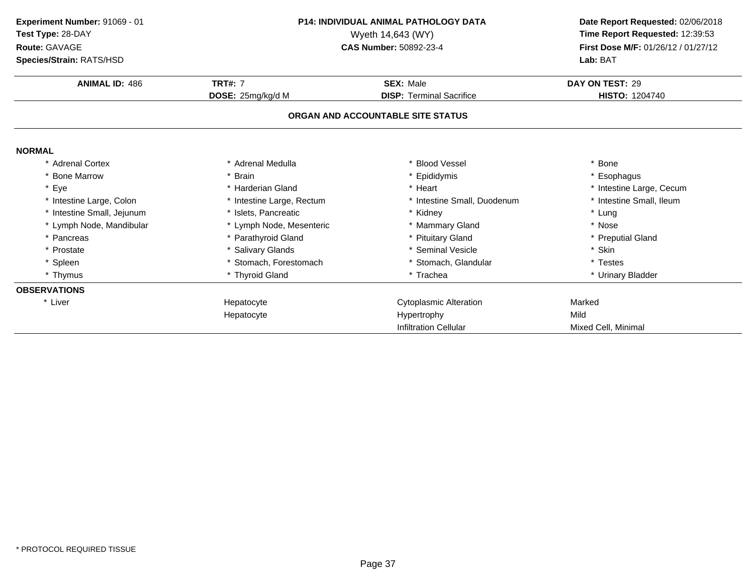**Experiment Number:** 91069 - 01
**Test Type:** 28-DAY
**Route:** GAVAGE
**Species/Strain:** RATS/HSD

**P14: INDIVIDUAL ANIMAL PATHOLOGY DATA**
Wyeth 14,643 (WY)
**CAS Number:** 50892-23-4

**Date Report Requested:** 02/06/2018
**Time Report Requested:** 12:39:53
**First Dose M/F:** 01/26/12 / 01/27/12
**Lab:** BAT

| **ANIMAL ID:** 486 | **TRT#:** 7 | **SEX:** Male | **DAY ON TEST:** 29 |
|---|---|---|---|
| | **DOSE:** 25mg/kg/d M | **DISP:** Terminal Sacrifice | **HISTO:** 1204740 |

## ORGAN AND ACCOUNTABLE SITE STATUS

**NORMAL**

| | | | |
|---|---|---|---|
| * Adrenal Cortex | * Adrenal Medulla | * Blood Vessel | * Bone |
| * Bone Marrow | * Brain | * Epididymis | * Esophagus |
| * Eye | * Harderian Gland | * Heart | * Intestine Large, Cecum |
| * Intestine Large, Colon | * Intestine Large, Rectum | * Intestine Small, Duodenum | * Intestine Small, Ileum |
| * Intestine Small, Jejunum | * Islets, Pancreatic | * Kidney | * Lung |
| * Lymph Node, Mandibular | * Lymph Node, Mesenteric | * Mammary Gland | * Nose |
| * Pancreas | * Parathyroid Gland | * Pituitary Gland | * Preputial Gland |
| * Prostate | * Salivary Glands | * Seminal Vesicle | * Skin |
| * Spleen | * Stomach, Forestomach | * Stomach, Glandular | * Testes |
| * Thymus | * Thyroid Gland | * Trachea | * Urinary Bladder |

**OBSERVATIONS**

| | | | |
|---|---|---|---|
| * Liver | Hepatocyte | Cytoplasmic Alteration | Marked |
| | Hepatocyte | Hypertrophy | Mild |
| | | Infiltration Cellular | Mixed Cell, Minimal |

* PROTOCOL REQUIRED TISSUE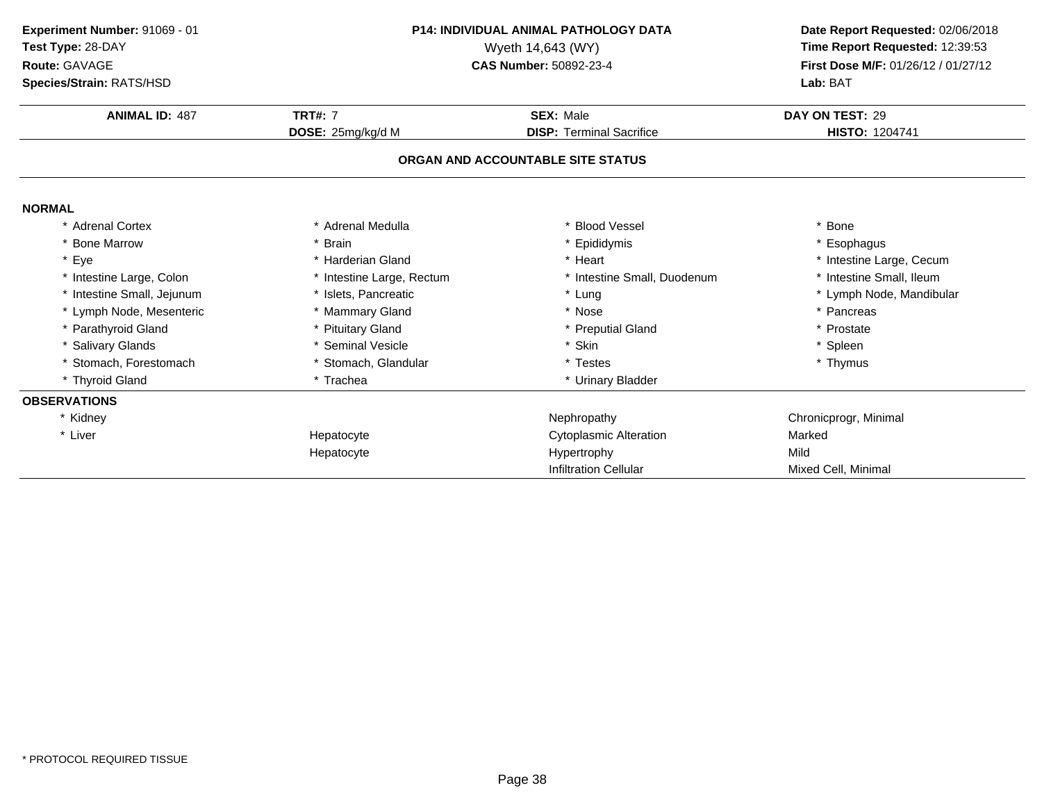**Experiment Number:** 91069 - 01
**Test Type:** 28-DAY
**Route:** GAVAGE
**Species/Strain:** RATS/HSD

**P14: INDIVIDUAL ANIMAL PATHOLOGY DATA**
Wyeth 14,643 (WY)
**CAS Number:** 50892-23-4

**Date Report Requested:** 02/06/2018
**Time Report Requested:** 12:39:53
**First Dose M/F:** 01/26/12 / 01/27/12
**Lab:** BAT

| **ANIMAL ID:** 487 | **TRT#:** 7 | **SEX:** Male | **DAY ON TEST:** 29 |
|---|---|---|---|
| | **DOSE:** 25mg/kg/d M | **DISP:** Terminal Sacrifice | **HISTO:** 1204741 |

## ORGAN AND ACCOUNTABLE SITE STATUS

**NORMAL**

| | | | |
|---|---|---|---|
| * Adrenal Cortex | * Adrenal Medulla | * Blood Vessel | * Bone |
| * Bone Marrow | * Brain | * Epididymis | * Esophagus |
| * Eye | * Harderian Gland | * Heart | * Intestine Large, Cecum |
| * Intestine Large, Colon | * Intestine Large, Rectum | * Intestine Small, Duodenum | * Intestine Small, Ileum |
| * Intestine Small, Jejunum | * Islets, Pancreatic | * Lung | * Lymph Node, Mandibular |
| * Lymph Node, Mesenteric | * Mammary Gland | * Nose | * Pancreas |
| * Parathyroid Gland | * Pituitary Gland | * Preputial Gland | * Prostate |
| * Salivary Glands | * Seminal Vesicle | * Skin | * Spleen |
| * Stomach, Forestomach | * Stomach, Glandular | * Testes | * Thymus |
| * Thyroid Gland | * Trachea | * Urinary Bladder | |

**OBSERVATIONS**

| | | | |
|---|---|---|---|
| * Kidney | | Nephropathy | Chronicprogr, Minimal |
| * Liver | Hepatocyte | Cytoplasmic Alteration | Marked |
| | Hepatocyte | Hypertrophy | Mild |
| | | Infiltration Cellular | Mixed Cell, Minimal |

* PROTOCOL REQUIRED TISSUE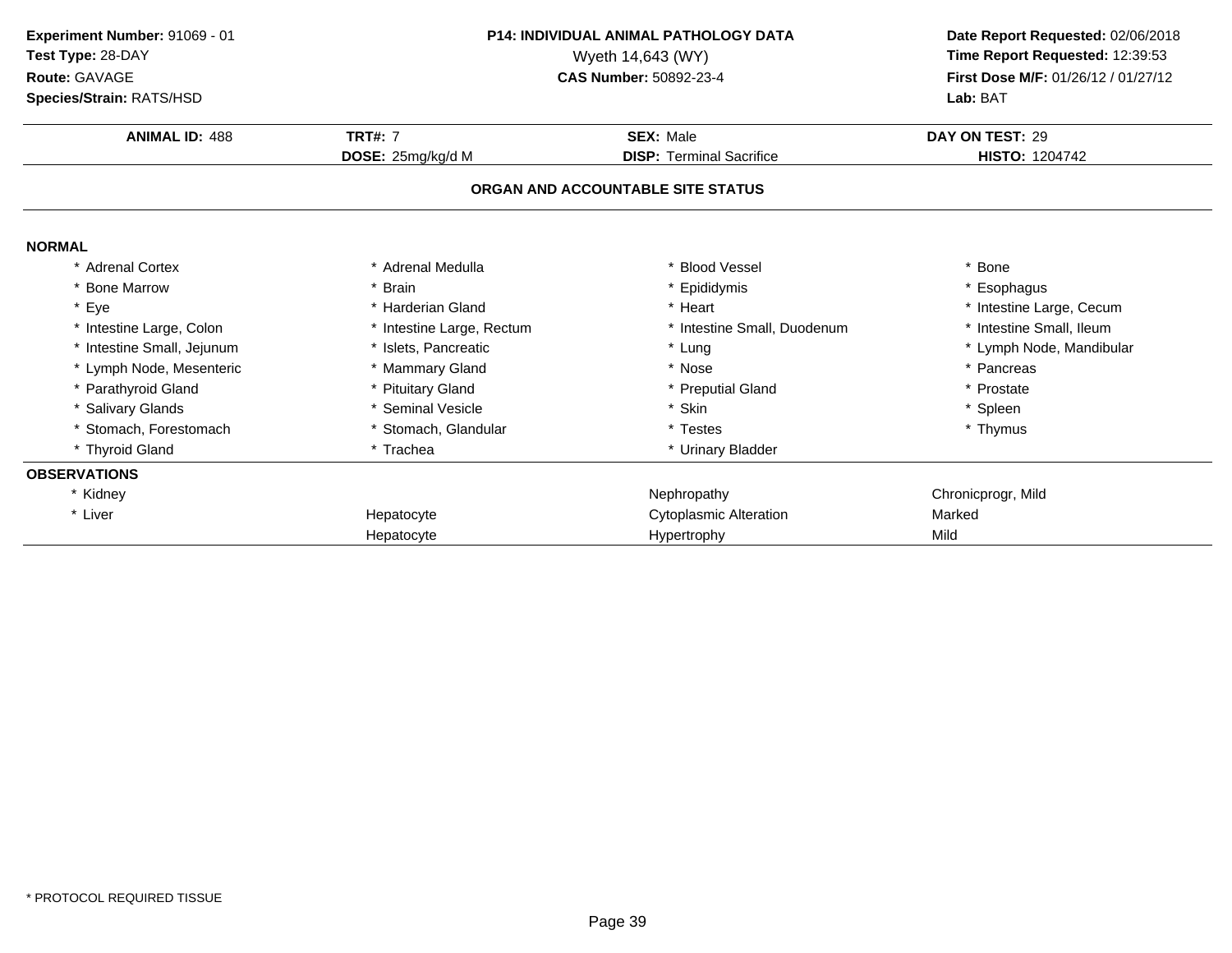**Experiment Number:** 91069 - 01
**Test Type:** 28-DAY
**Route:** GAVAGE
**Species/Strain:** RATS/HSD

**P14: INDIVIDUAL ANIMAL PATHOLOGY DATA**
Wyeth 14,643 (WY)
**CAS Number:** 50892-23-4

**Date Report Requested:** 02/06/2018
**Time Report Requested:** 12:39:53
**First Dose M/F:** 01/26/12 / 01/27/12
**Lab:** BAT

| **ANIMAL ID:** 488 | **TRT#:** 7 | **SEX:** Male | **DAY ON TEST:** 29 |
|---|---|---|---|
| | **DOSE:** 25mg/kg/d M | **DISP:** Terminal Sacrifice | **HISTO:** 1204742 |

## ORGAN AND ACCOUNTABLE SITE STATUS

**NORMAL**

| | | | |
|---|---|---|---|
| * Adrenal Cortex | * Adrenal Medulla | * Blood Vessel | * Bone |
| * Bone Marrow | * Brain | * Epididymis | * Esophagus |
| * Eye | * Harderian Gland | * Heart | * Intestine Large, Cecum |
| * Intestine Large, Colon | * Intestine Large, Rectum | * Intestine Small, Duodenum | * Intestine Small, Ileum |
| * Intestine Small, Jejunum | * Islets, Pancreatic | * Lung | * Lymph Node, Mandibular |
| * Lymph Node, Mesenteric | * Mammary Gland | * Nose | * Pancreas |
| * Parathyroid Gland | * Pituitary Gland | * Preputial Gland | * Prostate |
| * Salivary Glands | * Seminal Vesicle | * Skin | * Spleen |
| * Stomach, Forestomach | * Stomach, Glandular | * Testes | * Thymus |
| * Thyroid Gland | * Trachea | * Urinary Bladder | |

**OBSERVATIONS**

| | | | |
|---|---|---|---|
| * Kidney | | Nephropathy | Chronicprogr, Mild |
| * Liver | Hepatocyte | Cytoplasmic Alteration | Marked |
| | Hepatocyte | Hypertrophy | Mild |

* PROTOCOL REQUIRED TISSUE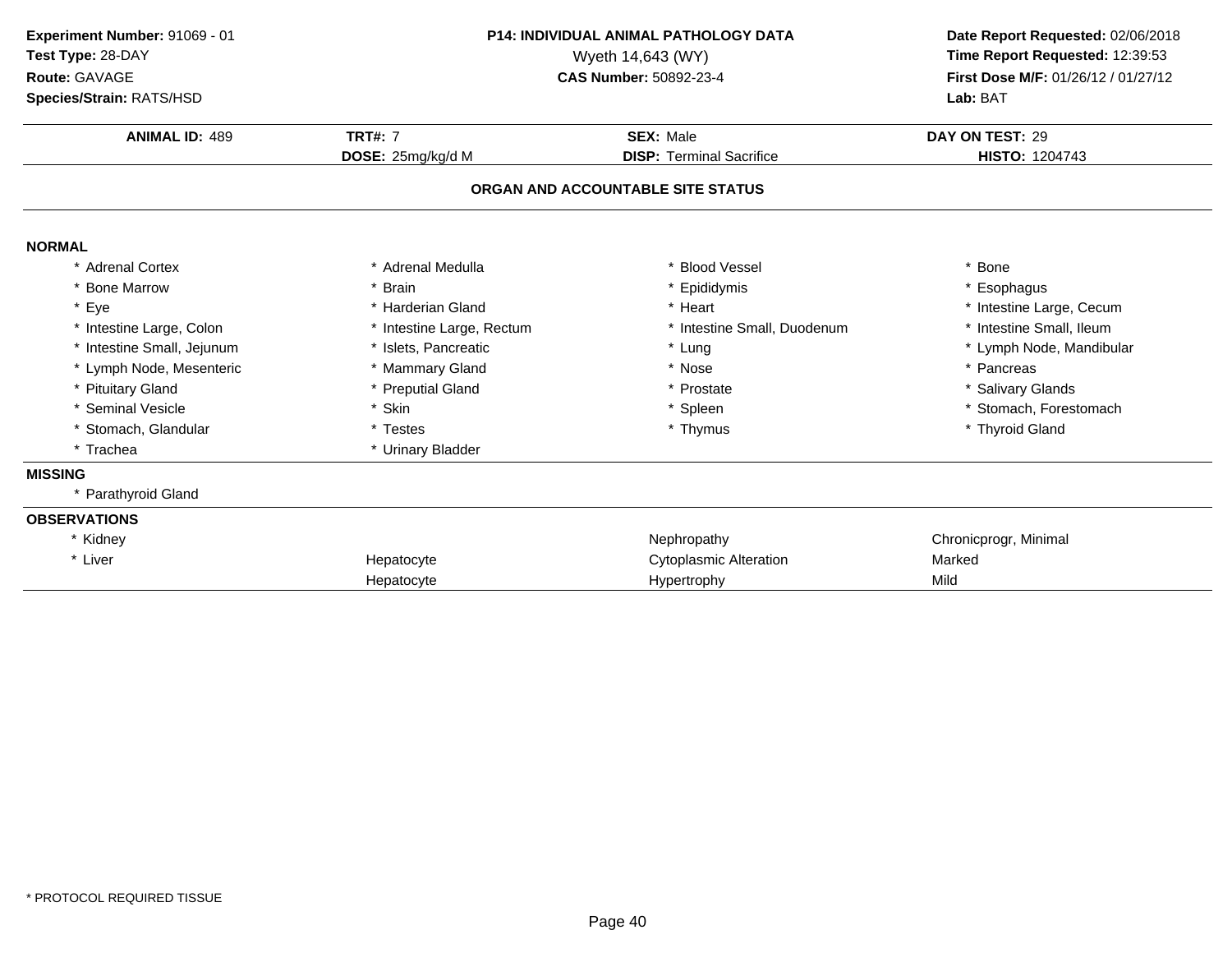**Experiment Number:** 91069 - 01
**Test Type:** 28-DAY
**Route:** GAVAGE
**Species/Strain:** RATS/HSD

**P14: INDIVIDUAL ANIMAL PATHOLOGY DATA**
Wyeth 14,643 (WY)
**CAS Number:** 50892-23-4

**Date Report Requested:** 02/06/2018
**Time Report Requested:** 12:39:53
**First Dose M/F:** 01/26/12 / 01/27/12
**Lab:** BAT

| **ANIMAL ID:** 489 | **TRT#:** 7 | **SEX:** Male | **DAY ON TEST:** 29 |
|---|---|---|---|
| | **DOSE:** 25mg/kg/d M | **DISP:** Terminal Sacrifice | **HISTO:** 1204743 |

## ORGAN AND ACCOUNTABLE SITE STATUS

**NORMAL**

| | | | |
|---|---|---|---|
| * Adrenal Cortex | * Adrenal Medulla | * Blood Vessel | * Bone |
| * Bone Marrow | * Brain | * Epididymis | * Esophagus |
| * Eye | * Harderian Gland | * Heart | * Intestine Large, Cecum |
| * Intestine Large, Colon | * Intestine Large, Rectum | * Intestine Small, Duodenum | * Intestine Small, Ileum |
| * Intestine Small, Jejunum | * Islets, Pancreatic | * Lung | * Lymph Node, Mandibular |
| * Lymph Node, Mesenteric | * Mammary Gland | * Nose | * Pancreas |
| * Pituitary Gland | * Preputial Gland | * Prostate | * Salivary Glands |
| * Seminal Vesicle | * Skin | * Spleen | * Stomach, Forestomach |
| * Stomach, Glandular | * Testes | * Thymus | * Thyroid Gland |
| * Trachea | * Urinary Bladder | | |

**MISSING**

* Parathyroid Gland

**OBSERVATIONS**

| | | | |
|---|---|---|---|
| * Kidney | | Nephropathy | Chronicprogr, Minimal |
| * Liver | Hepatocyte | Cytoplasmic Alteration | Marked |
| | Hepatocyte | Hypertrophy | Mild |

* PROTOCOL REQUIRED TISSUE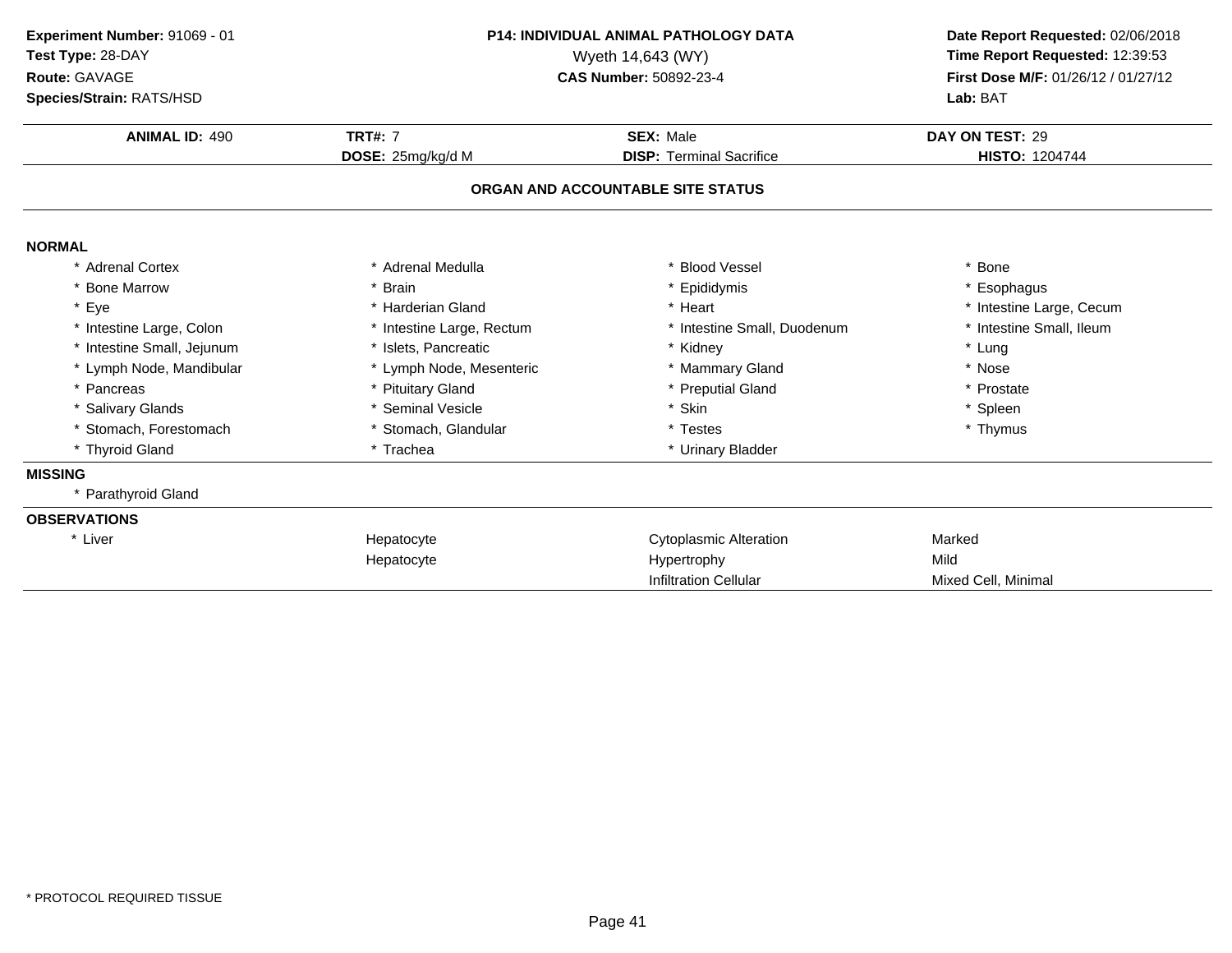**Experiment Number:** 91069 - 01
**Test Type:** 28-DAY
**Route:** GAVAGE
**Species/Strain:** RATS/HSD

**P14: INDIVIDUAL ANIMAL PATHOLOGY DATA**
Wyeth 14,643 (WY)
**CAS Number:** 50892-23-4

**Date Report Requested:** 02/06/2018
**Time Report Requested:** 12:39:53
**First Dose M/F:** 01/26/12 / 01/27/12
**Lab:** BAT

| **ANIMAL ID:** 490 | **TRT#:** 7 | **SEX:** Male | **DAY ON TEST:** 29 |
|---|---|---|---|
| | **DOSE:** 25mg/kg/d M | **DISP:** Terminal Sacrifice | **HISTO:** 1204744 |

## ORGAN AND ACCOUNTABLE SITE STATUS

**NORMAL**

| | | | |
|---|---|---|---|
| * Adrenal Cortex | * Adrenal Medulla | * Blood Vessel | * Bone |
| * Bone Marrow | * Brain | * Epididymis | * Esophagus |
| * Eye | * Harderian Gland | * Heart | * Intestine Large, Cecum |
| * Intestine Large, Colon | * Intestine Large, Rectum | * Intestine Small, Duodenum | * Intestine Small, Ileum |
| * Intestine Small, Jejunum | * Islets, Pancreatic | * Kidney | * Lung |
| * Lymph Node, Mandibular | * Lymph Node, Mesenteric | * Mammary Gland | * Nose |
| * Pancreas | * Pituitary Gland | * Preputial Gland | * Prostate |
| * Salivary Glands | * Seminal Vesicle | * Skin | * Spleen |
| * Stomach, Forestomach | * Stomach, Glandular | * Testes | * Thymus |
| * Thyroid Gland | * Trachea | * Urinary Bladder | |

**MISSING**

* Parathyroid Gland

**OBSERVATIONS**

| | | | |
|---|---|---|---|
| * Liver | Hepatocyte | Cytoplasmic Alteration | Marked |
| | Hepatocyte | Hypertrophy | Mild |
| | | Infiltration Cellular | Mixed Cell, Minimal |

* PROTOCOL REQUIRED TISSUE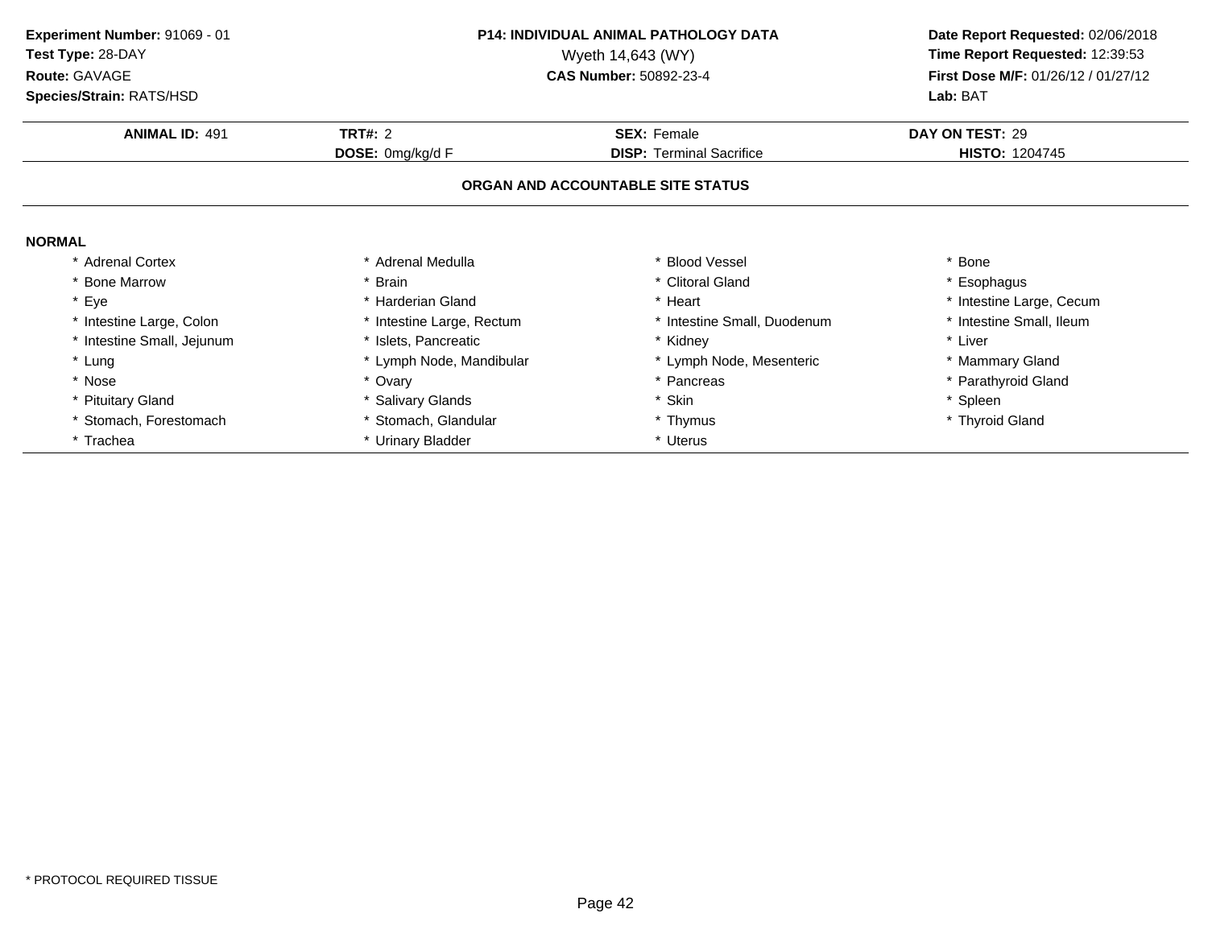**Experiment Number:** 91069 - 01
**Test Type:** 28-DAY
**Route:** GAVAGE
**Species/Strain:** RATS/HSD

**P14: INDIVIDUAL ANIMAL PATHOLOGY DATA**
Wyeth 14,643 (WY)
**CAS Number:** 50892-23-4

**Date Report Requested:** 02/06/2018
**Time Report Requested:** 12:39:53
**First Dose M/F:** 01/26/12 / 01/27/12
**Lab:** BAT

| **ANIMAL ID:** 491 | **TRT#:** 2 | **SEX:** Female | **DAY ON TEST:** 29 |
|---|---|---|---|
| | **DOSE:** 0mg/kg/d F | **DISP:** Terminal Sacrifice | **HISTO:** 1204745 |

### ORGAN AND ACCOUNTABLE SITE STATUS

**NORMAL**

| | | | |
|---|---|---|---|
| * Adrenal Cortex | * Adrenal Medulla | * Blood Vessel | * Bone |
| * Bone Marrow | * Brain | * Clitoral Gland | * Esophagus |
| * Eye | * Harderian Gland | * Heart | * Intestine Large, Cecum |
| * Intestine Large, Colon | * Intestine Large, Rectum | * Intestine Small, Duodenum | * Intestine Small, Ileum |
| * Intestine Small, Jejunum | * Islets, Pancreatic | * Kidney | * Liver |
| * Lung | * Lymph Node, Mandibular | * Lymph Node, Mesenteric | * Mammary Gland |
| * Nose | * Ovary | * Pancreas | * Parathyroid Gland |
| * Pituitary Gland | * Salivary Glands | * Skin | * Spleen |
| * Stomach, Forestomach | * Stomach, Glandular | * Thymus | * Thyroid Gland |
| * Trachea | * Urinary Bladder | * Uterus | |

* PROTOCOL REQUIRED TISSUE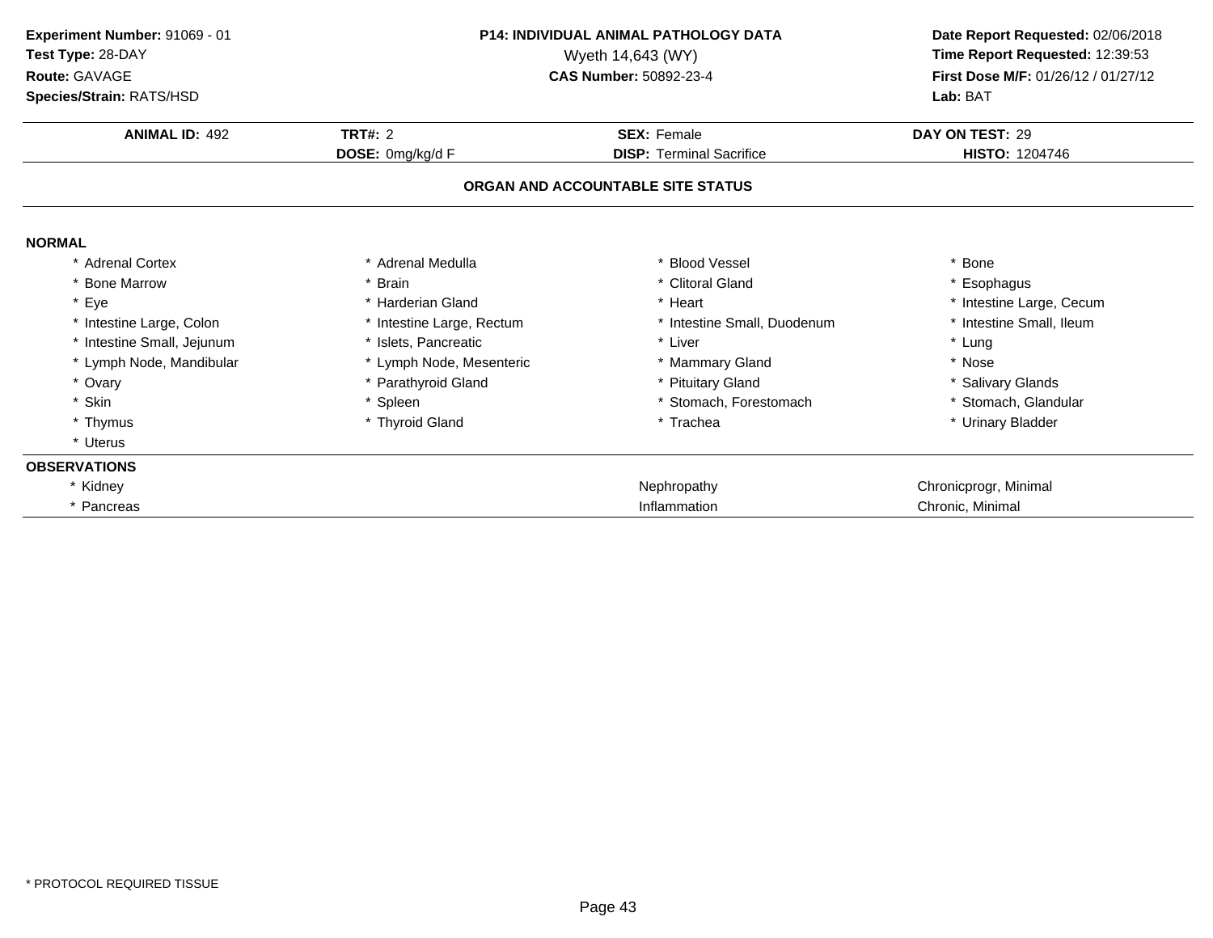**Experiment Number:** 91069 - 01
**Test Type:** 28-DAY
**Route:** GAVAGE
**Species/Strain:** RATS/HSD

**P14: INDIVIDUAL ANIMAL PATHOLOGY DATA**
Wyeth 14,643 (WY)
**CAS Number:** 50892-23-4

**Date Report Requested:** 02/06/2018
**Time Report Requested:** 12:39:53
**First Dose M/F:** 01/26/12 / 01/27/12
**Lab:** BAT

| **ANIMAL ID:** 492 | **TRT#:** 2 | **SEX:** Female | **DAY ON TEST:** 29 |
|---|---|---|---|
| | **DOSE:** 0mg/kg/d F | **DISP:** Terminal Sacrifice | **HISTO:** 1204746 |

## ORGAN AND ACCOUNTABLE SITE STATUS

**NORMAL**

| | | | |
|---|---|---|---|
| * Adrenal Cortex | * Adrenal Medulla | * Blood Vessel | * Bone |
| * Bone Marrow | * Brain | * Clitoral Gland | * Esophagus |
| * Eye | * Harderian Gland | * Heart | * Intestine Large, Cecum |
| * Intestine Large, Colon | * Intestine Large, Rectum | * Intestine Small, Duodenum | * Intestine Small, Ileum |
| * Intestine Small, Jejunum | * Islets, Pancreatic | * Liver | * Lung |
| * Lymph Node, Mandibular | * Lymph Node, Mesenteric | * Mammary Gland | * Nose |
| * Ovary | * Parathyroid Gland | * Pituitary Gland | * Salivary Glands |
| * Skin | * Spleen | * Stomach, Forestomach | * Stomach, Glandular |
| * Thymus | * Thyroid Gland | * Trachea | * Urinary Bladder |
| * Uterus | | | |

**OBSERVATIONS**

| | | |
|---|---|---|
| * Kidney | Nephropathy | Chronicprogr, Minimal |
| * Pancreas | Inflammation | Chronic, Minimal |

* PROTOCOL REQUIRED TISSUE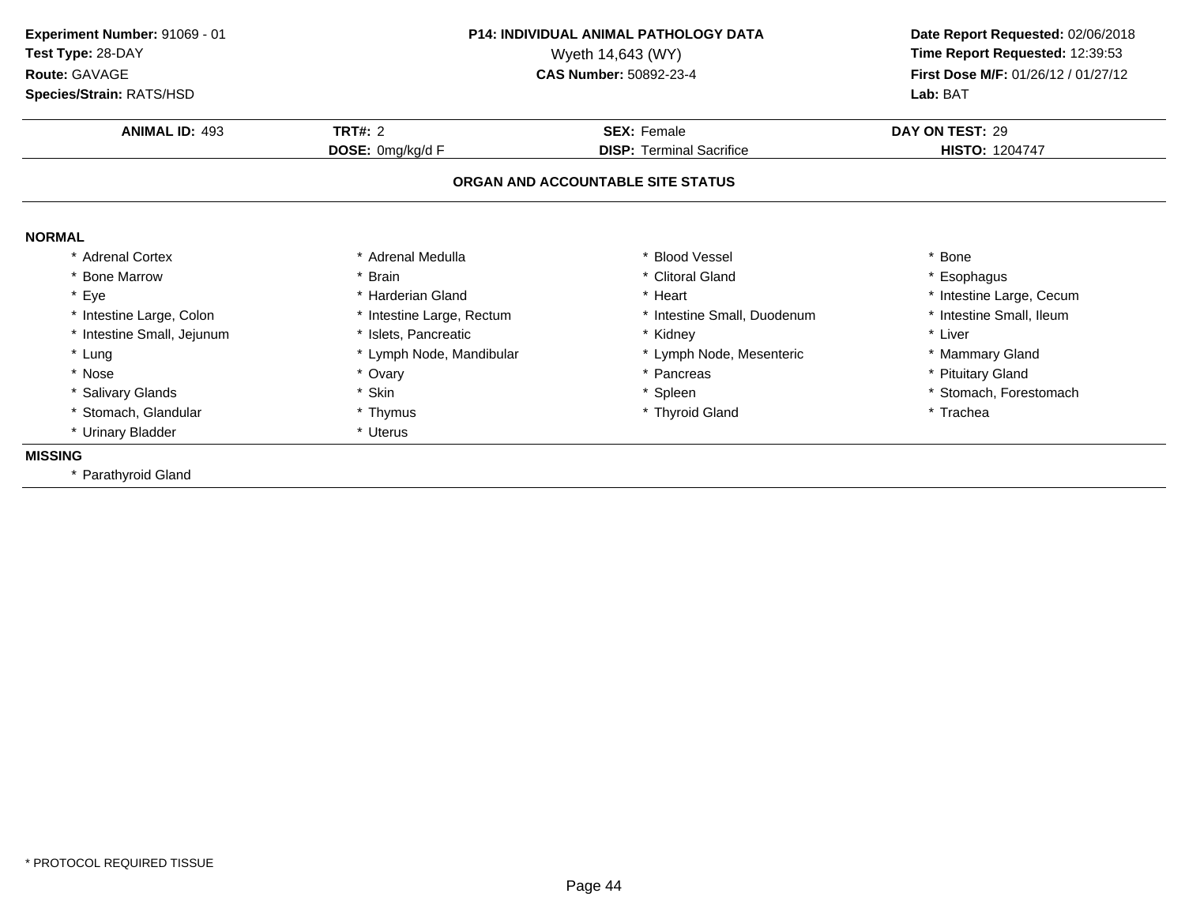**Experiment Number:** 91069 - 01
**Test Type:** 28-DAY
**Route:** GAVAGE
**Species/Strain:** RATS/HSD

**P14: INDIVIDUAL ANIMAL PATHOLOGY DATA**
Wyeth 14,643 (WY)
**CAS Number:** 50892-23-4

**Date Report Requested:** 02/06/2018
**Time Report Requested:** 12:39:53
**First Dose M/F:** 01/26/12 / 01/27/12
**Lab:** BAT

| **ANIMAL ID:** 493 | **TRT#:** 2 | **SEX:** Female | **DAY ON TEST:** 29 |
|---|---|---|---|
| | **DOSE:** 0mg/kg/d F | **DISP:** Terminal Sacrifice | **HISTO:** 1204747 |

## ORGAN AND ACCOUNTABLE SITE STATUS

**NORMAL**

| | | | |
|---|---|---|---|
| * Adrenal Cortex | * Adrenal Medulla | * Blood Vessel | * Bone |
| * Bone Marrow | * Brain | * Clitoral Gland | * Esophagus |
| * Eye | * Harderian Gland | * Heart | * Intestine Large, Cecum |
| * Intestine Large, Colon | * Intestine Large, Rectum | * Intestine Small, Duodenum | * Intestine Small, Ileum |
| * Intestine Small, Jejunum | * Islets, Pancreatic | * Kidney | * Liver |
| * Lung | * Lymph Node, Mandibular | * Lymph Node, Mesenteric | * Mammary Gland |
| * Nose | * Ovary | * Pancreas | * Pituitary Gland |
| * Salivary Glands | * Skin | * Spleen | * Stomach, Forestomach |
| * Stomach, Glandular | * Thymus | * Thyroid Gland | * Trachea |
| * Urinary Bladder | * Uterus | | |

**MISSING**

* Parathyroid Gland

\* PROTOCOL REQUIRED TISSUE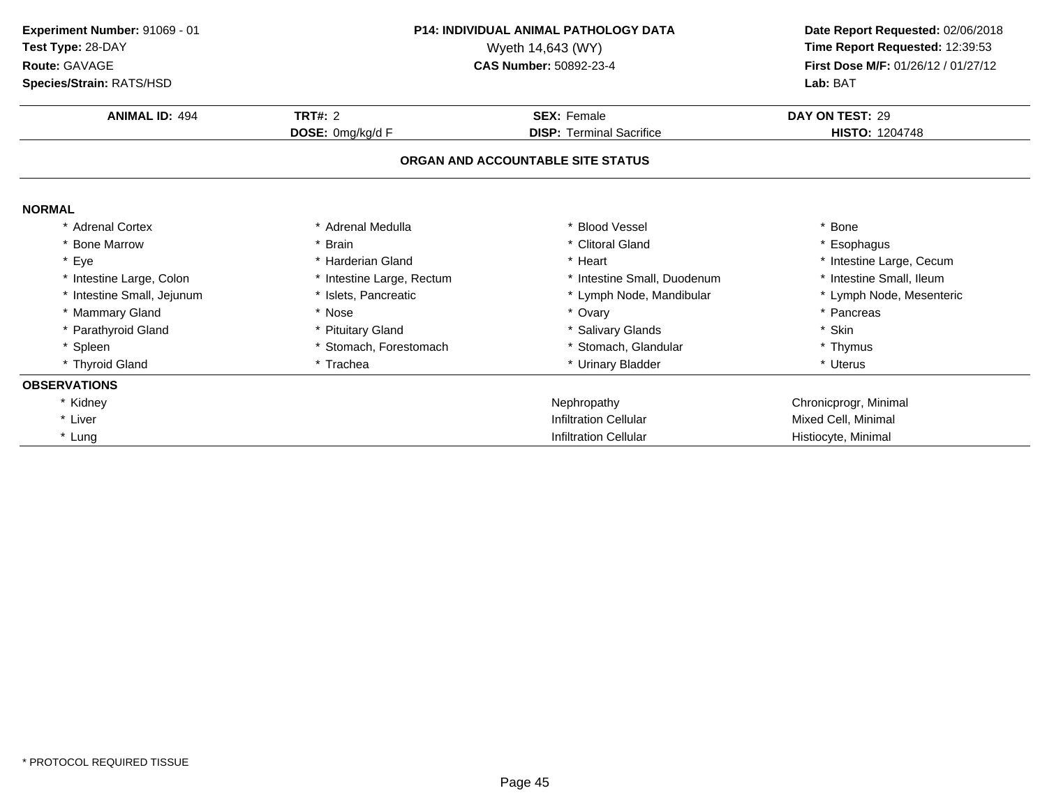**Experiment Number:** 91069 - 01
**Test Type:** 28-DAY
**Route:** GAVAGE
**Species/Strain:** RATS/HSD

**P14: INDIVIDUAL ANIMAL PATHOLOGY DATA**
Wyeth 14,643 (WY)
**CAS Number:** 50892-23-4

**Date Report Requested:** 02/06/2018
**Time Report Requested:** 12:39:53
**First Dose M/F:** 01/26/12 / 01/27/12
**Lab:** BAT

| **ANIMAL ID:** 494 | **TRT#:** 2 | **SEX:** Female | **DAY ON TEST:** 29 |
|---|---|---|---|
| | **DOSE:** 0mg/kg/d F | **DISP:** Terminal Sacrifice | **HISTO:** 1204748 |

## ORGAN AND ACCOUNTABLE SITE STATUS

### NORMAL

| | | | |
|---|---|---|---|
| * Adrenal Cortex | * Adrenal Medulla | * Blood Vessel | * Bone |
| * Bone Marrow | * Brain | * Clitoral Gland | * Esophagus |
| * Eye | * Harderian Gland | * Heart | * Intestine Large, Cecum |
| * Intestine Large, Colon | * Intestine Large, Rectum | * Intestine Small, Duodenum | * Intestine Small, Ileum |
| * Intestine Small, Jejunum | * Islets, Pancreatic | * Lymph Node, Mandibular | * Lymph Node, Mesenteric |
| * Mammary Gland | * Nose | * Ovary | * Pancreas |
| * Parathyroid Gland | * Pituitary Gland | * Salivary Glands | * Skin |
| * Spleen | * Stomach, Forestomach | * Stomach, Glandular | * Thymus |
| * Thyroid Gland | * Trachea | * Urinary Bladder | * Uterus |

### OBSERVATIONS

| | | |
|---|---|---|
| * Kidney | Nephropathy | Chronicprogr, Minimal |
| * Liver | Infiltration Cellular | Mixed Cell, Minimal |
| * Lung | Infiltration Cellular | Histiocyte, Minimal |

* PROTOCOL REQUIRED TISSUE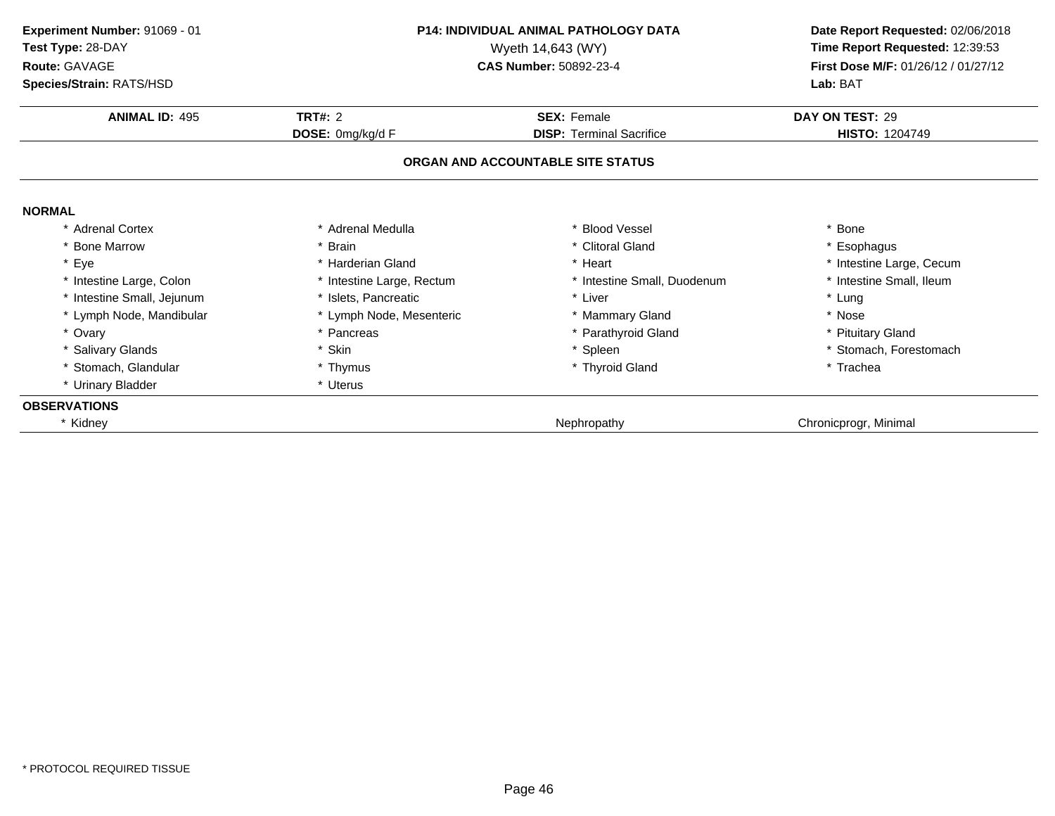**Experiment Number:** 91069 - 01
**Test Type:** 28-DAY
**Route:** GAVAGE
**Species/Strain:** RATS/HSD

**P14: INDIVIDUAL ANIMAL PATHOLOGY DATA**
Wyeth 14,643 (WY)
**CAS Number:** 50892-23-4

**Date Report Requested:** 02/06/2018
**Time Report Requested:** 12:39:53
**First Dose M/F:** 01/26/12 / 01/27/12
**Lab:** BAT

| **ANIMAL ID:** 495 | **TRT#:** 2 | **SEX:** Female | **DAY ON TEST:** 29 |
|---|---|---|---|
| | **DOSE:** 0mg/kg/d F | **DISP:** Terminal Sacrifice | **HISTO:** 1204749 |

## ORGAN AND ACCOUNTABLE SITE STATUS

**NORMAL**

| | | | |
|---|---|---|---|
| * Adrenal Cortex | * Adrenal Medulla | * Blood Vessel | * Bone |
| * Bone Marrow | * Brain | * Clitoral Gland | * Esophagus |
| * Eye | * Harderian Gland | * Heart | * Intestine Large, Cecum |
| * Intestine Large, Colon | * Intestine Large, Rectum | * Intestine Small, Duodenum | * Intestine Small, Ileum |
| * Intestine Small, Jejunum | * Islets, Pancreatic | * Liver | * Lung |
| * Lymph Node, Mandibular | * Lymph Node, Mesenteric | * Mammary Gland | * Nose |
| * Ovary | * Pancreas | * Parathyroid Gland | * Pituitary Gland |
| * Salivary Glands | * Skin | * Spleen | * Stomach, Forestomach |
| * Stomach, Glandular | * Thymus | * Thyroid Gland | * Trachea |
| * Urinary Bladder | * Uterus | | |

**OBSERVATIONS**

| | | |
|---|---|---|
| * Kidney | Nephropathy | Chronicprogr, Minimal |

* PROTOCOL REQUIRED TISSUE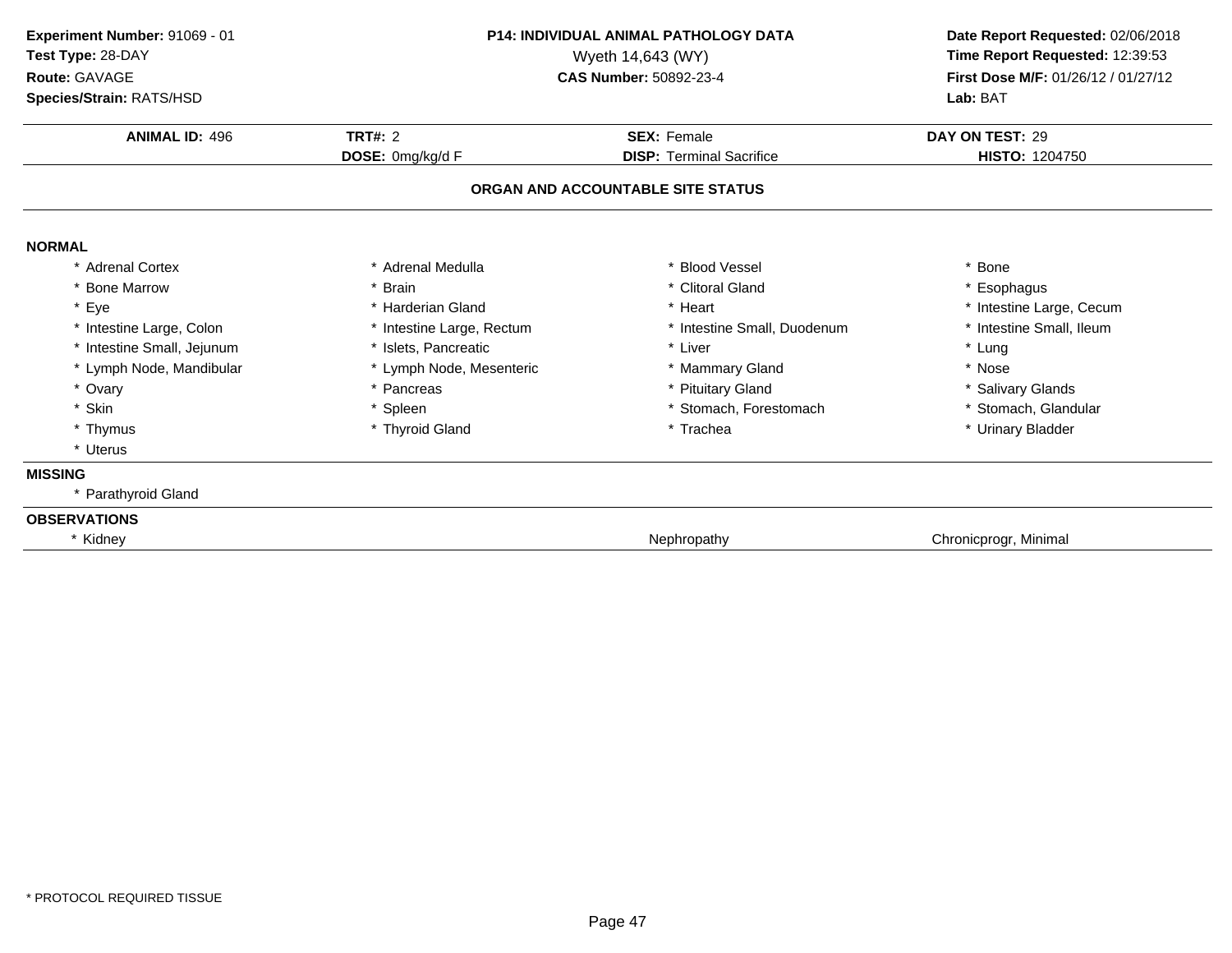**Experiment Number:** 91069 - 01
**Test Type:** 28-DAY
**Route:** GAVAGE
**Species/Strain:** RATS/HSD

**P14: INDIVIDUAL ANIMAL PATHOLOGY DATA**
Wyeth 14,643 (WY)
**CAS Number:** 50892-23-4

**Date Report Requested:** 02/06/2018
**Time Report Requested:** 12:39:53
**First Dose M/F:** 01/26/12 / 01/27/12
**Lab:** BAT

| **ANIMAL ID:** 496 | **TRT#:** 2 | **SEX:** Female | **DAY ON TEST:** 29 |
|---|---|---|---|
| | **DOSE:** 0mg/kg/d F | **DISP:** Terminal Sacrifice | **HISTO:** 1204750 |

## ORGAN AND ACCOUNTABLE SITE STATUS

**NORMAL**

| | | | |
|---|---|---|---|
| * Adrenal Cortex | * Adrenal Medulla | * Blood Vessel | * Bone |
| * Bone Marrow | * Brain | * Clitoral Gland | * Esophagus |
| * Eye | * Harderian Gland | * Heart | * Intestine Large, Cecum |
| * Intestine Large, Colon | * Intestine Large, Rectum | * Intestine Small, Duodenum | * Intestine Small, Ileum |
| * Intestine Small, Jejunum | * Islets, Pancreatic | * Liver | * Lung |
| * Lymph Node, Mandibular | * Lymph Node, Mesenteric | * Mammary Gland | * Nose |
| * Ovary | * Pancreas | * Pituitary Gland | * Salivary Glands |
| * Skin | * Spleen | * Stomach, Forestomach | * Stomach, Glandular |
| * Thymus | * Thyroid Gland | * Trachea | * Urinary Bladder |
| * Uterus | | | |

**MISSING**

* Parathyroid Gland

**OBSERVATIONS**

| | | |
|---|---|---|
| * Kidney | Nephropathy | Chronicprogr, Minimal |

\* PROTOCOL REQUIRED TISSUE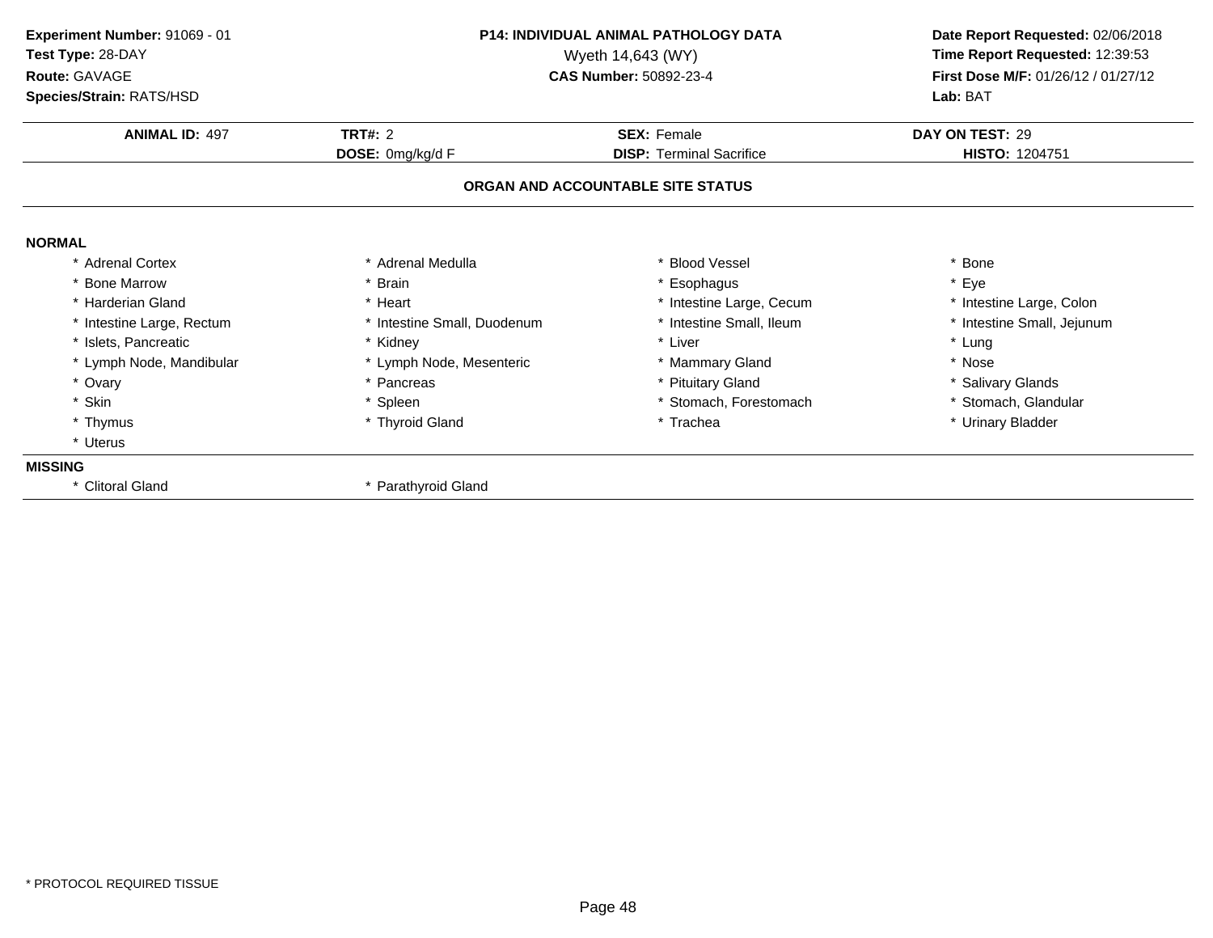**Experiment Number:** 91069 - 01
**Test Type:** 28-DAY
**Route:** GAVAGE
**Species/Strain:** RATS/HSD

**P14: INDIVIDUAL ANIMAL PATHOLOGY DATA**
Wyeth 14,643 (WY)
**CAS Number:** 50892-23-4

**Date Report Requested:** 02/06/2018
**Time Report Requested:** 12:39:53
**First Dose M/F:** 01/26/12 / 01/27/12
**Lab:** BAT

| **ANIMAL ID:** 497 | **TRT#:** 2 | **SEX:** Female | **DAY ON TEST:** 29 |
|---|---|---|---|
| | **DOSE:** 0mg/kg/d F | **DISP:** Terminal Sacrifice | **HISTO:** 1204751 |

## ORGAN AND ACCOUNTABLE SITE STATUS

**NORMAL**

| | | | |
|---|---|---|---|
| * Adrenal Cortex | * Adrenal Medulla | * Blood Vessel | * Bone |
| * Bone Marrow | * Brain | * Esophagus | * Eye |
| * Harderian Gland | * Heart | * Intestine Large, Cecum | * Intestine Large, Colon |
| * Intestine Large, Rectum | * Intestine Small, Duodenum | * Intestine Small, Ileum | * Intestine Small, Jejunum |
| * Islets, Pancreatic | * Kidney | * Liver | * Lung |
| * Lymph Node, Mandibular | * Lymph Node, Mesenteric | * Mammary Gland | * Nose |
| * Ovary | * Pancreas | * Pituitary Gland | * Salivary Glands |
| * Skin | * Spleen | * Stomach, Forestomach | * Stomach, Glandular |
| * Thymus | * Thyroid Gland | * Trachea | * Urinary Bladder |
| * Uterus | | | |

**MISSING**

| | | | |
|---|---|---|---|
| * Clitoral Gland | * Parathyroid Gland | | |

\* PROTOCOL REQUIRED TISSUE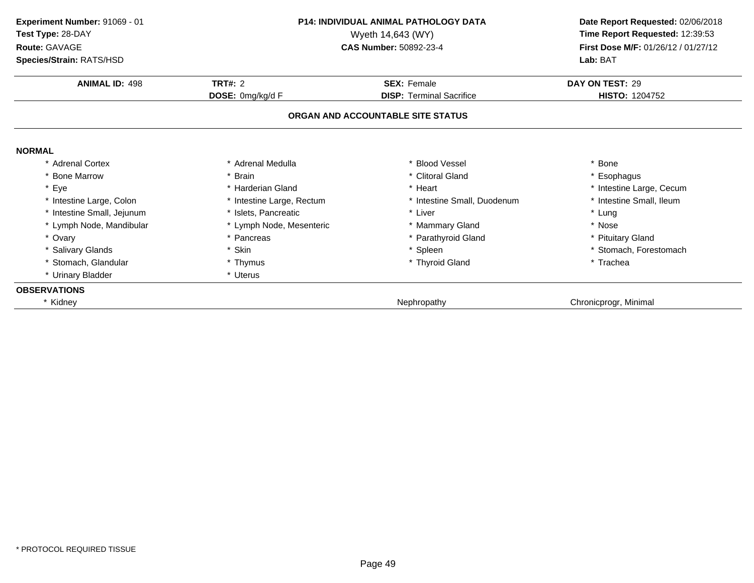**Experiment Number:** 91069 - 01
**Test Type:** 28-DAY
**Route:** GAVAGE
**Species/Strain:** RATS/HSD

**P14: INDIVIDUAL ANIMAL PATHOLOGY DATA**
Wyeth 14,643 (WY)
**CAS Number:** 50892-23-4

**Date Report Requested:** 02/06/2018
**Time Report Requested:** 12:39:53
**First Dose M/F:** 01/26/12 / 01/27/12
**Lab:** BAT

| **ANIMAL ID:** 498 | **TRT#:** 2 | **SEX:** Female | **DAY ON TEST:** 29 |
|---|---|---|---|
| | **DOSE:** 0mg/kg/d F | **DISP:** Terminal Sacrifice | **HISTO:** 1204752 |

**ORGAN AND ACCOUNTABLE SITE STATUS**

**NORMAL**

| | | | |
|---|---|---|---|
| * Adrenal Cortex | * Adrenal Medulla | * Blood Vessel | * Bone |
| * Bone Marrow | * Brain | * Clitoral Gland | * Esophagus |
| * Eye | * Harderian Gland | * Heart | * Intestine Large, Cecum |
| * Intestine Large, Colon | * Intestine Large, Rectum | * Intestine Small, Duodenum | * Intestine Small, Ileum |
| * Intestine Small, Jejunum | * Islets, Pancreatic | * Liver | * Lung |
| * Lymph Node, Mandibular | * Lymph Node, Mesenteric | * Mammary Gland | * Nose |
| * Ovary | * Pancreas | * Parathyroid Gland | * Pituitary Gland |
| * Salivary Glands | * Skin | * Spleen | * Stomach, Forestomach |
| * Stomach, Glandular | * Thymus | * Thyroid Gland | * Trachea |
| * Urinary Bladder | * Uterus | | |

**OBSERVATIONS**

| | | |
|---|---|---|
| * Kidney | Nephropathy | Chronicprogr, Minimal |

* PROTOCOL REQUIRED TISSUE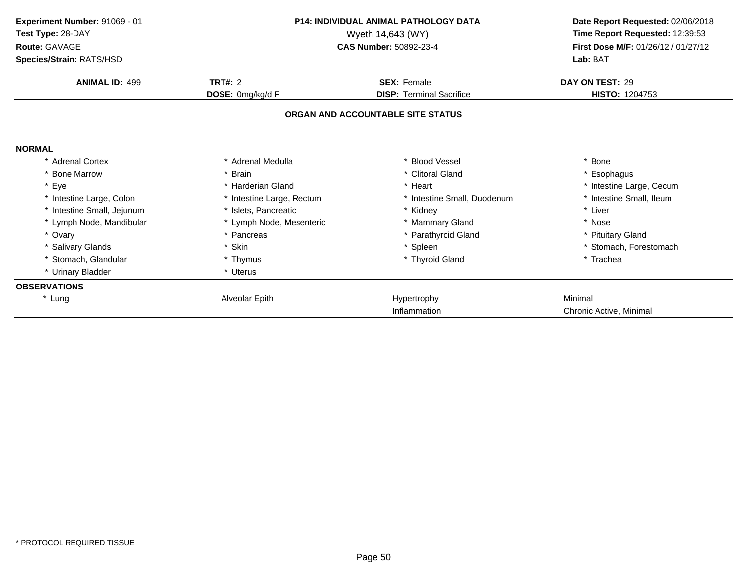**Experiment Number:** 91069 - 01
**Test Type:** 28-DAY
**Route:** GAVAGE
**Species/Strain:** RATS/HSD

**P14: INDIVIDUAL ANIMAL PATHOLOGY DATA**
Wyeth 14,643 (WY)
**CAS Number:** 50892-23-4

**Date Report Requested:** 02/06/2018
**Time Report Requested:** 12:39:53
**First Dose M/F:** 01/26/12 / 01/27/12
**Lab:** BAT

| **ANIMAL ID:** 499 | **TRT#:** 2 | **SEX:** Female | **DAY ON TEST:** 29 |
|---|---|---|---|
| | **DOSE:** 0mg/kg/d F | **DISP:** Terminal Sacrifice | **HISTO:** 1204753 |

**ORGAN AND ACCOUNTABLE SITE STATUS**

**NORMAL**

| | | | |
|---|---|---|---|
| * Adrenal Cortex | * Adrenal Medulla | * Blood Vessel | * Bone |
| * Bone Marrow | * Brain | * Clitoral Gland | * Esophagus |
| * Eye | * Harderian Gland | * Heart | * Intestine Large, Cecum |
| * Intestine Large, Colon | * Intestine Large, Rectum | * Intestine Small, Duodenum | * Intestine Small, Ileum |
| * Intestine Small, Jejunum | * Islets, Pancreatic | * Kidney | * Liver |
| * Lymph Node, Mandibular | * Lymph Node, Mesenteric | * Mammary Gland | * Nose |
| * Ovary | * Pancreas | * Parathyroid Gland | * Pituitary Gland |
| * Salivary Glands | * Skin | * Spleen | * Stomach, Forestomach |
| * Stomach, Glandular | * Thymus | * Thyroid Gland | * Trachea |
| * Urinary Bladder | * Uterus | | |

**OBSERVATIONS**

| | | | |
|---|---|---|---|
| * Lung | Alveolar Epith | Hypertrophy | Minimal |
| | | Inflammation | Chronic Active, Minimal |

* PROTOCOL REQUIRED TISSUE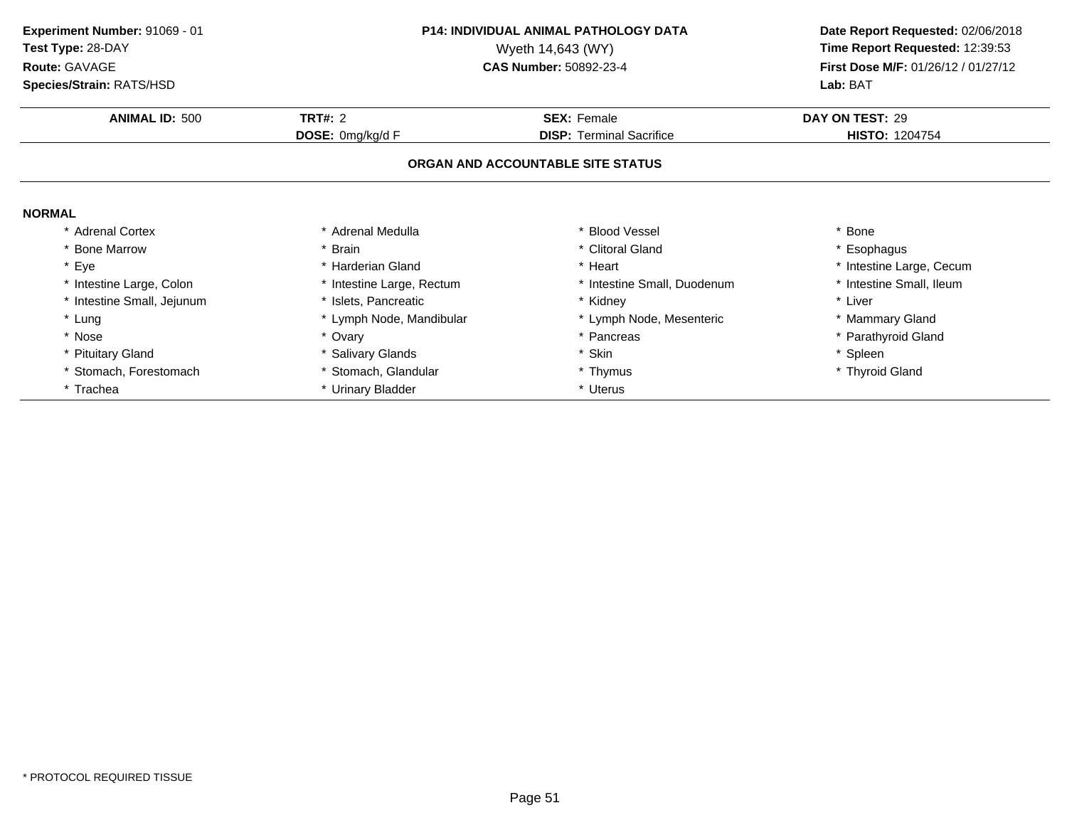**Experiment Number:** 91069 - 01
**Test Type:** 28-DAY
**Route:** GAVAGE
**Species/Strain:** RATS/HSD

**P14: INDIVIDUAL ANIMAL PATHOLOGY DATA**
Wyeth 14,643 (WY)
**CAS Number:** 50892-23-4

**Date Report Requested:** 02/06/2018
**Time Report Requested:** 12:39:53
**First Dose M/F:** 01/26/12 / 01/27/12
**Lab:** BAT

| **ANIMAL ID:** 500 | **TRT#:** 2 | **SEX:** Female | **DAY ON TEST:** 29 |
|---|---|---|---|
| | **DOSE:** 0mg/kg/d F | **DISP:** Terminal Sacrifice | **HISTO:** 1204754 |

## ORGAN AND ACCOUNTABLE SITE STATUS

**NORMAL**

| | | | |
|---|---|---|---|
| * Adrenal Cortex | * Adrenal Medulla | * Blood Vessel | * Bone |
| * Bone Marrow | * Brain | * Clitoral Gland | * Esophagus |
| * Eye | * Harderian Gland | * Heart | * Intestine Large, Cecum |
| * Intestine Large, Colon | * Intestine Large, Rectum | * Intestine Small, Duodenum | * Intestine Small, Ileum |
| * Intestine Small, Jejunum | * Islets, Pancreatic | * Kidney | * Liver |
| * Lung | * Lymph Node, Mandibular | * Lymph Node, Mesenteric | * Mammary Gland |
| * Nose | * Ovary | * Pancreas | * Parathyroid Gland |
| * Pituitary Gland | * Salivary Glands | * Skin | * Spleen |
| * Stomach, Forestomach | * Stomach, Glandular | * Thymus | * Thyroid Gland |
| * Trachea | * Urinary Bladder | * Uterus | |

* PROTOCOL REQUIRED TISSUE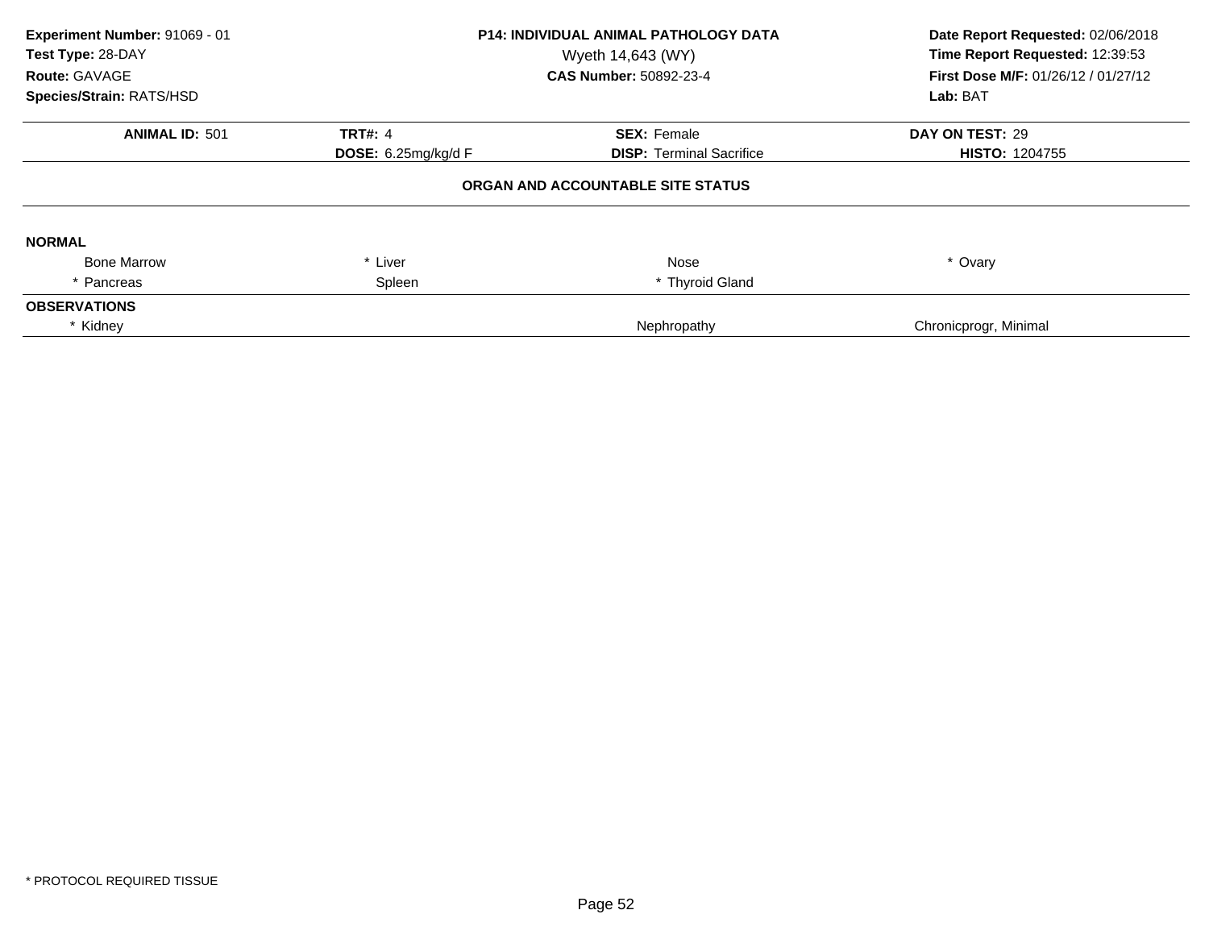**Experiment Number:** 91069 - 01
**Test Type:** 28-DAY
**Route:** GAVAGE
**Species/Strain:** RATS/HSD

**P14: INDIVIDUAL ANIMAL PATHOLOGY DATA**
Wyeth 14,643 (WY)
**CAS Number:** 50892-23-4

**Date Report Requested:** 02/06/2018
**Time Report Requested:** 12:39:53
**First Dose M/F:** 01/26/12 / 01/27/12
**Lab:** BAT

| **ANIMAL ID:** 501 | **TRT#:** 4 | **SEX:** Female | **DAY ON TEST:** 29 |
|---|---|---|---|
| | **DOSE:** 6.25mg/kg/d F | **DISP:** Terminal Sacrifice | **HISTO:** 1204755 |

**ORGAN AND ACCOUNTABLE SITE STATUS**

**NORMAL**

| | | | |
|---|---|---|---|
| Bone Marrow | * Liver | Nose | * Ovary |
| * Pancreas | Spleen | * Thyroid Gland | |

**OBSERVATIONS**

| | | |
|---|---|---|
| * Kidney | Nephropathy | Chronicprogr, Minimal |

\* PROTOCOL REQUIRED TISSUE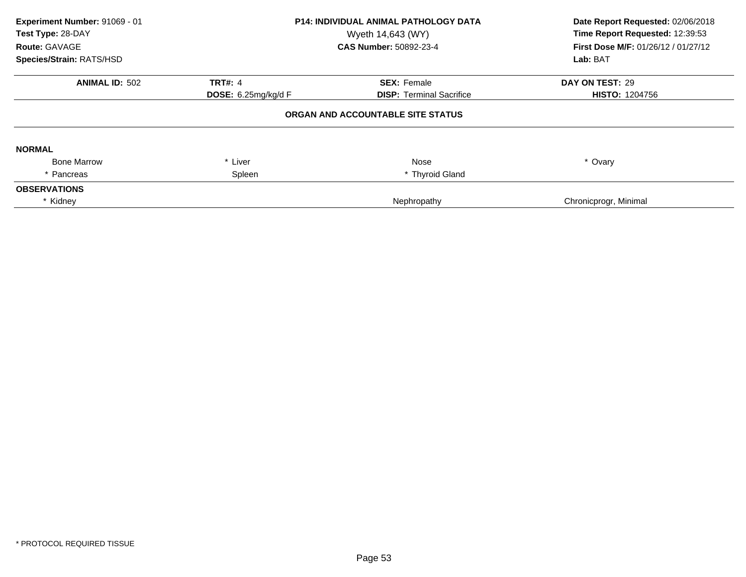**Experiment Number:** 91069 - 01
**Test Type:** 28-DAY
**Route:** GAVAGE
**Species/Strain:** RATS/HSD

**P14: INDIVIDUAL ANIMAL PATHOLOGY DATA**
Wyeth 14,643 (WY)
**CAS Number:** 50892-23-4

**Date Report Requested:** 02/06/2018
**Time Report Requested:** 12:39:53
**First Dose M/F:** 01/26/12 / 01/27/12
**Lab:** BAT

| **ANIMAL ID:** 502 | **TRT#:** 4 | **SEX:** Female | **DAY ON TEST:** 29 |
|---|---|---|---|
| | **DOSE:** 6.25mg/kg/d F | **DISP:** Terminal Sacrifice | **HISTO:** 1204756 |

**ORGAN AND ACCOUNTABLE SITE STATUS**

**NORMAL**

| | | | |
|---|---|---|---|
| Bone Marrow | * Liver | Nose | * Ovary |
| * Pancreas | Spleen | * Thyroid Gland | |

**OBSERVATIONS**

| | | |
|---|---|---|
| * Kidney | Nephropathy | Chronicprogr, Minimal |

* PROTOCOL REQUIRED TISSUE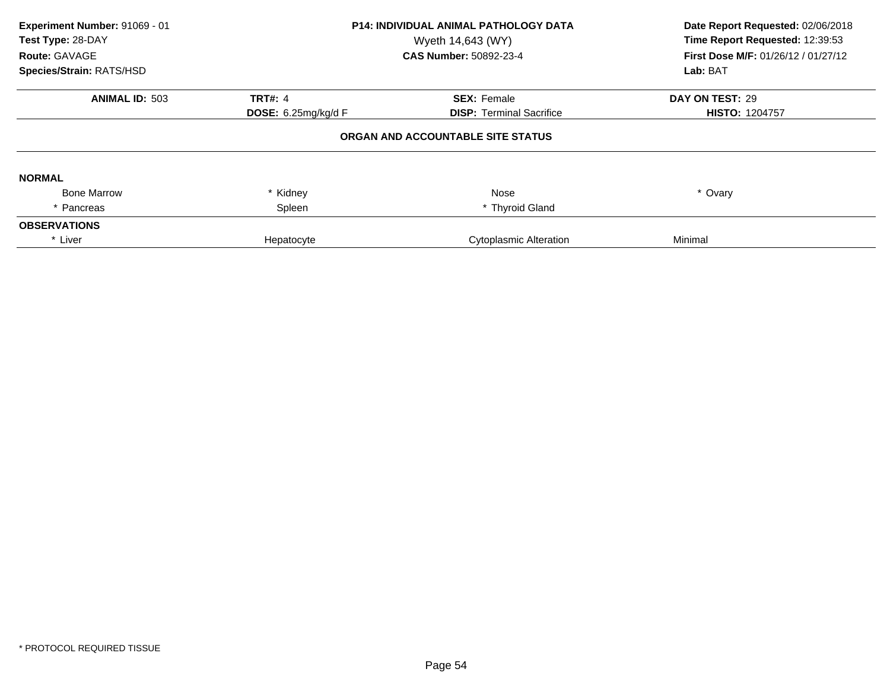**Experiment Number:** 91069 - 01
**Test Type:** 28-DAY
**Route:** GAVAGE
**Species/Strain:** RATS/HSD

**P14: INDIVIDUAL ANIMAL PATHOLOGY DATA**
Wyeth 14,643 (WY)
**CAS Number:** 50892-23-4

**Date Report Requested:** 02/06/2018
**Time Report Requested:** 12:39:53
**First Dose M/F:** 01/26/12 / 01/27/12
**Lab:** BAT

| **ANIMAL ID:** 503 | **TRT#:** 4 | **SEX:** Female | **DAY ON TEST:** 29 |
|---|---|---|---|
| | **DOSE:** 6.25mg/kg/d F | **DISP:** Terminal Sacrifice | **HISTO:** 1204757 |

## ORGAN AND ACCOUNTABLE SITE STATUS

**NORMAL**

| | | | |
|---|---|---|---|
| Bone Marrow | * Kidney | Nose | * Ovary |
| * Pancreas | Spleen | * Thyroid Gland | |

**OBSERVATIONS**

| | | | |
|---|---|---|---|
| * Liver | Hepatocyte | Cytoplasmic Alteration | Minimal |

* PROTOCOL REQUIRED TISSUE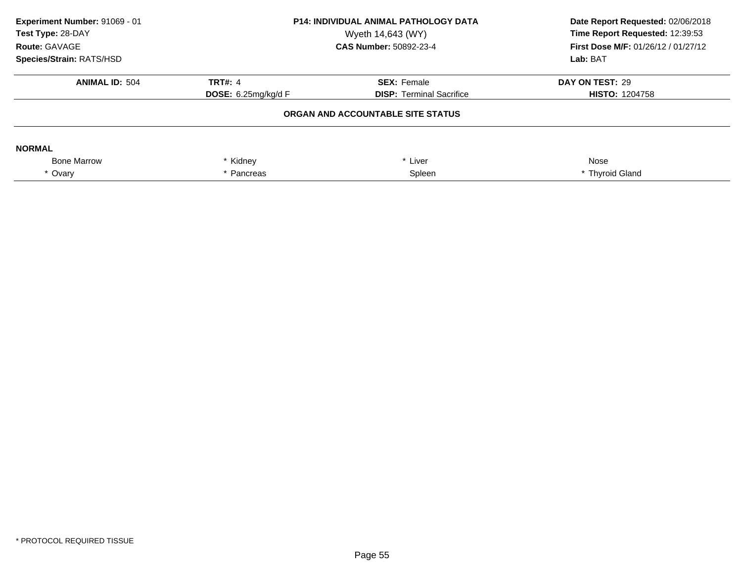**Experiment Number:** 91069 - 01
**Test Type:** 28-DAY
**Route:** GAVAGE
**Species/Strain:** RATS/HSD

**P14: INDIVIDUAL ANIMAL PATHOLOGY DATA**
Wyeth 14,643 (WY)
**CAS Number:** 50892-23-4

**Date Report Requested:** 02/06/2018
**Time Report Requested:** 12:39:53
**First Dose M/F:** 01/26/12 / 01/27/12
**Lab:** BAT

| **ANIMAL ID:** 504 | **TRT#:** 4 | **SEX:** Female | **DAY ON TEST:** 29 |
|---|---|---|---|
| | **DOSE:** 6.25mg/kg/d F | **DISP:** Terminal Sacrifice | **HISTO:** 1204758 |

**ORGAN AND ACCOUNTABLE SITE STATUS**

**NORMAL**

| | | | |
|---|---|---|---|
| Bone Marrow | * Kidney | * Liver | Nose |
| * Ovary | * Pancreas | Spleen | * Thyroid Gland |

\* PROTOCOL REQUIRED TISSUE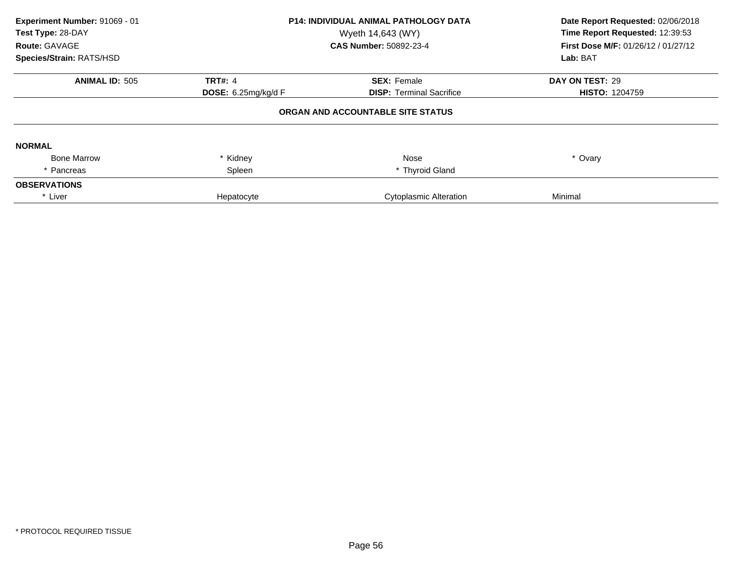**Experiment Number:** 91069 - 01
**Test Type:** 28-DAY
**Route:** GAVAGE
**Species/Strain:** RATS/HSD

**P14: INDIVIDUAL ANIMAL PATHOLOGY DATA**
Wyeth 14,643 (WY)
**CAS Number:** 50892-23-4

**Date Report Requested:** 02/06/2018
**Time Report Requested:** 12:39:53
**First Dose M/F:** 01/26/12 / 01/27/12
**Lab:** BAT

| **ANIMAL ID:** 505 | **TRT#:** 4 | **SEX:** Female | **DAY ON TEST:** 29 |
|---|---|---|---|
| | **DOSE:** 6.25mg/kg/d F | **DISP:** Terminal Sacrifice | **HISTO:** 1204759 |

**ORGAN AND ACCOUNTABLE SITE STATUS**

**NORMAL**

| | | | |
|---|---|---|---|
| Bone Marrow | * Kidney | Nose | * Ovary |
| * Pancreas | Spleen | * Thyroid Gland | |

**OBSERVATIONS**

| | | | |
|---|---|---|---|
| * Liver | Hepatocyte | Cytoplasmic Alteration | Minimal |

* PROTOCOL REQUIRED TISSUE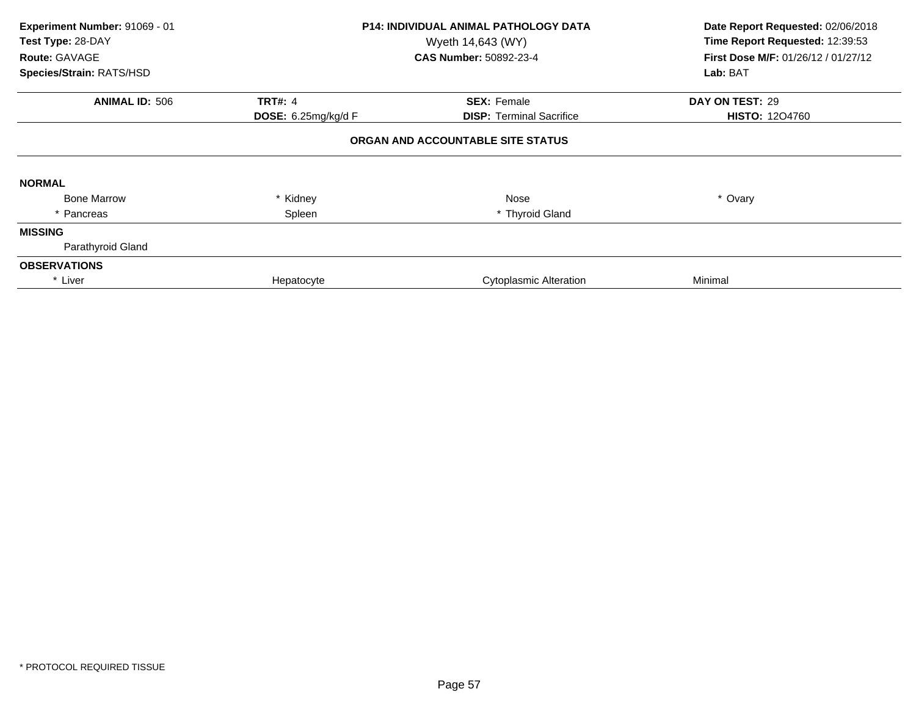**Experiment Number:** 91069 - 01
**Test Type:** 28-DAY
**Route:** GAVAGE
**Species/Strain:** RATS/HSD

**P14: INDIVIDUAL ANIMAL PATHOLOGY DATA**
Wyeth 14,643 (WY)
**CAS Number:** 50892-23-4

**Date Report Requested:** 02/06/2018
**Time Report Requested:** 12:39:53
**First Dose M/F:** 01/26/12 / 01/27/12
**Lab:** BAT

| **ANIMAL ID:** 506 | **TRT#:** 4 | **SEX:** Female | **DAY ON TEST:** 29 |
|---|---|---|---|
| | **DOSE:** 6.25mg/kg/d F | **DISP:** Terminal Sacrifice | **HISTO:** 12O4760 |

## ORGAN AND ACCOUNTABLE SITE STATUS

| | | | |
|---|---|---|---|
| **NORMAL** | | | |
| Bone Marrow | * Kidney | Nose | * Ovary |
| * Pancreas | Spleen | * Thyroid Gland | |
| **MISSING** | | | |
| Parathyroid Gland | | | |
| **OBSERVATIONS** | | | |
| * Liver | Hepatocyte | Cytoplasmic Alteration | Minimal |

* PROTOCOL REQUIRED TISSUE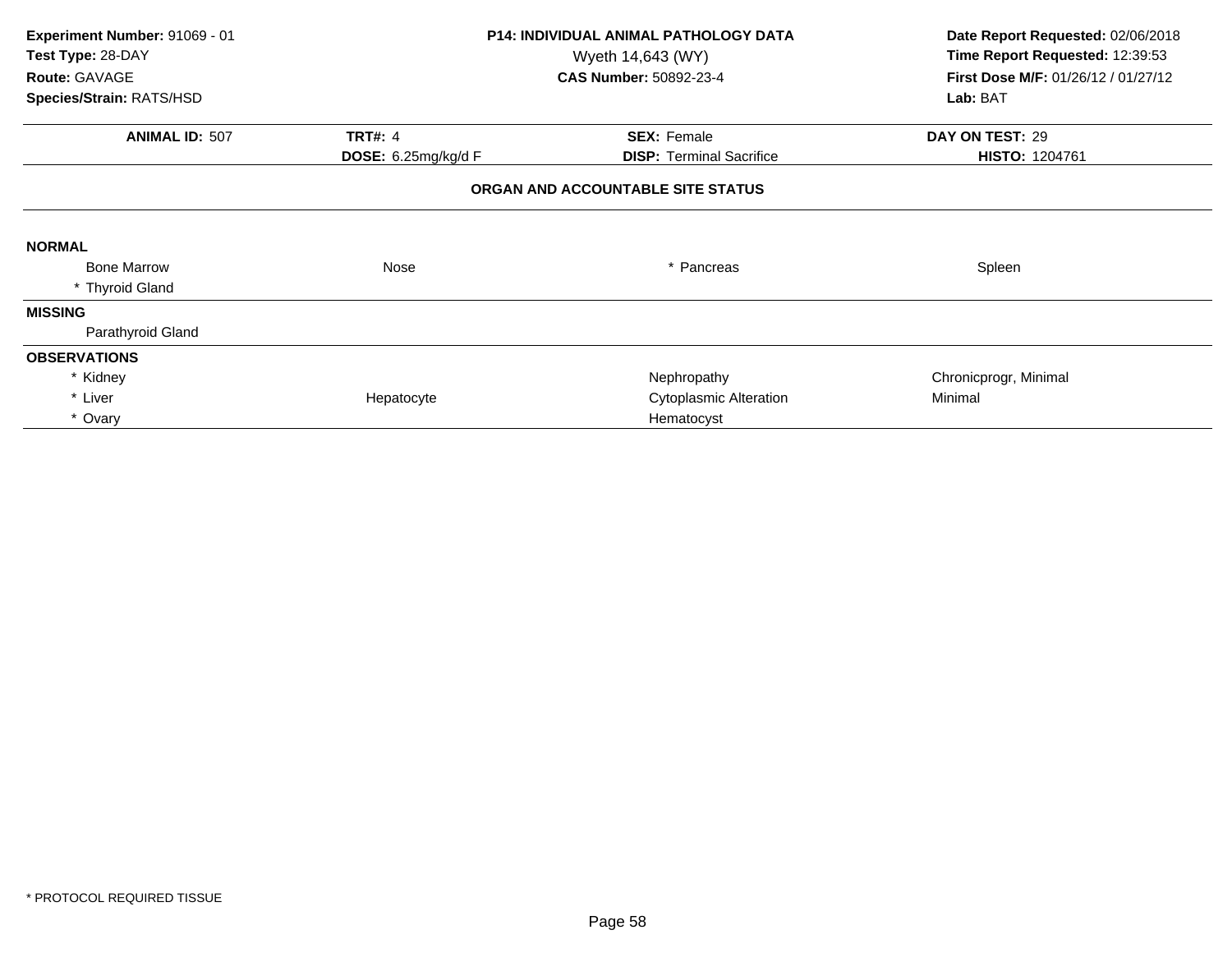**Experiment Number:** 91069 - 01
**Test Type:** 28-DAY
**Route:** GAVAGE
**Species/Strain:** RATS/HSD

**P14: INDIVIDUAL ANIMAL PATHOLOGY DATA**
Wyeth 14,643 (WY)
**CAS Number:** 50892-23-4

**Date Report Requested:** 02/06/2018
**Time Report Requested:** 12:39:53
**First Dose M/F:** 01/26/12 / 01/27/12
**Lab:** BAT

| **ANIMAL ID:** 507 | **TRT#:** 4 | **SEX:** Female | **DAY ON TEST:** 29 |
|---|---|---|---|
| | **DOSE:** 6.25mg/kg/d F | **DISP:** Terminal Sacrifice | **HISTO:** 1204761 |

**ORGAN AND ACCOUNTABLE SITE STATUS**

**NORMAL**

| | | | |
|---|---|---|---|
| Bone Marrow | Nose | * Pancreas | Spleen |
| * Thyroid Gland | | | |

**MISSING**

Parathyroid Gland

**OBSERVATIONS**

| | | | |
|---|---|---|---|
| * Kidney | | Nephropathy | Chronicprogr, Minimal |
| * Liver | Hepatocyte | Cytoplasmic Alteration | Minimal |
| * Ovary | | Hematocyst | |

\* PROTOCOL REQUIRED TISSUE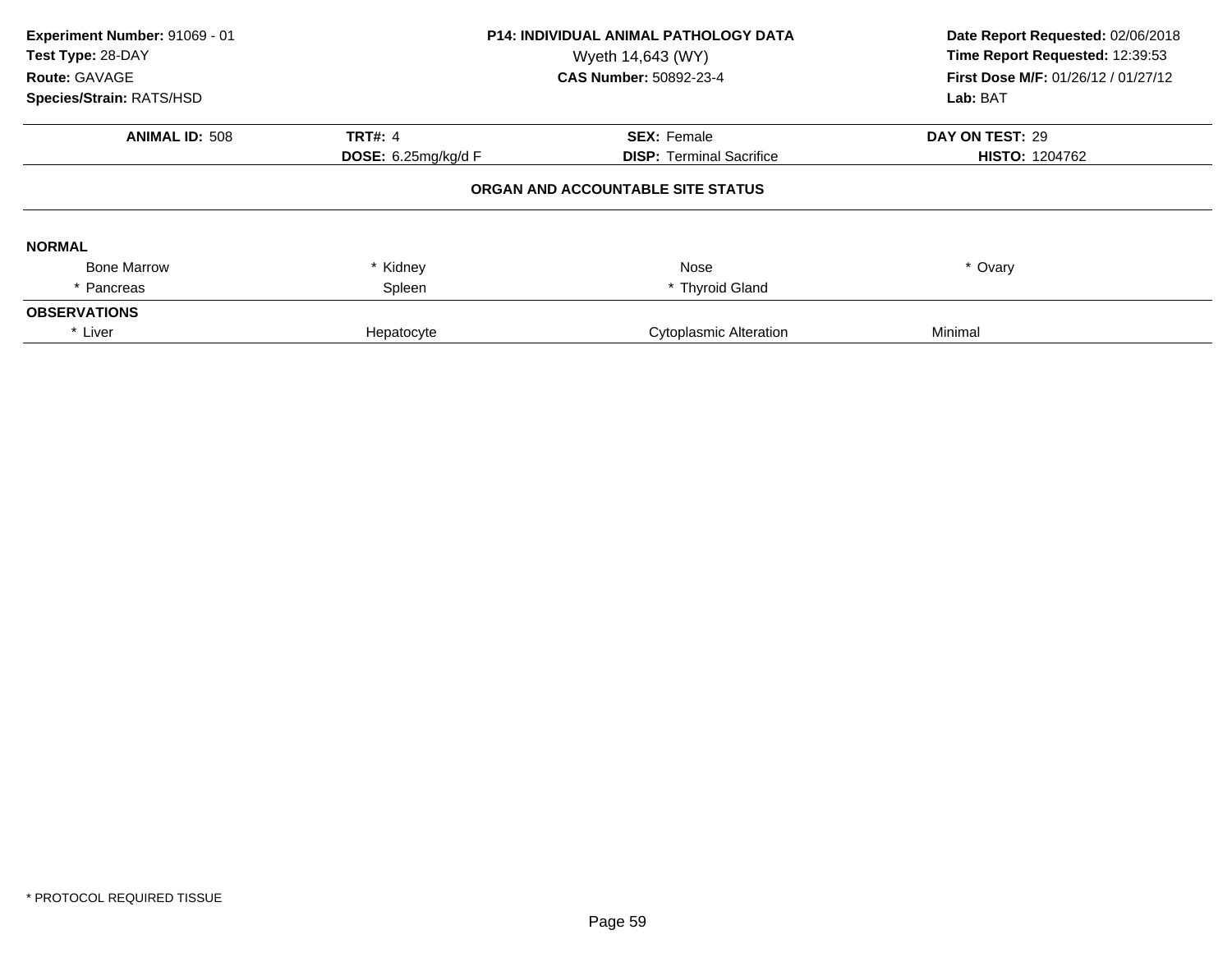**Experiment Number:** 91069 - 01
**Test Type:** 28-DAY
**Route:** GAVAGE
**Species/Strain:** RATS/HSD

**P14: INDIVIDUAL ANIMAL PATHOLOGY DATA**
Wyeth 14,643 (WY)
**CAS Number:** 50892-23-4

**Date Report Requested:** 02/06/2018
**Time Report Requested:** 12:39:53
**First Dose M/F:** 01/26/12 / 01/27/12
**Lab:** BAT

| **ANIMAL ID:** 508 | **TRT#:** 4 | **SEX:** Female | **DAY ON TEST:** 29 |
|---|---|---|---|
| | **DOSE:** 6.25mg/kg/d F | **DISP:** Terminal Sacrifice | **HISTO:** 1204762 |

**ORGAN AND ACCOUNTABLE SITE STATUS**

**NORMAL**

| | | | |
|---|---|---|---|
| Bone Marrow | * Kidney | Nose | * Ovary |
| * Pancreas | Spleen | * Thyroid Gland | |

**OBSERVATIONS**

| | | | |
|---|---|---|---|
| * Liver | Hepatocyte | Cytoplasmic Alteration | Minimal |

* PROTOCOL REQUIRED TISSUE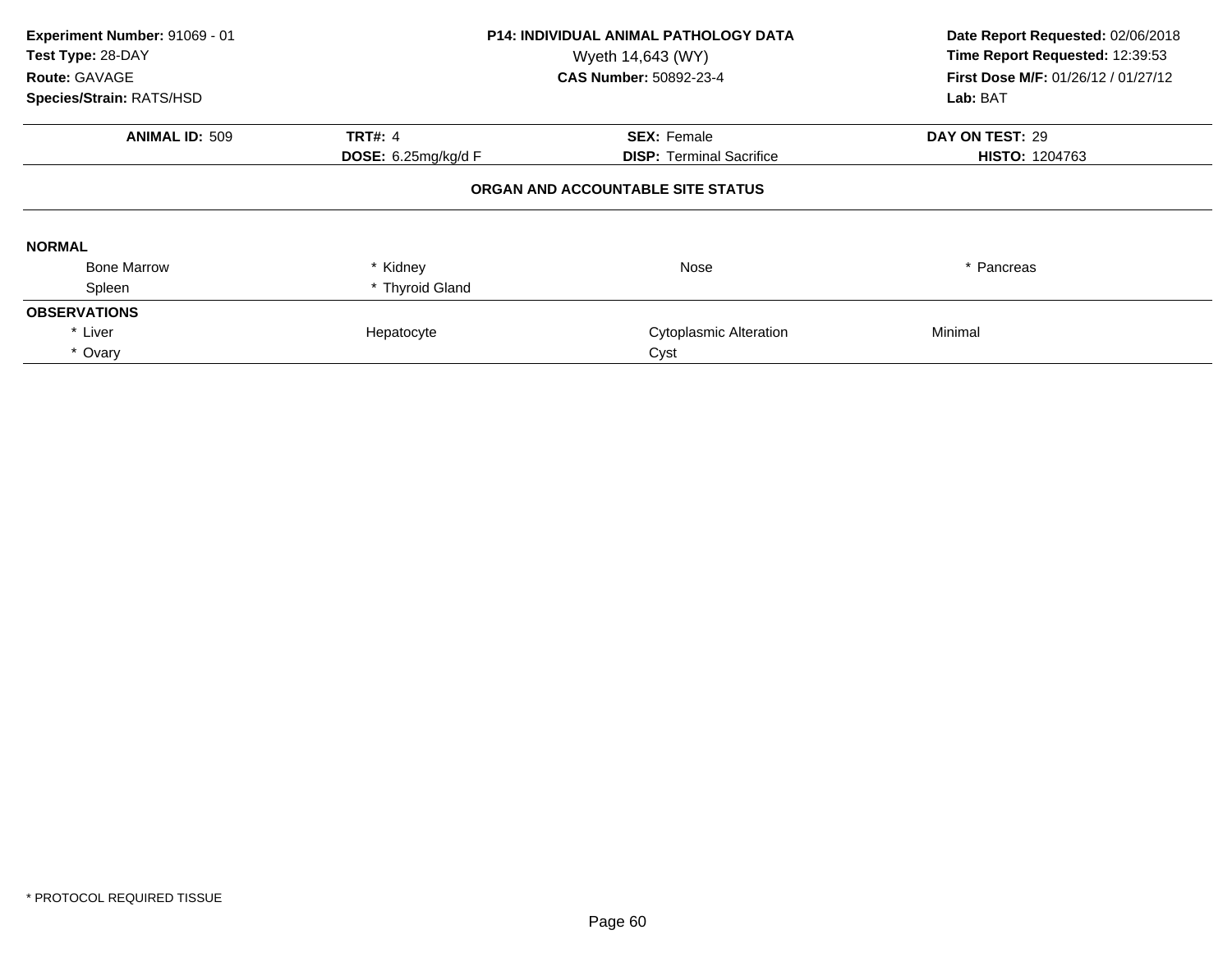**Experiment Number:** 91069 - 01
**Test Type:** 28-DAY
**Route:** GAVAGE
**Species/Strain:** RATS/HSD

**P14: INDIVIDUAL ANIMAL PATHOLOGY DATA**
Wyeth 14,643 (WY)
**CAS Number:** 50892-23-4

**Date Report Requested:** 02/06/2018
**Time Report Requested:** 12:39:53
**First Dose M/F:** 01/26/12 / 01/27/12
**Lab:** BAT

| **ANIMAL ID:** 509 | **TRT#:** 4 | **SEX:** Female | **DAY ON TEST:** 29 |
|---|---|---|---|
| | **DOSE:** 6.25mg/kg/d F | **DISP:** Terminal Sacrifice | **HISTO:** 1204763 |

**ORGAN AND ACCOUNTABLE SITE STATUS**

**NORMAL**

| | | | |
|---|---|---|---|
| Bone Marrow | * Kidney | Nose | * Pancreas |
| Spleen | * Thyroid Gland | | |

**OBSERVATIONS**

| | | | |
|---|---|---|---|
| * Liver | Hepatocyte | Cytoplasmic Alteration | Minimal |
| * Ovary | | Cyst | |

* PROTOCOL REQUIRED TISSUE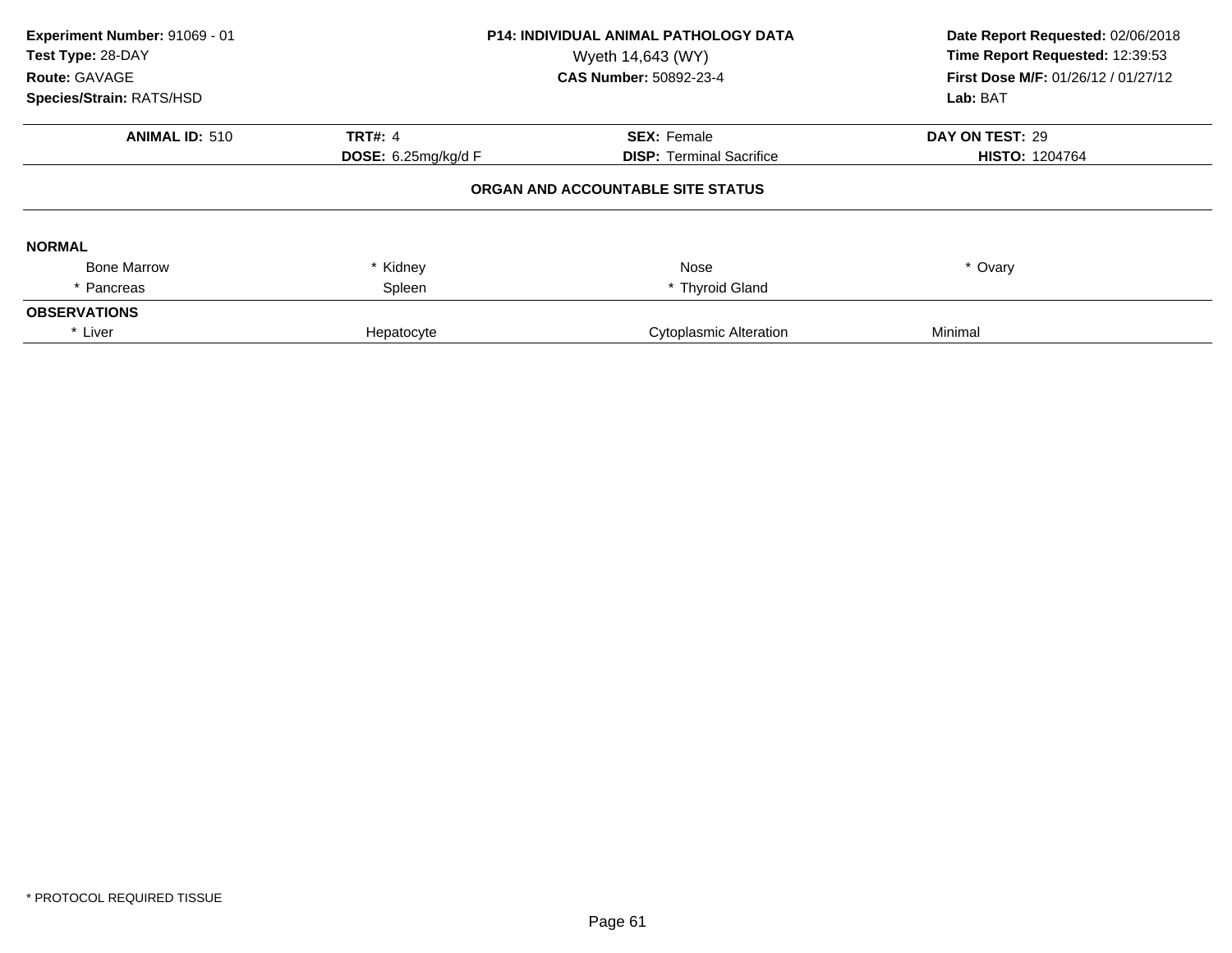**Experiment Number:** 91069 - 01
**Test Type:** 28-DAY
**Route:** GAVAGE
**Species/Strain:** RATS/HSD

**P14: INDIVIDUAL ANIMAL PATHOLOGY DATA**
Wyeth 14,643 (WY)
**CAS Number:** 50892-23-4

**Date Report Requested:** 02/06/2018
**Time Report Requested:** 12:39:53
**First Dose M/F:** 01/26/12 / 01/27/12
**Lab:** BAT

| **ANIMAL ID:** 510 | **TRT#:** 4 | **SEX:** Female | **DAY ON TEST:** 29 |
|---|---|---|---|
| | **DOSE:** 6.25mg/kg/d F | **DISP:** Terminal Sacrifice | **HISTO:** 1204764 |

## ORGAN AND ACCOUNTABLE SITE STATUS

**NORMAL**

| | | | |
|---|---|---|---|
| Bone Marrow | * Kidney | Nose | * Ovary |
| * Pancreas | Spleen | * Thyroid Gland | |

**OBSERVATIONS**

| | | | |
|---|---|---|---|
| * Liver | Hepatocyte | Cytoplasmic Alteration | Minimal |

* PROTOCOL REQUIRED TISSUE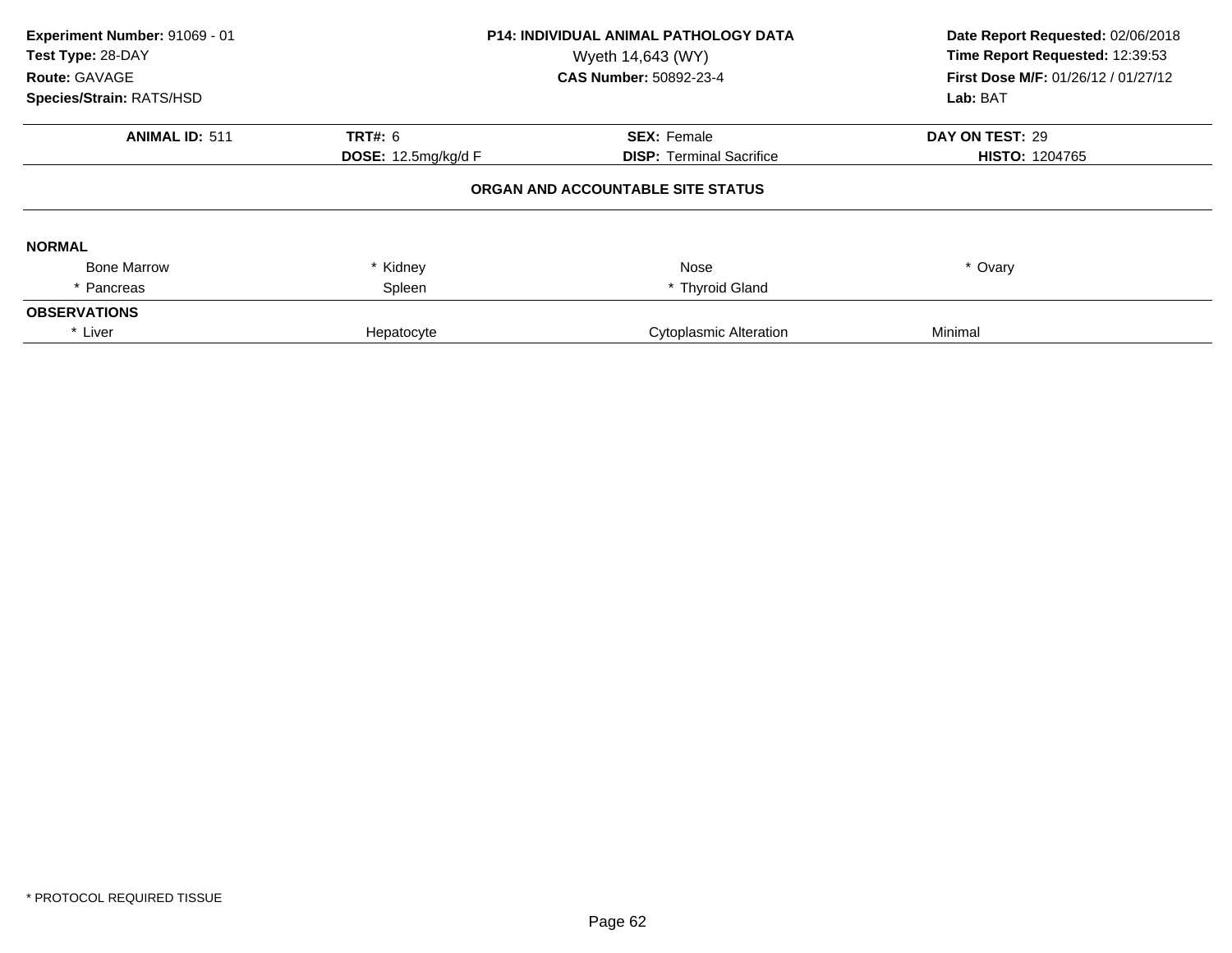**Experiment Number:** 91069 - 01
**Test Type:** 28-DAY
**Route:** GAVAGE
**Species/Strain:** RATS/HSD

**P14: INDIVIDUAL ANIMAL PATHOLOGY DATA**
Wyeth 14,643 (WY)
**CAS Number:** 50892-23-4

**Date Report Requested:** 02/06/2018
**Time Report Requested:** 12:39:53
**First Dose M/F:** 01/26/12 / 01/27/12
**Lab:** BAT

| **ANIMAL ID:** 511 | **TRT#:** 6 | **SEX:** Female | **DAY ON TEST:** 29 |
|---|---|---|---|
| | **DOSE:** 12.5mg/kg/d F | **DISP:** Terminal Sacrifice | **HISTO:** 1204765 |

**ORGAN AND ACCOUNTABLE SITE STATUS**

**NORMAL**

| | | | |
|---|---|---|---|
| Bone Marrow | * Kidney | Nose | * Ovary |
| * Pancreas | Spleen | * Thyroid Gland | |

**OBSERVATIONS**

| | | | |
|---|---|---|---|
| * Liver | Hepatocyte | Cytoplasmic Alteration | Minimal |

* PROTOCOL REQUIRED TISSUE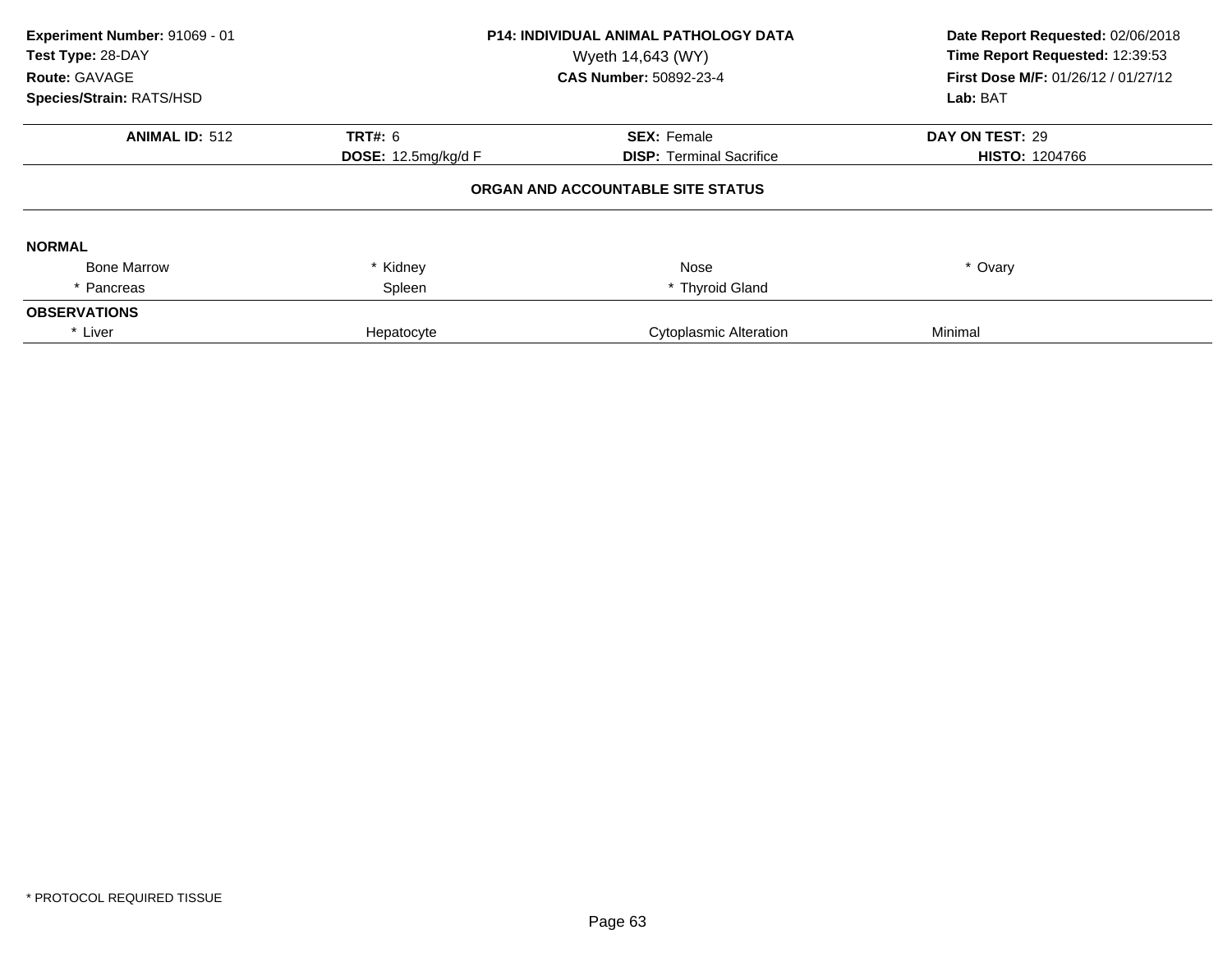**Experiment Number:** 91069 - 01
**Test Type:** 28-DAY
**Route:** GAVAGE
**Species/Strain:** RATS/HSD

**P14: INDIVIDUAL ANIMAL PATHOLOGY DATA**
Wyeth 14,643 (WY)
**CAS Number:** 50892-23-4

**Date Report Requested:** 02/06/2018
**Time Report Requested:** 12:39:53
**First Dose M/F:** 01/26/12 / 01/27/12
**Lab:** BAT

| **ANIMAL ID:** 512 | **TRT#:** 6 | **SEX:** Female | **DAY ON TEST:** 29 |
|---|---|---|---|
| | **DOSE:** 12.5mg/kg/d F | **DISP:** Terminal Sacrifice | **HISTO:** 1204766 |

**ORGAN AND ACCOUNTABLE SITE STATUS**

| | | | |
|---|---|---|---|
| **NORMAL** | | | |
| Bone Marrow | * Kidney | Nose | * Ovary |
| * Pancreas | Spleen | * Thyroid Gland | |
| **OBSERVATIONS** | | | |
| * Liver | Hepatocyte | Cytoplasmic Alteration | Minimal |

* PROTOCOL REQUIRED TISSUE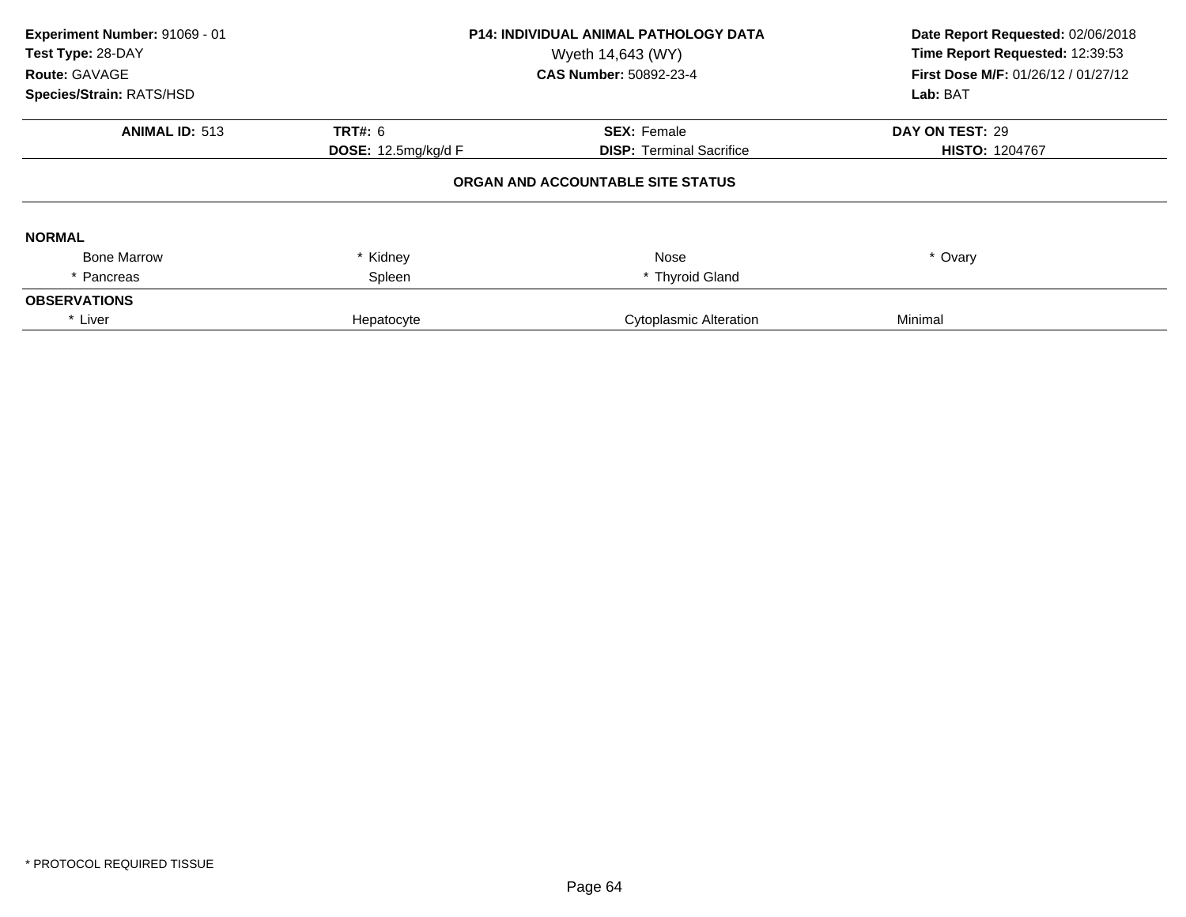**Experiment Number:** 91069 - 01
**Test Type:** 28-DAY
**Route:** GAVAGE
**Species/Strain:** RATS/HSD

**P14: INDIVIDUAL ANIMAL PATHOLOGY DATA**
Wyeth 14,643 (WY)
**CAS Number:** 50892-23-4

**Date Report Requested:** 02/06/2018
**Time Report Requested:** 12:39:53
**First Dose M/F:** 01/26/12 / 01/27/12
**Lab:** BAT

| **ANIMAL ID:** 513 | **TRT#:** 6 | **SEX:** Female | **DAY ON TEST:** 29 |
|---|---|---|---|
| | **DOSE:** 12.5mg/kg/d F | **DISP:** Terminal Sacrifice | **HISTO:** 1204767 |

**ORGAN AND ACCOUNTABLE SITE STATUS**

| | | | |
|---|---|---|---|
| **NORMAL** | | | |
| Bone Marrow | * Kidney | Nose | * Ovary |
| * Pancreas | Spleen | * Thyroid Gland | |
| **OBSERVATIONS** | | | |
| * Liver | Hepatocyte | Cytoplasmic Alteration | Minimal |

* PROTOCOL REQUIRED TISSUE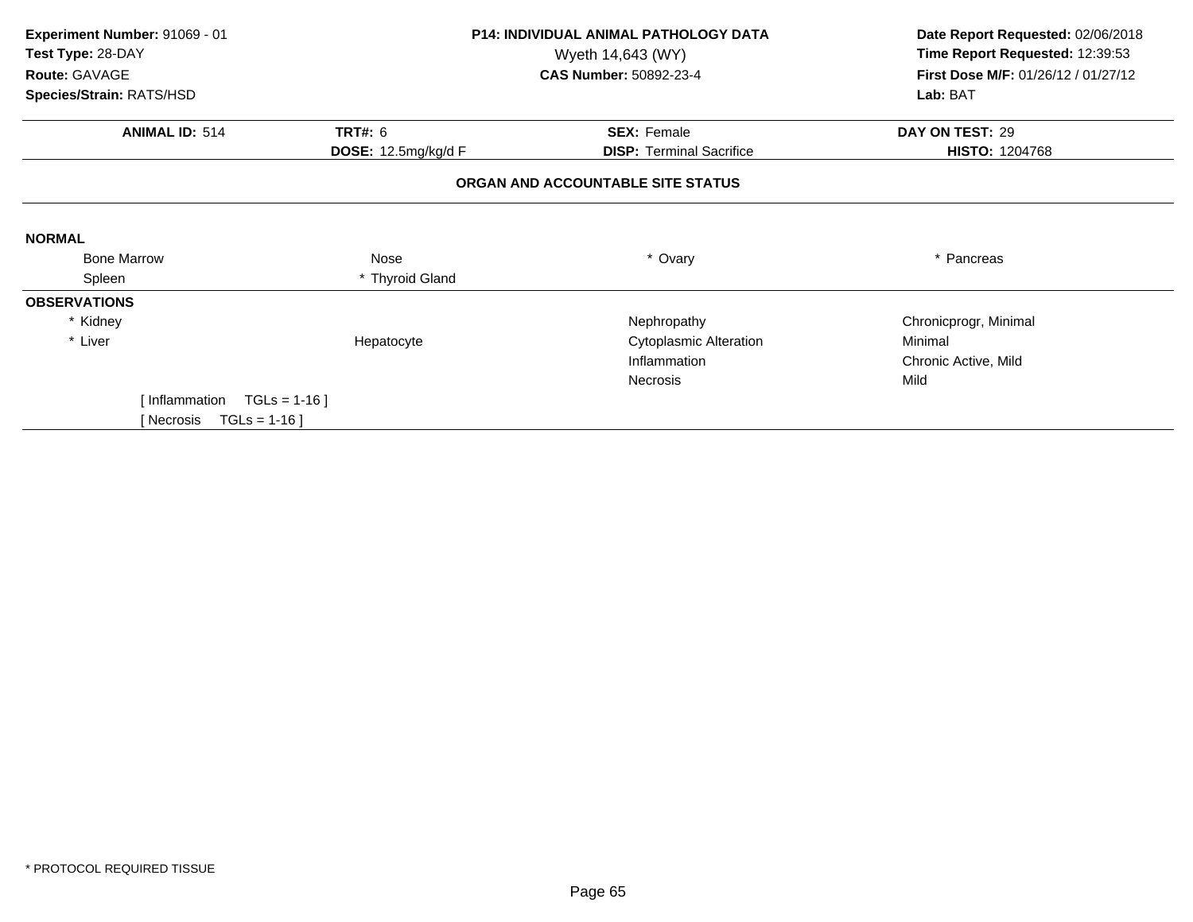**Experiment Number:** 91069 - 01
**Test Type:** 28-DAY
**Route:** GAVAGE
**Species/Strain:** RATS/HSD

**P14: INDIVIDUAL ANIMAL PATHOLOGY DATA**
Wyeth 14,643 (WY)
**CAS Number:** 50892-23-4

**Date Report Requested:** 02/06/2018
**Time Report Requested:** 12:39:53
**First Dose M/F:** 01/26/12 / 01/27/12
**Lab:** BAT

| **ANIMAL ID:** 514 | **TRT#:** 6 | **SEX:** Female | **DAY ON TEST:** 29 |
|---|---|---|---|
| | **DOSE:** 12.5mg/kg/d F | **DISP:** Terminal Sacrifice | **HISTO:** 1204768 |

## ORGAN AND ACCOUNTABLE SITE STATUS

**NORMAL**

| | | | |
|---|---|---|---|
| Bone Marrow | Nose | * Ovary | * Pancreas |
| Spleen | * Thyroid Gland | | |

**OBSERVATIONS**

| | | | |
|---|---|---|---|
| * Kidney | | Nephropathy | Chronicprogr, Minimal |
| * Liver | Hepatocyte | Cytoplasmic Alteration | Minimal |
| | | Inflammation | Chronic Active, Mild |
| | | Necrosis | Mild |

[ Inflammation TGLs = 1-16 ]
[ Necrosis TGLs = 1-16 ]

* PROTOCOL REQUIRED TISSUE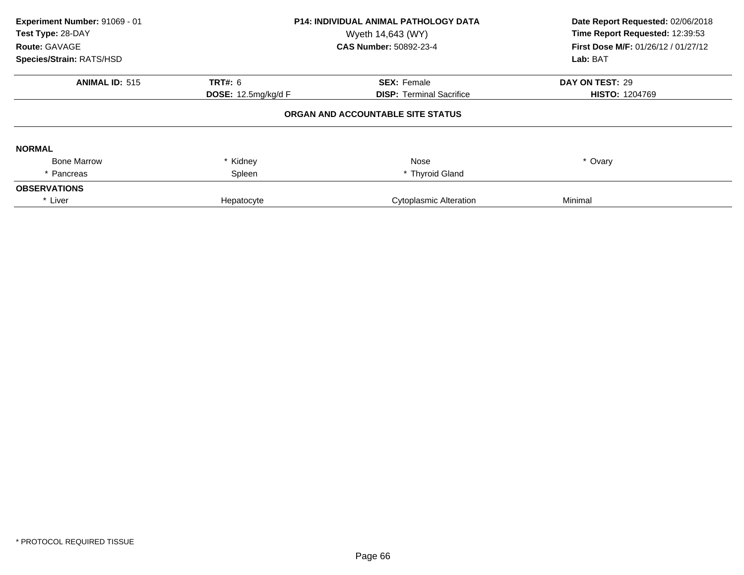**Experiment Number:** 91069 - 01
**Test Type:** 28-DAY
**Route:** GAVAGE
**Species/Strain:** RATS/HSD

**P14: INDIVIDUAL ANIMAL PATHOLOGY DATA**
Wyeth 14,643 (WY)
**CAS Number:** 50892-23-4

**Date Report Requested:** 02/06/2018
**Time Report Requested:** 12:39:53
**First Dose M/F:** 01/26/12 / 01/27/12
**Lab:** BAT

| **ANIMAL ID:** 515 | **TRT#:** 6 | **SEX:** Female | **DAY ON TEST:** 29 |
|---|---|---|---|
| | **DOSE:** 12.5mg/kg/d F | **DISP:** Terminal Sacrifice | **HISTO:** 1204769 |

## ORGAN AND ACCOUNTABLE SITE STATUS

**NORMAL**

| | | | |
|---|---|---|---|
| Bone Marrow | * Kidney | Nose | * Ovary |
| * Pancreas | Spleen | * Thyroid Gland | |

**OBSERVATIONS**

| | | | |
|---|---|---|---|
| * Liver | Hepatocyte | Cytoplasmic Alteration | Minimal |

\* PROTOCOL REQUIRED TISSUE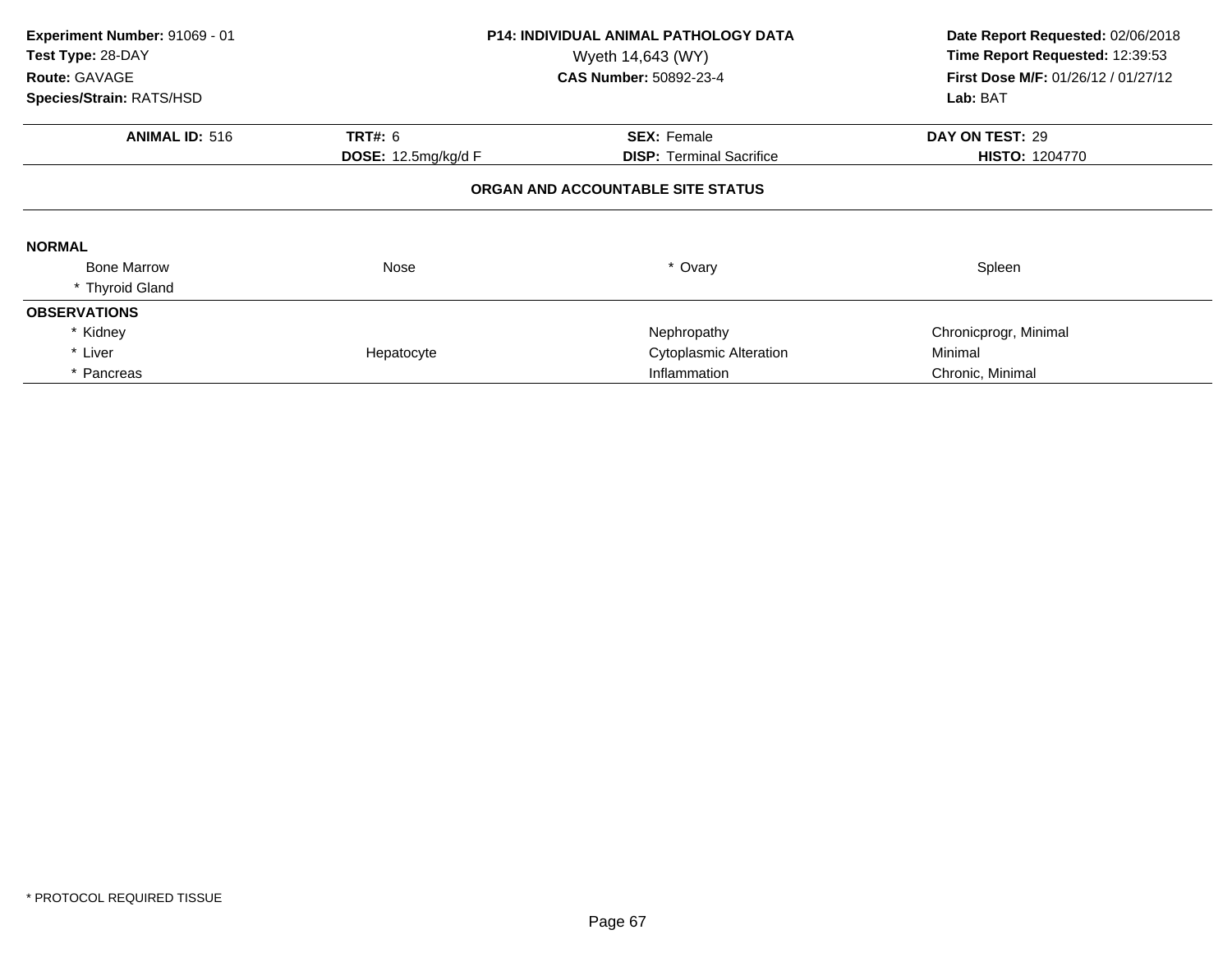**Experiment Number:** 91069 - 01
**Test Type:** 28-DAY
**Route:** GAVAGE
**Species/Strain:** RATS/HSD

**P14: INDIVIDUAL ANIMAL PATHOLOGY DATA**
Wyeth 14,643 (WY)
**CAS Number:** 50892-23-4

**Date Report Requested:** 02/06/2018
**Time Report Requested:** 12:39:53
**First Dose M/F:** 01/26/12 / 01/27/12
**Lab:** BAT

| **ANIMAL ID:** 516 | **TRT#:** 6 | **SEX:** Female | **DAY ON TEST:** 29 |
|---|---|---|---|
| | **DOSE:** 12.5mg/kg/d F | **DISP:** Terminal Sacrifice | **HISTO:** 1204770 |

### ORGAN AND ACCOUNTABLE SITE STATUS

| | | | |
|---|---|---|---|
| **NORMAL** | | | |
| Bone Marrow | Nose | * Ovary | Spleen |
| * Thyroid Gland | | | |
| **OBSERVATIONS** | | | |
| * Kidney | | Nephropathy | Chronicprogr, Minimal |
| * Liver | Hepatocyte | Cytoplasmic Alteration | Minimal |
| * Pancreas | | Inflammation | Chronic, Minimal |

* PROTOCOL REQUIRED TISSUE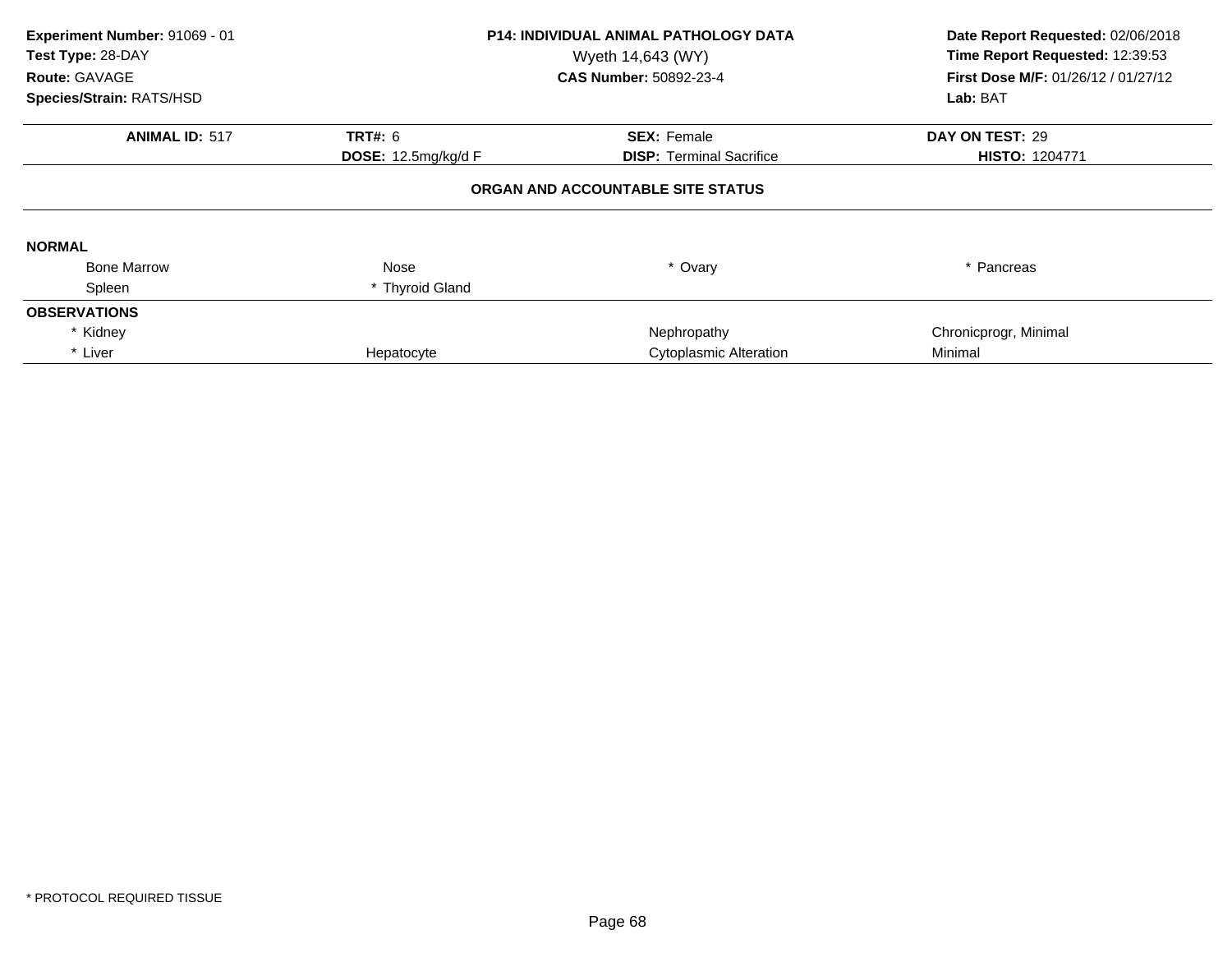**Experiment Number:** 91069 - 01
**Test Type:** 28-DAY
**Route:** GAVAGE
**Species/Strain:** RATS/HSD

**P14: INDIVIDUAL ANIMAL PATHOLOGY DATA**
Wyeth 14,643 (WY)
**CAS Number:** 50892-23-4

**Date Report Requested:** 02/06/2018
**Time Report Requested:** 12:39:53
**First Dose M/F:** 01/26/12 / 01/27/12
**Lab:** BAT

| **ANIMAL ID:** 517 | **TRT#:** 6 | **SEX:** Female | **DAY ON TEST:** 29 |
|---|---|---|---|
| | **DOSE:** 12.5mg/kg/d F | **DISP:** Terminal Sacrifice | **HISTO:** 1204771 |

## ORGAN AND ACCOUNTABLE SITE STATUS

| | | | |
|---|---|---|---|
| **NORMAL** | | | |
| Bone Marrow | Nose | * Ovary | * Pancreas |
| Spleen | * Thyroid Gland | | |
| **OBSERVATIONS** | | | |
| * Kidney | | Nephropathy | Chronicprogr, Minimal |
| * Liver | Hepatocyte | Cytoplasmic Alteration | Minimal |

* PROTOCOL REQUIRED TISSUE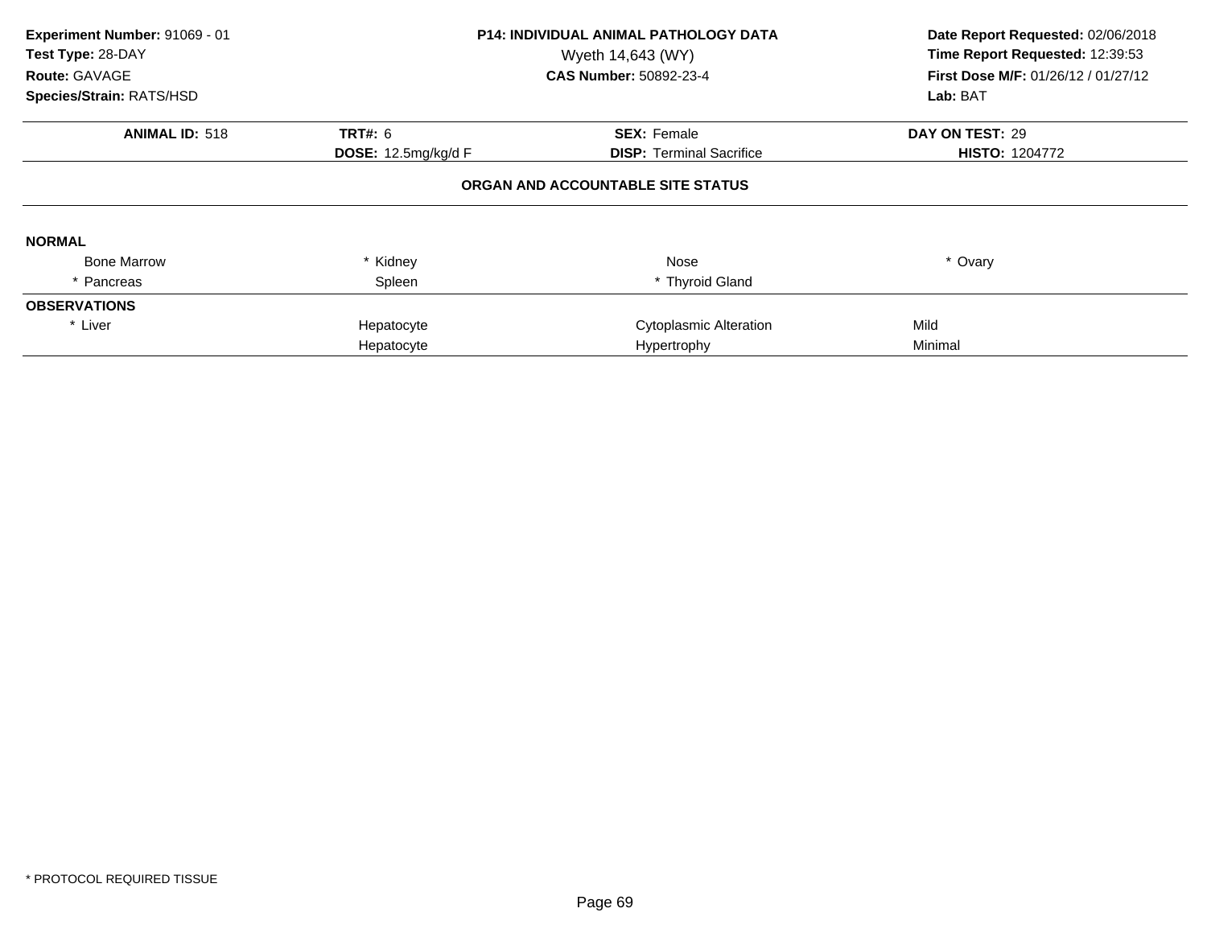**Experiment Number:** 91069 - 01
**Test Type:** 28-DAY
**Route:** GAVAGE
**Species/Strain:** RATS/HSD

**P14: INDIVIDUAL ANIMAL PATHOLOGY DATA**
Wyeth 14,643 (WY)
**CAS Number:** 50892-23-4

**Date Report Requested:** 02/06/2018
**Time Report Requested:** 12:39:53
**First Dose M/F:** 01/26/12 / 01/27/12
**Lab:** BAT

| **ANIMAL ID:** 518 | **TRT#:** 6 | **SEX:** Female | **DAY ON TEST:** 29 |
|---|---|---|---|
| | **DOSE:** 12.5mg/kg/d F | **DISP:** Terminal Sacrifice | **HISTO:** 1204772 |

**ORGAN AND ACCOUNTABLE SITE STATUS**

| | | | |
|---|---|---|---|
| **NORMAL** | | | |
| Bone Marrow | * Kidney | Nose | * Ovary |
| * Pancreas | Spleen | * Thyroid Gland | |
| **OBSERVATIONS** | | | |
| * Liver | Hepatocyte | Cytoplasmic Alteration | Mild |
| | Hepatocyte | Hypertrophy | Minimal |

* PROTOCOL REQUIRED TISSUE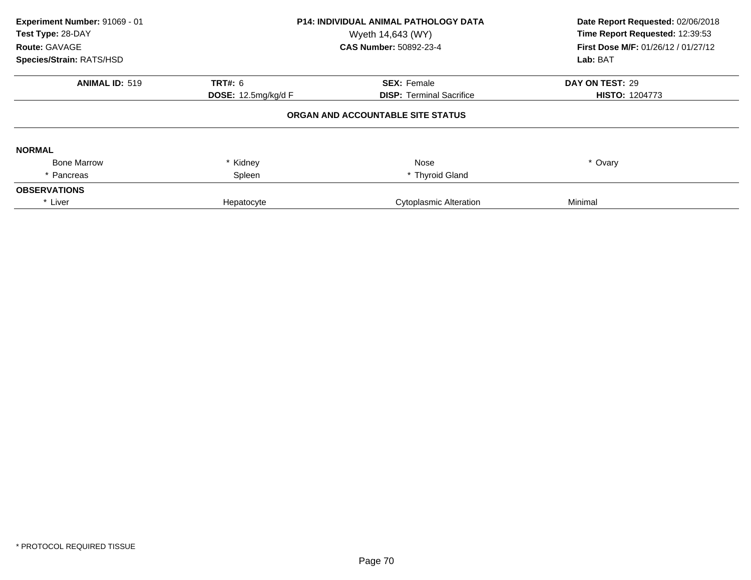**Experiment Number:** 91069 - 01
**Test Type:** 28-DAY
**Route:** GAVAGE
**Species/Strain:** RATS/HSD

**P14: INDIVIDUAL ANIMAL PATHOLOGY DATA**
Wyeth 14,643 (WY)
**CAS Number:** 50892-23-4

**Date Report Requested:** 02/06/2018
**Time Report Requested:** 12:39:53
**First Dose M/F:** 01/26/12 / 01/27/12
**Lab:** BAT

| **ANIMAL ID:** 519 | **TRT#:** 6 | **SEX:** Female | **DAY ON TEST:** 29 |
|---|---|---|---|
| | **DOSE:** 12.5mg/kg/d F | **DISP:** Terminal Sacrifice | **HISTO:** 1204773 |

## ORGAN AND ACCOUNTABLE SITE STATUS

**NORMAL**

| | | | |
|---|---|---|---|
| Bone Marrow | * Kidney | Nose | * Ovary |
| * Pancreas | Spleen | * Thyroid Gland | |

**OBSERVATIONS**

| | | | |
|---|---|---|---|
| * Liver | Hepatocyte | Cytoplasmic Alteration | Minimal |

\* PROTOCOL REQUIRED TISSUE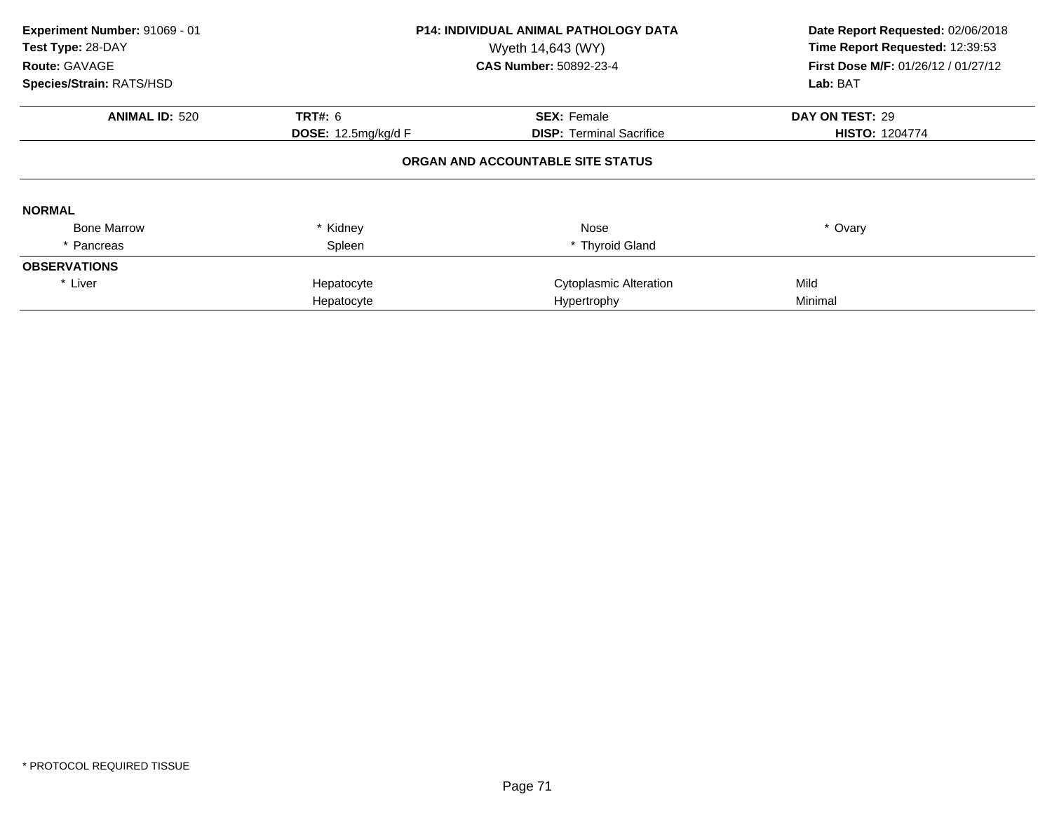**Experiment Number:** 91069 - 01
**Test Type:** 28-DAY
**Route:** GAVAGE
**Species/Strain:** RATS/HSD

**P14: INDIVIDUAL ANIMAL PATHOLOGY DATA**
Wyeth 14,643 (WY)
**CAS Number:** 50892-23-4

**Date Report Requested:** 02/06/2018
**Time Report Requested:** 12:39:53
**First Dose M/F:** 01/26/12 / 01/27/12
**Lab:** BAT

| **ANIMAL ID:** 520 | **TRT#:** 6 | **SEX:** Female | **DAY ON TEST:** 29 |
|---|---|---|---|
| | **DOSE:** 12.5mg/kg/d F | **DISP:** Terminal Sacrifice | **HISTO:** 1204774 |

**ORGAN AND ACCOUNTABLE SITE STATUS**

**NORMAL**

| | | | |
|---|---|---|---|
| Bone Marrow | * Kidney | Nose | * Ovary |
| * Pancreas | Spleen | * Thyroid Gland | |

**OBSERVATIONS**

| | | | |
|---|---|---|---|
| * Liver | Hepatocyte | Cytoplasmic Alteration | Mild |
| | Hepatocyte | Hypertrophy | Minimal |

* PROTOCOL REQUIRED TISSUE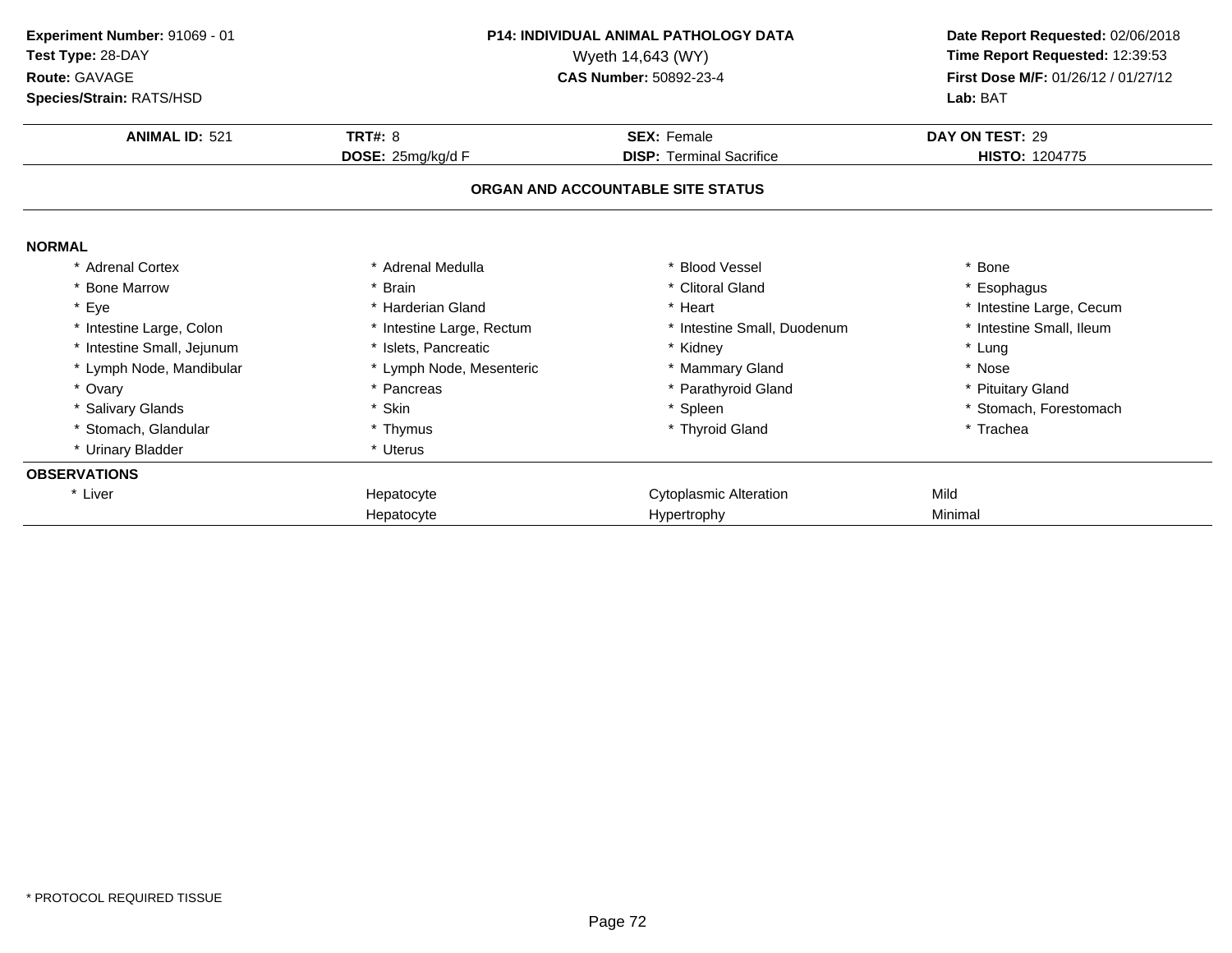**Experiment Number:** 91069 - 01
**Test Type:** 28-DAY
**Route:** GAVAGE
**Species/Strain:** RATS/HSD

**P14: INDIVIDUAL ANIMAL PATHOLOGY DATA**
Wyeth 14,643 (WY)
**CAS Number:** 50892-23-4

**Date Report Requested:** 02/06/2018
**Time Report Requested:** 12:39:53
**First Dose M/F:** 01/26/12 / 01/27/12
**Lab:** BAT

| **ANIMAL ID:** 521 | **TRT#:** 8 | **SEX:** Female | **DAY ON TEST:** 29 |
|---|---|---|---|
| | **DOSE:** 25mg/kg/d F | **DISP:** Terminal Sacrifice | **HISTO:** 1204775 |

## ORGAN AND ACCOUNTABLE SITE STATUS

**NORMAL**

| | | | |
|---|---|---|---|
| * Adrenal Cortex | * Adrenal Medulla | * Blood Vessel | * Bone |
| * Bone Marrow | * Brain | * Clitoral Gland | * Esophagus |
| * Eye | * Harderian Gland | * Heart | * Intestine Large, Cecum |
| * Intestine Large, Colon | * Intestine Large, Rectum | * Intestine Small, Duodenum | * Intestine Small, Ileum |
| * Intestine Small, Jejunum | * Islets, Pancreatic | * Kidney | * Lung |
| * Lymph Node, Mandibular | * Lymph Node, Mesenteric | * Mammary Gland | * Nose |
| * Ovary | * Pancreas | * Parathyroid Gland | * Pituitary Gland |
| * Salivary Glands | * Skin | * Spleen | * Stomach, Forestomach |
| * Stomach, Glandular | * Thymus | * Thyroid Gland | * Trachea |
| * Urinary Bladder | * Uterus | | |

**OBSERVATIONS**

| | | | |
|---|---|---|---|
| * Liver | Hepatocyte | Cytoplasmic Alteration | Mild |
| | Hepatocyte | Hypertrophy | Minimal |

* PROTOCOL REQUIRED TISSUE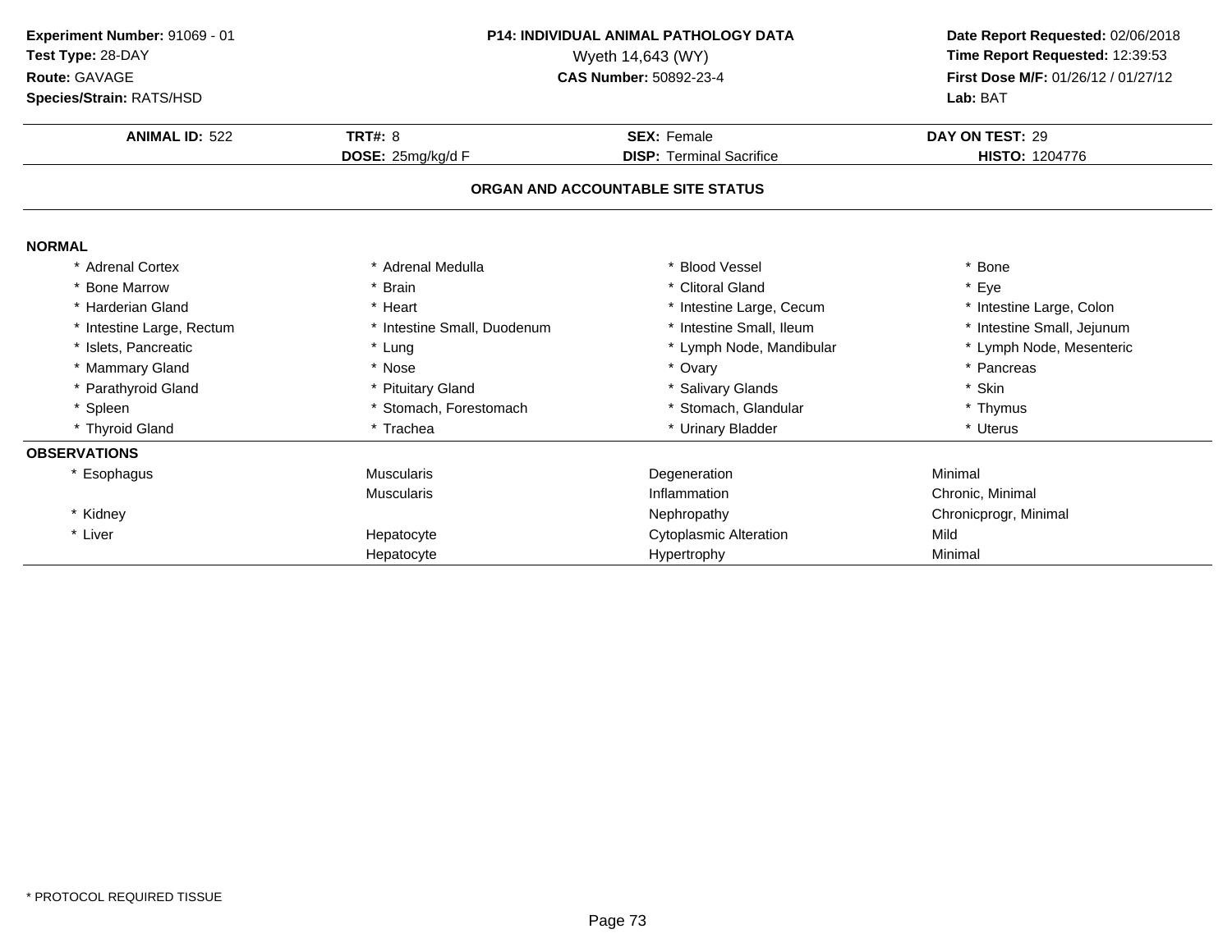**Experiment Number:** 91069 - 01
**Test Type:** 28-DAY
**Route:** GAVAGE
**Species/Strain:** RATS/HSD

**P14: INDIVIDUAL ANIMAL PATHOLOGY DATA**
Wyeth 14,643 (WY)
**CAS Number:** 50892-23-4

**Date Report Requested:** 02/06/2018
**Time Report Requested:** 12:39:53
**First Dose M/F:** 01/26/12 / 01/27/12
**Lab:** BAT

| **ANIMAL ID:** 522 | **TRT#:** 8 | **SEX:** Female | **DAY ON TEST:** 29 |
|---|---|---|---|
| | **DOSE:** 25mg/kg/d F | **DISP:** Terminal Sacrifice | **HISTO:** 1204776 |

## ORGAN AND ACCOUNTABLE SITE STATUS

### NORMAL

| | | | |
|---|---|---|---|
| * Adrenal Cortex | * Adrenal Medulla | * Blood Vessel | * Bone |
| * Bone Marrow | * Brain | * Clitoral Gland | * Eye |
| * Harderian Gland | * Heart | * Intestine Large, Cecum | * Intestine Large, Colon |
| * Intestine Large, Rectum | * Intestine Small, Duodenum | * Intestine Small, Ileum | * Intestine Small, Jejunum |
| * Islets, Pancreatic | * Lung | * Lymph Node, Mandibular | * Lymph Node, Mesenteric |
| * Mammary Gland | * Nose | * Ovary | * Pancreas |
| * Parathyroid Gland | * Pituitary Gland | * Salivary Glands | * Skin |
| * Spleen | * Stomach, Forestomach | * Stomach, Glandular | * Thymus |
| * Thyroid Gland | * Trachea | * Urinary Bladder | * Uterus |

### OBSERVATIONS

| | | | |
|---|---|---|---|
| * Esophagus | Muscularis | Degeneration | Minimal |
| | Muscularis | Inflammation | Chronic, Minimal |
| * Kidney | | Nephropathy | Chronicprogr, Minimal |
| * Liver | Hepatocyte | Cytoplasmic Alteration | Mild |
| | Hepatocyte | Hypertrophy | Minimal |

* PROTOCOL REQUIRED TISSUE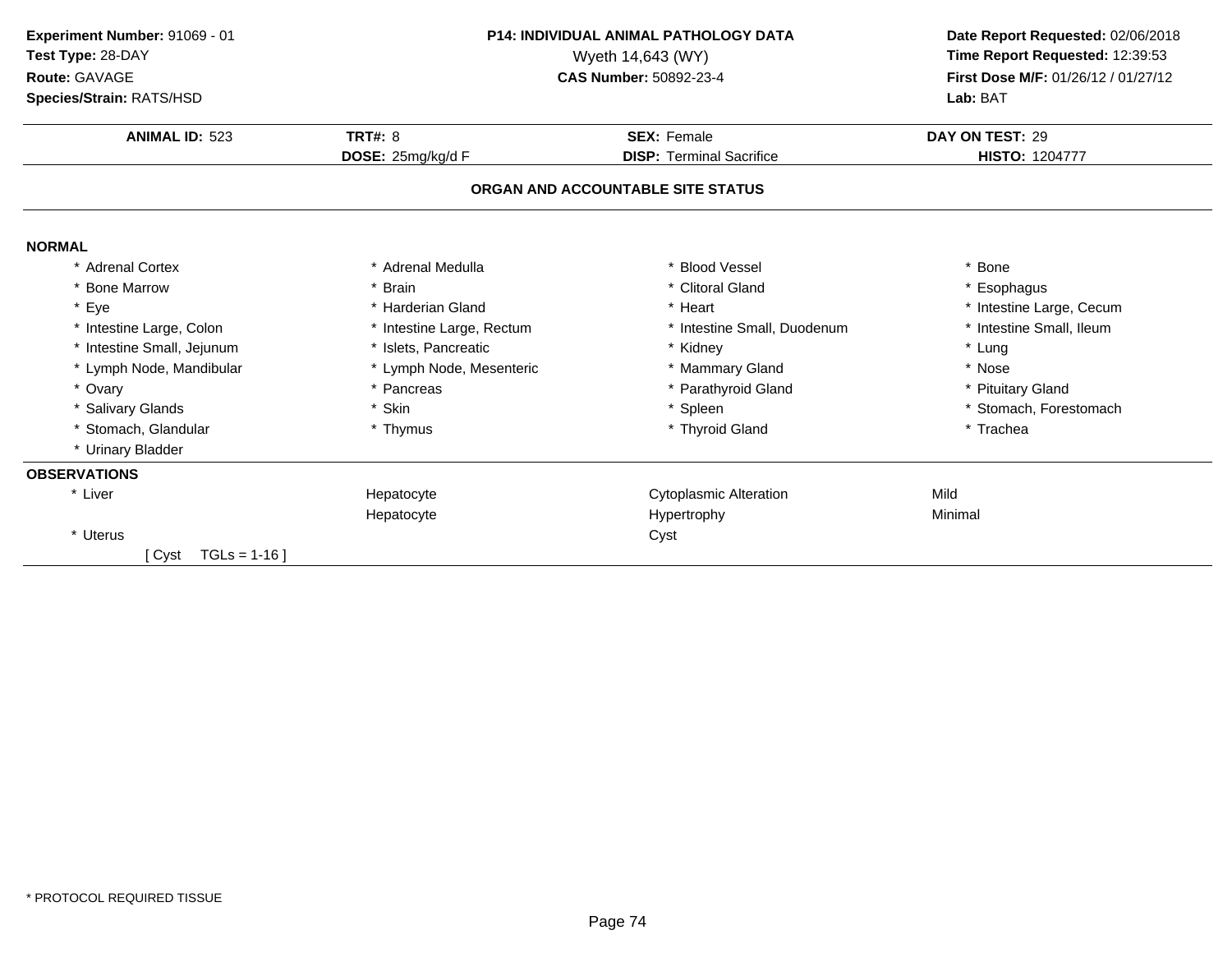**Experiment Number:** 91069 - 01
**Test Type:** 28-DAY
**Route:** GAVAGE
**Species/Strain:** RATS/HSD

**P14: INDIVIDUAL ANIMAL PATHOLOGY DATA**
Wyeth 14,643 (WY)
**CAS Number:** 50892-23-4

**Date Report Requested:** 02/06/2018
**Time Report Requested:** 12:39:53
**First Dose M/F:** 01/26/12 / 01/27/12
**Lab:** BAT

| **ANIMAL ID:** 523 | **TRT#:** 8 | **SEX:** Female | **DAY ON TEST:** 29 |
|---|---|---|---|
| | **DOSE:** 25mg/kg/d F | **DISP:** Terminal Sacrifice | **HISTO:** 1204777 |

**ORGAN AND ACCOUNTABLE SITE STATUS**

**NORMAL**

| | | | |
|---|---|---|---|
| * Adrenal Cortex | * Adrenal Medulla | * Blood Vessel | * Bone |
| * Bone Marrow | * Brain | * Clitoral Gland | * Esophagus |
| * Eye | * Harderian Gland | * Heart | * Intestine Large, Cecum |
| * Intestine Large, Colon | * Intestine Large, Rectum | * Intestine Small, Duodenum | * Intestine Small, Ileum |
| * Intestine Small, Jejunum | * Islets, Pancreatic | * Kidney | * Lung |
| * Lymph Node, Mandibular | * Lymph Node, Mesenteric | * Mammary Gland | * Nose |
| * Ovary | * Pancreas | * Parathyroid Gland | * Pituitary Gland |
| * Salivary Glands | * Skin | * Spleen | * Stomach, Forestomach |
| * Stomach, Glandular | * Thymus | * Thyroid Gland | * Trachea |
| * Urinary Bladder | | | |

**OBSERVATIONS**

| | | | |
|---|---|---|---|
| * Liver | Hepatocyte | Cytoplasmic Alteration | Mild |
| | Hepatocyte | Hypertrophy | Minimal |
| * Uterus | | Cyst | |
| [ Cyst TGLs = 1-16 ] | | | |

* PROTOCOL REQUIRED TISSUE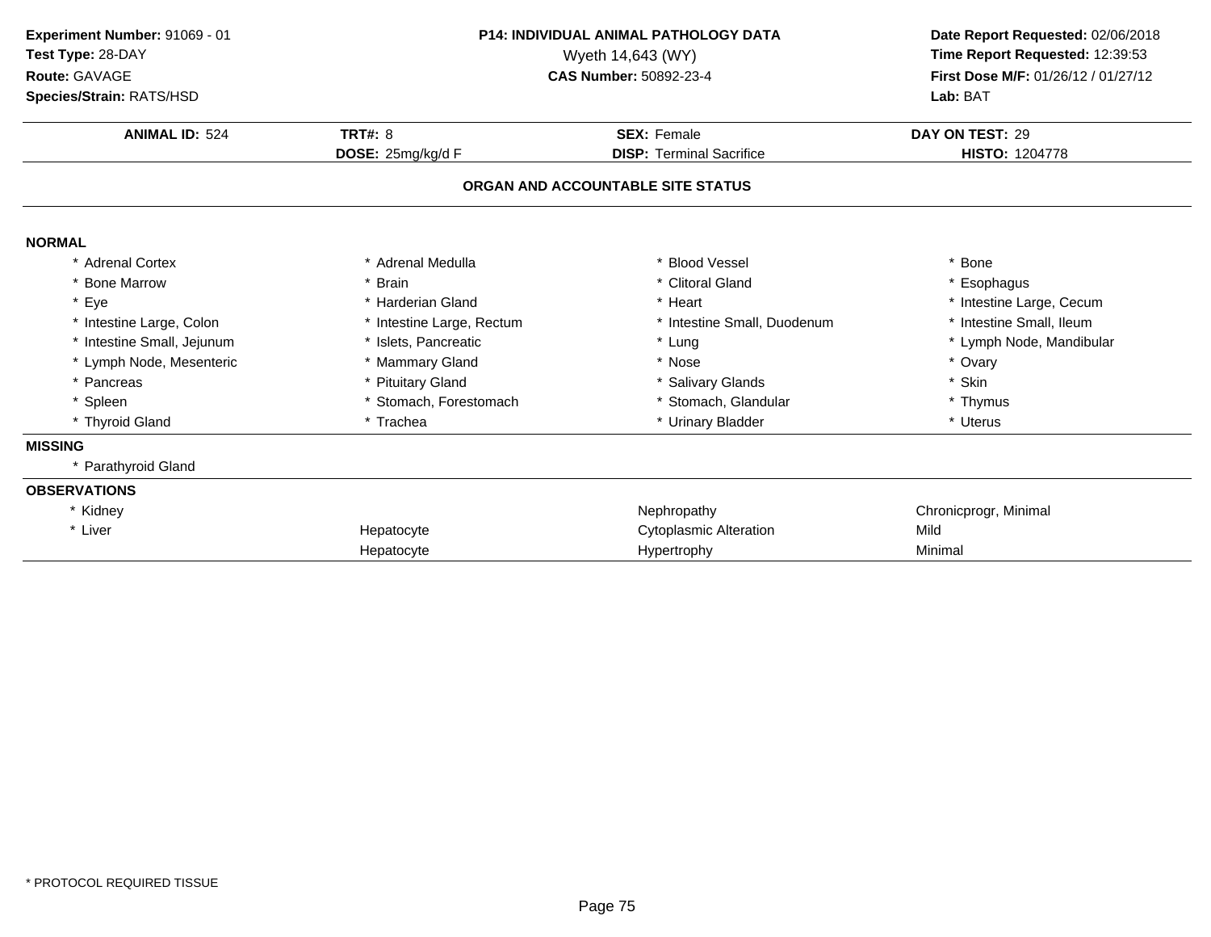**Experiment Number:** 91069 - 01
**Test Type:** 28-DAY
**Route:** GAVAGE
**Species/Strain:** RATS/HSD

**P14: INDIVIDUAL ANIMAL PATHOLOGY DATA**
Wyeth 14,643 (WY)
**CAS Number:** 50892-23-4

**Date Report Requested:** 02/06/2018
**Time Report Requested:** 12:39:53
**First Dose M/F:** 01/26/12 / 01/27/12
**Lab:** BAT

| **ANIMAL ID:** 524 | **TRT#:** 8 | **SEX:** Female | **DAY ON TEST:** 29 |
|---|---|---|---|
| | **DOSE:** 25mg/kg/d F | **DISP:** Terminal Sacrifice | **HISTO:** 1204778 |

## ORGAN AND ACCOUNTABLE SITE STATUS

**NORMAL**

| | | | |
|---|---|---|---|
| * Adrenal Cortex | * Adrenal Medulla | * Blood Vessel | * Bone |
| * Bone Marrow | * Brain | * Clitoral Gland | * Esophagus |
| * Eye | * Harderian Gland | * Heart | * Intestine Large, Cecum |
| * Intestine Large, Colon | * Intestine Large, Rectum | * Intestine Small, Duodenum | * Intestine Small, Ileum |
| * Intestine Small, Jejunum | * Islets, Pancreatic | * Lung | * Lymph Node, Mandibular |
| * Lymph Node, Mesenteric | * Mammary Gland | * Nose | * Ovary |
| * Pancreas | * Pituitary Gland | * Salivary Glands | * Skin |
| * Spleen | * Stomach, Forestomach | * Stomach, Glandular | * Thymus |
| * Thyroid Gland | * Trachea | * Urinary Bladder | * Uterus |

**MISSING**

* Parathyroid Gland

**OBSERVATIONS**

| | | | |
|---|---|---|---|
| * Kidney | | Nephropathy | Chronicprogr, Minimal |
| * Liver | Hepatocyte | Cytoplasmic Alteration | Mild |
| | Hepatocyte | Hypertrophy | Minimal |

* PROTOCOL REQUIRED TISSUE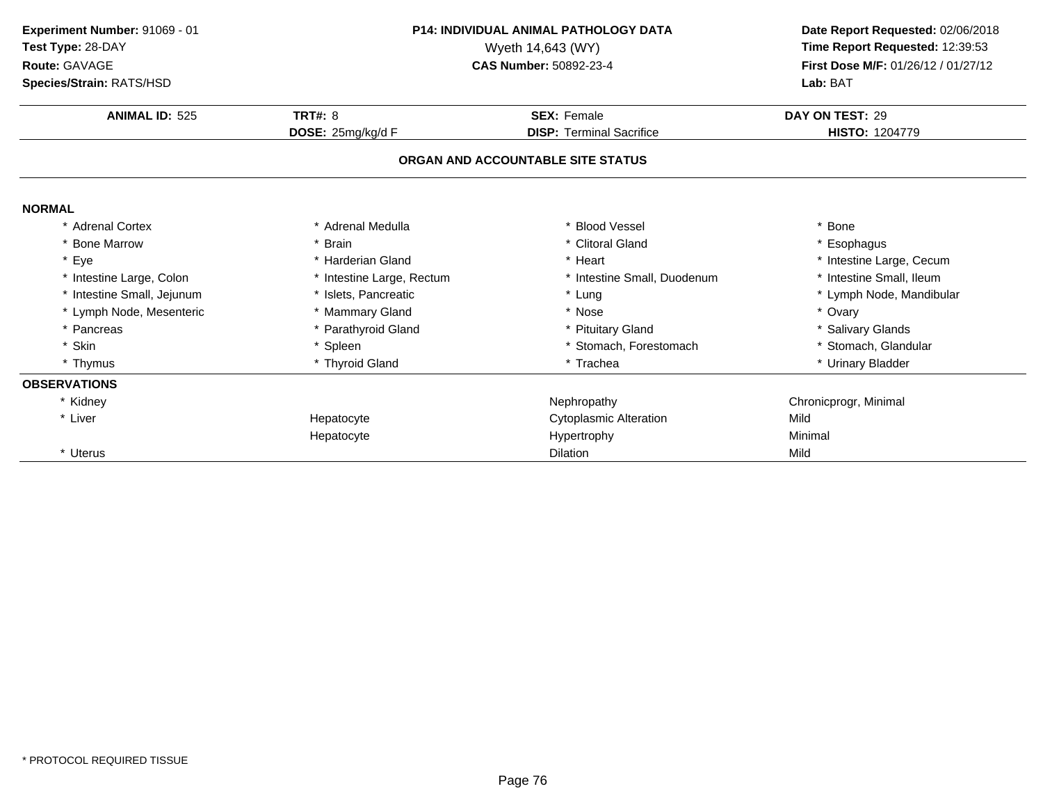**Experiment Number:** 91069 - 01
**Test Type:** 28-DAY
**Route:** GAVAGE
**Species/Strain:** RATS/HSD

**P14: INDIVIDUAL ANIMAL PATHOLOGY DATA**
Wyeth 14,643 (WY)
**CAS Number:** 50892-23-4

**Date Report Requested:** 02/06/2018
**Time Report Requested:** 12:39:53
**First Dose M/F:** 01/26/12 / 01/27/12
**Lab:** BAT

| **ANIMAL ID:** 525 | **TRT#:** 8 | **SEX:** Female | **DAY ON TEST:** 29 |
|---|---|---|---|
| | **DOSE:** 25mg/kg/d F | **DISP:** Terminal Sacrifice | **HISTO:** 1204779 |

## ORGAN AND ACCOUNTABLE SITE STATUS

**NORMAL**

| | | | |
|---|---|---|---|
| * Adrenal Cortex | * Adrenal Medulla | * Blood Vessel | * Bone |
| * Bone Marrow | * Brain | * Clitoral Gland | * Esophagus |
| * Eye | * Harderian Gland | * Heart | * Intestine Large, Cecum |
| * Intestine Large, Colon | * Intestine Large, Rectum | * Intestine Small, Duodenum | * Intestine Small, Ileum |
| * Intestine Small, Jejunum | * Islets, Pancreatic | * Lung | * Lymph Node, Mandibular |
| * Lymph Node, Mesenteric | * Mammary Gland | * Nose | * Ovary |
| * Pancreas | * Parathyroid Gland | * Pituitary Gland | * Salivary Glands |
| * Skin | * Spleen | * Stomach, Forestomach | * Stomach, Glandular |
| * Thymus | * Thyroid Gland | * Trachea | * Urinary Bladder |

**OBSERVATIONS**

| | | | |
|---|---|---|---|
| * Kidney | | Nephropathy | Chronicprogr, Minimal |
| * Liver | Hepatocyte | Cytoplasmic Alteration | Mild |
| | Hepatocyte | Hypertrophy | Minimal |
| * Uterus | | Dilation | Mild |

* PROTOCOL REQUIRED TISSUE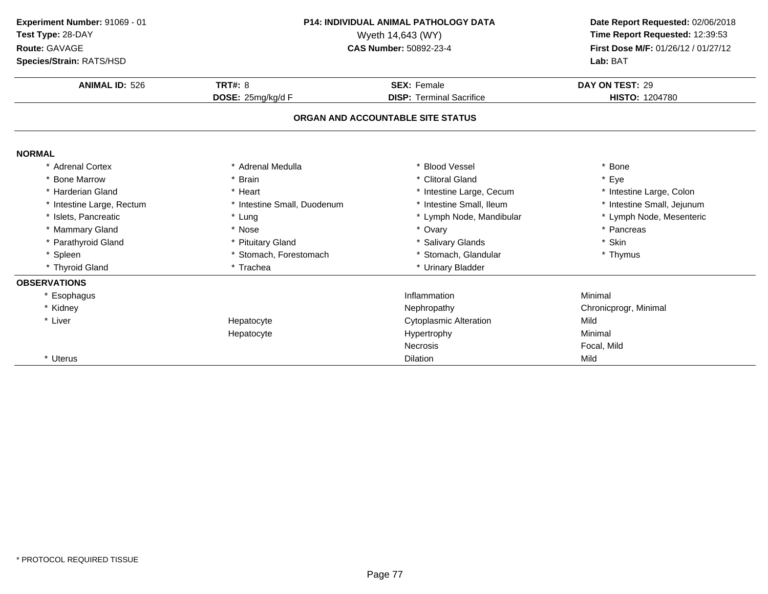**Experiment Number:** 91069 - 01
**Test Type:** 28-DAY
**Route:** GAVAGE
**Species/Strain:** RATS/HSD

**P14: INDIVIDUAL ANIMAL PATHOLOGY DATA**
Wyeth 14,643 (WY)
**CAS Number:** 50892-23-4

**Date Report Requested:** 02/06/2018
**Time Report Requested:** 12:39:53
**First Dose M/F:** 01/26/12 / 01/27/12
**Lab:** BAT

| **ANIMAL ID:** 526 | **TRT#:** 8 | **SEX:** Female | **DAY ON TEST:** 29 |
|---|---|---|---|
| | **DOSE:** 25mg/kg/d F | **DISP:** Terminal Sacrifice | **HISTO:** 1204780 |

## ORGAN AND ACCOUNTABLE SITE STATUS

### NORMAL

| | | | |
|---|---|---|---|
| * Adrenal Cortex | * Adrenal Medulla | * Blood Vessel | * Bone |
| * Bone Marrow | * Brain | * Clitoral Gland | * Eye |
| * Harderian Gland | * Heart | * Intestine Large, Cecum | * Intestine Large, Colon |
| * Intestine Large, Rectum | * Intestine Small, Duodenum | * Intestine Small, Ileum | * Intestine Small, Jejunum |
| * Islets, Pancreatic | * Lung | * Lymph Node, Mandibular | * Lymph Node, Mesenteric |
| * Mammary Gland | * Nose | * Ovary | * Pancreas |
| * Parathyroid Gland | * Pituitary Gland | * Salivary Glands | * Skin |
| * Spleen | * Stomach, Forestomach | * Stomach, Glandular | * Thymus |
| * Thyroid Gland | * Trachea | * Urinary Bladder | |

### OBSERVATIONS

| | | | |
|---|---|---|---|
| * Esophagus | | Inflammation | Minimal |
| * Kidney | | Nephropathy | Chronicprogr, Minimal |
| * Liver | Hepatocyte | Cytoplasmic Alteration | Mild |
| | Hepatocyte | Hypertrophy | Minimal |
| | | Necrosis | Focal, Mild |
| * Uterus | | Dilation | Mild |

\* PROTOCOL REQUIRED TISSUE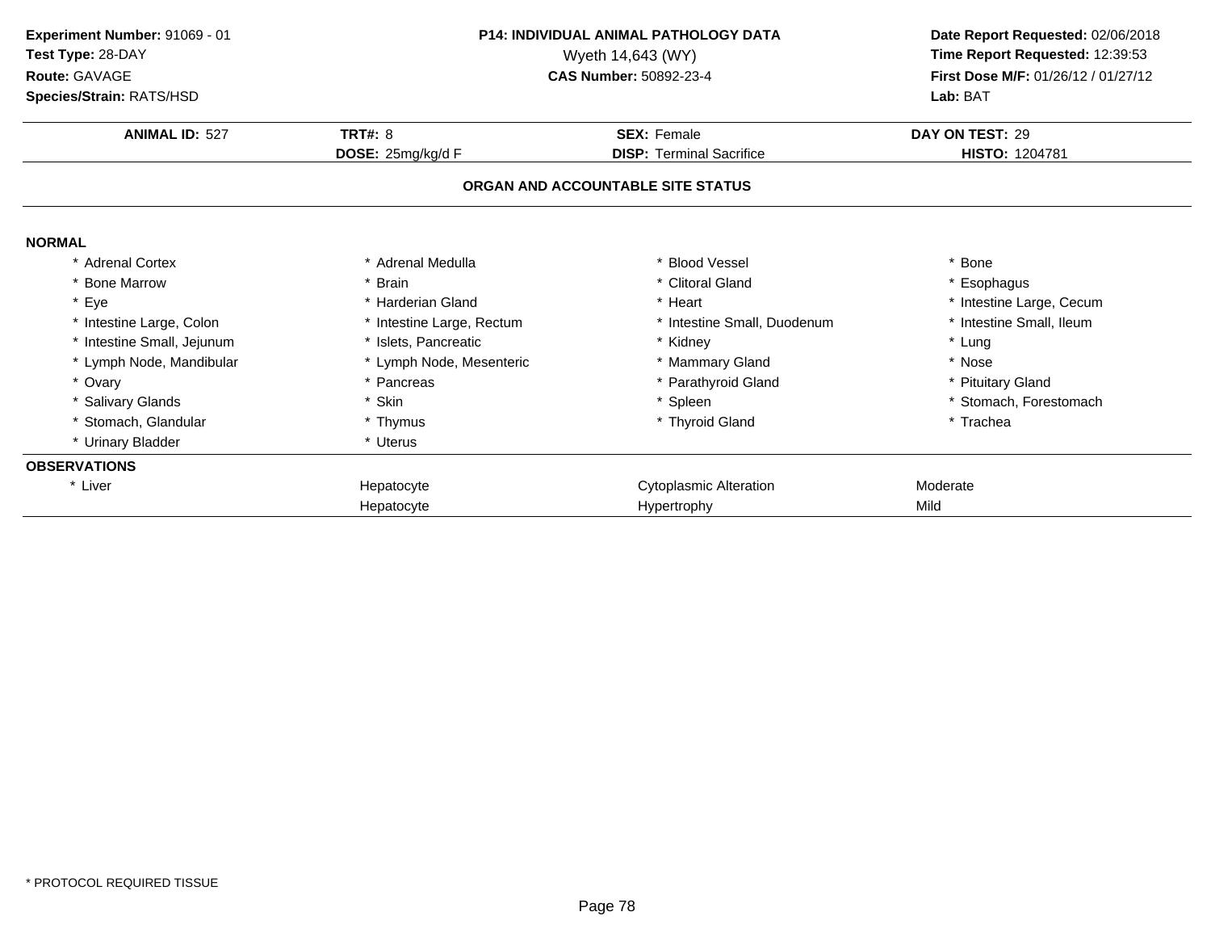**Experiment Number:** 91069 - 01
**Test Type:** 28-DAY
**Route:** GAVAGE
**Species/Strain:** RATS/HSD

**P14: INDIVIDUAL ANIMAL PATHOLOGY DATA**
Wyeth 14,643 (WY)
**CAS Number:** 50892-23-4

**Date Report Requested:** 02/06/2018
**Time Report Requested:** 12:39:53
**First Dose M/F:** 01/26/12 / 01/27/12
**Lab:** BAT

| **ANIMAL ID:** 527 | **TRT#:** 8 | **SEX:** Female | **DAY ON TEST:** 29 |
|---|---|---|---|
| | **DOSE:** 25mg/kg/d F | **DISP:** Terminal Sacrifice | **HISTO:** 1204781 |

## ORGAN AND ACCOUNTABLE SITE STATUS

**NORMAL**

| | | | |
|---|---|---|---|
| * Adrenal Cortex | * Adrenal Medulla | * Blood Vessel | * Bone |
| * Bone Marrow | * Brain | * Clitoral Gland | * Esophagus |
| * Eye | * Harderian Gland | * Heart | * Intestine Large, Cecum |
| * Intestine Large, Colon | * Intestine Large, Rectum | * Intestine Small, Duodenum | * Intestine Small, Ileum |
| * Intestine Small, Jejunum | * Islets, Pancreatic | * Kidney | * Lung |
| * Lymph Node, Mandibular | * Lymph Node, Mesenteric | * Mammary Gland | * Nose |
| * Ovary | * Pancreas | * Parathyroid Gland | * Pituitary Gland |
| * Salivary Glands | * Skin | * Spleen | * Stomach, Forestomach |
| * Stomach, Glandular | * Thymus | * Thyroid Gland | * Trachea |
| * Urinary Bladder | * Uterus | | |

**OBSERVATIONS**

| | | | |
|---|---|---|---|
| * Liver | Hepatocyte | Cytoplasmic Alteration | Moderate |
| | Hepatocyte | Hypertrophy | Mild |

* PROTOCOL REQUIRED TISSUE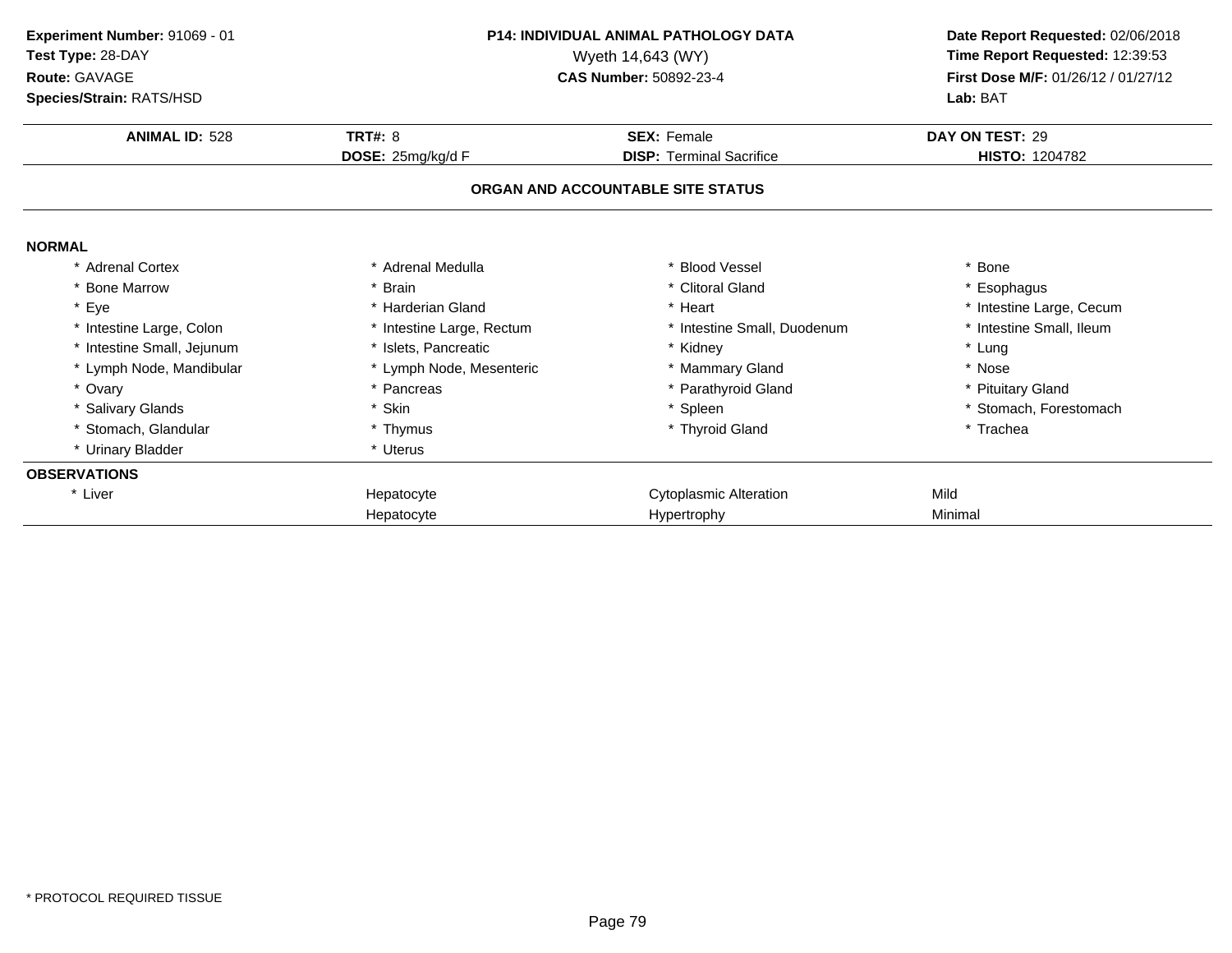**Experiment Number:** 91069 - 01
**Test Type:** 28-DAY
**Route:** GAVAGE
**Species/Strain:** RATS/HSD

**P14: INDIVIDUAL ANIMAL PATHOLOGY DATA**
Wyeth 14,643 (WY)
**CAS Number:** 50892-23-4

**Date Report Requested:** 02/06/2018
**Time Report Requested:** 12:39:53
**First Dose M/F:** 01/26/12 / 01/27/12
**Lab:** BAT

| **ANIMAL ID:** 528 | **TRT#:** 8 | **SEX:** Female | **DAY ON TEST:** 29 |
|---|---|---|---|
| | **DOSE:** 25mg/kg/d F | **DISP:** Terminal Sacrifice | **HISTO:** 1204782 |

## ORGAN AND ACCOUNTABLE SITE STATUS

**NORMAL**

| | | | |
|---|---|---|---|
| * Adrenal Cortex | * Adrenal Medulla | * Blood Vessel | * Bone |
| * Bone Marrow | * Brain | * Clitoral Gland | * Esophagus |
| * Eye | * Harderian Gland | * Heart | * Intestine Large, Cecum |
| * Intestine Large, Colon | * Intestine Large, Rectum | * Intestine Small, Duodenum | * Intestine Small, Ileum |
| * Intestine Small, Jejunum | * Islets, Pancreatic | * Kidney | * Lung |
| * Lymph Node, Mandibular | * Lymph Node, Mesenteric | * Mammary Gland | * Nose |
| * Ovary | * Pancreas | * Parathyroid Gland | * Pituitary Gland |
| * Salivary Glands | * Skin | * Spleen | * Stomach, Forestomach |
| * Stomach, Glandular | * Thymus | * Thyroid Gland | * Trachea |
| * Urinary Bladder | * Uterus | | |

**OBSERVATIONS**

| | | | |
|---|---|---|---|
| * Liver | Hepatocyte | Cytoplasmic Alteration | Mild |
| | Hepatocyte | Hypertrophy | Minimal |

\* PROTOCOL REQUIRED TISSUE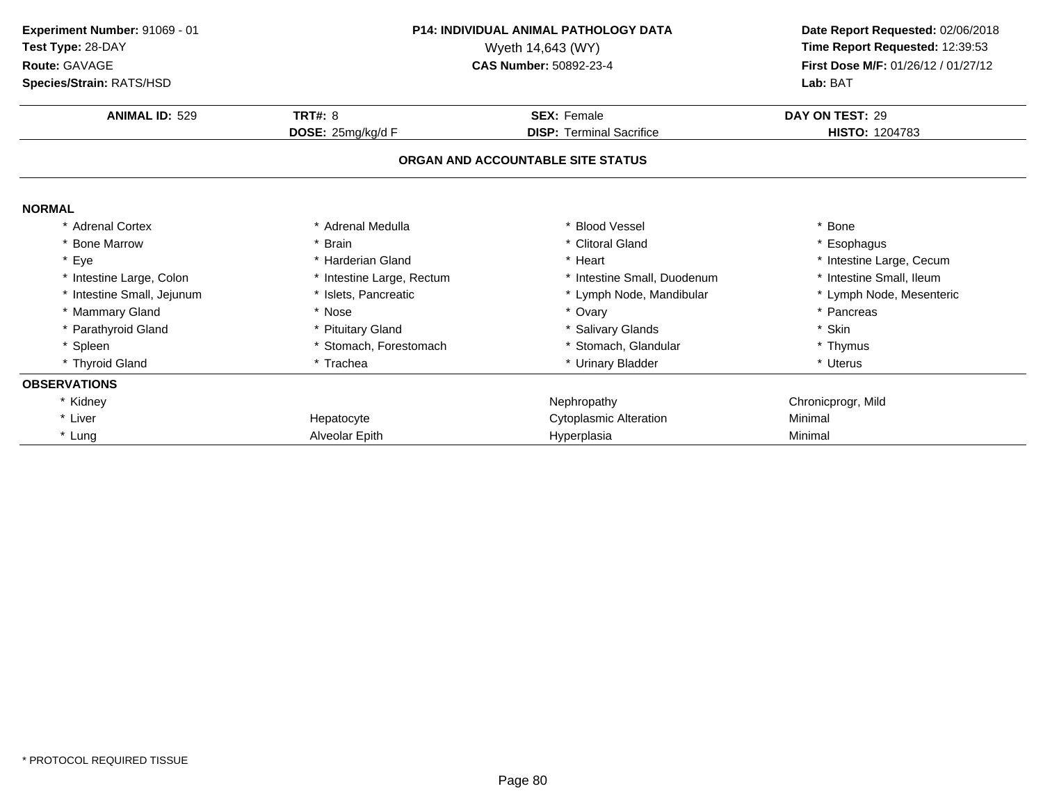**Experiment Number:** 91069 - 01
**Test Type:** 28-DAY
**Route:** GAVAGE
**Species/Strain:** RATS/HSD

**P14: INDIVIDUAL ANIMAL PATHOLOGY DATA**
Wyeth 14,643 (WY)
**CAS Number:** 50892-23-4

**Date Report Requested:** 02/06/2018
**Time Report Requested:** 12:39:53
**First Dose M/F:** 01/26/12 / 01/27/12
**Lab:** BAT

| **ANIMAL ID:** 529 | **TRT#:** 8 | **SEX:** Female | **DAY ON TEST:** 29 |
|---|---|---|---|
| | **DOSE:** 25mg/kg/d F | **DISP:** Terminal Sacrifice | **HISTO:** 1204783 |

## ORGAN AND ACCOUNTABLE SITE STATUS

**NORMAL**

| | | | |
|---|---|---|---|
| * Adrenal Cortex | * Adrenal Medulla | * Blood Vessel | * Bone |
| * Bone Marrow | * Brain | * Clitoral Gland | * Esophagus |
| * Eye | * Harderian Gland | * Heart | * Intestine Large, Cecum |
| * Intestine Large, Colon | * Intestine Large, Rectum | * Intestine Small, Duodenum | * Intestine Small, Ileum |
| * Intestine Small, Jejunum | * Islets, Pancreatic | * Lymph Node, Mandibular | * Lymph Node, Mesenteric |
| * Mammary Gland | * Nose | * Ovary | * Pancreas |
| * Parathyroid Gland | * Pituitary Gland | * Salivary Glands | * Skin |
| * Spleen | * Stomach, Forestomach | * Stomach, Glandular | * Thymus |
| * Thyroid Gland | * Trachea | * Urinary Bladder | * Uterus |

**OBSERVATIONS**

| | | | |
|---|---|---|---|
| * Kidney | | Nephropathy | Chronicprogr, Mild |
| * Liver | Hepatocyte | Cytoplasmic Alteration | Minimal |
| * Lung | Alveolar Epith | Hyperplasia | Minimal |

* PROTOCOL REQUIRED TISSUE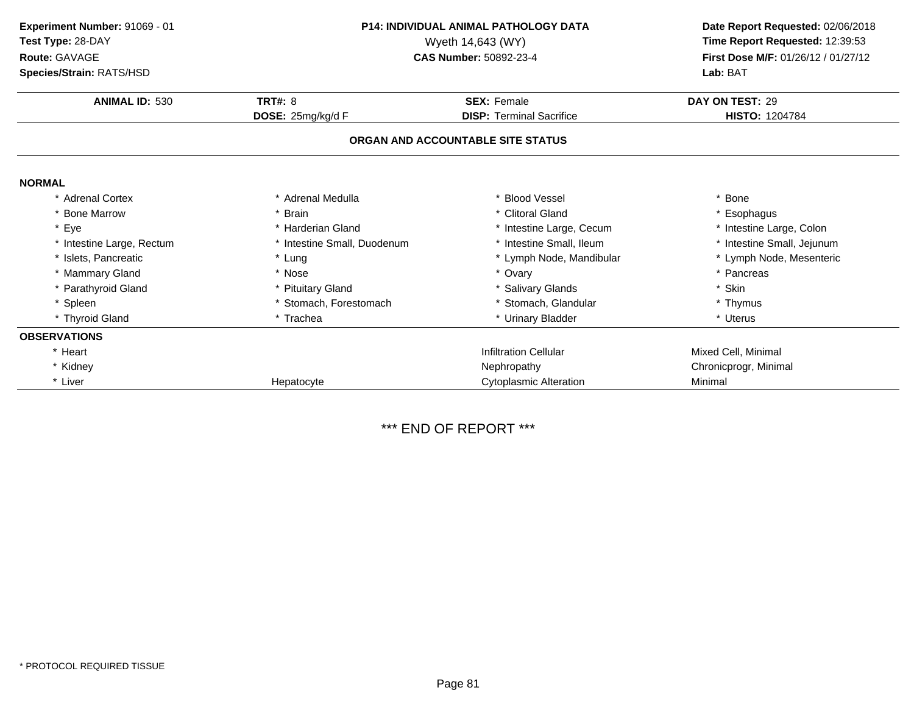**Experiment Number:** 91069 - 01
**Test Type:** 28-DAY
**Route:** GAVAGE
**Species/Strain:** RATS/HSD

**P14: INDIVIDUAL ANIMAL PATHOLOGY DATA**
Wyeth 14,643 (WY)
**CAS Number:** 50892-23-4

**Date Report Requested:** 02/06/2018
**Time Report Requested:** 12:39:53
**First Dose M/F:** 01/26/12 / 01/27/12
**Lab:** BAT

| | | | |
|---|---|---|---|
| **ANIMAL ID:** 530 | **TRT#:** 8 | **SEX:** Female | **DAY ON TEST:** 29 |
| | **DOSE:** 25mg/kg/d F | **DISP:** Terminal Sacrifice | **HISTO:** 1204784 |

## ORGAN AND ACCOUNTABLE SITE STATUS

**NORMAL**

| | | | |
|---|---|---|---|
| * Adrenal Cortex | * Adrenal Medulla | * Blood Vessel | * Bone |
| * Bone Marrow | * Brain | * Clitoral Gland | * Esophagus |
| * Eye | * Harderian Gland | * Intestine Large, Cecum | * Intestine Large, Colon |
| * Intestine Large, Rectum | * Intestine Small, Duodenum | * Intestine Small, Ileum | * Intestine Small, Jejunum |
| * Islets, Pancreatic | * Lung | * Lymph Node, Mandibular | * Lymph Node, Mesenteric |
| * Mammary Gland | * Nose | * Ovary | * Pancreas |
| * Parathyroid Gland | * Pituitary Gland | * Salivary Glands | * Skin |
| * Spleen | * Stomach, Forestomach | * Stomach, Glandular | * Thymus |
| * Thyroid Gland | * Trachea | * Urinary Bladder | * Uterus |

**OBSERVATIONS**

| | | | |
|---|---|---|---|
| * Heart | | Infiltration Cellular | Mixed Cell, Minimal |
| * Kidney | | Nephropathy | Chronicprogr, Minimal |
| * Liver | Hepatocyte | Cytoplasmic Alteration | Minimal |

*** END OF REPORT ***

* PROTOCOL REQUIRED TISSUE